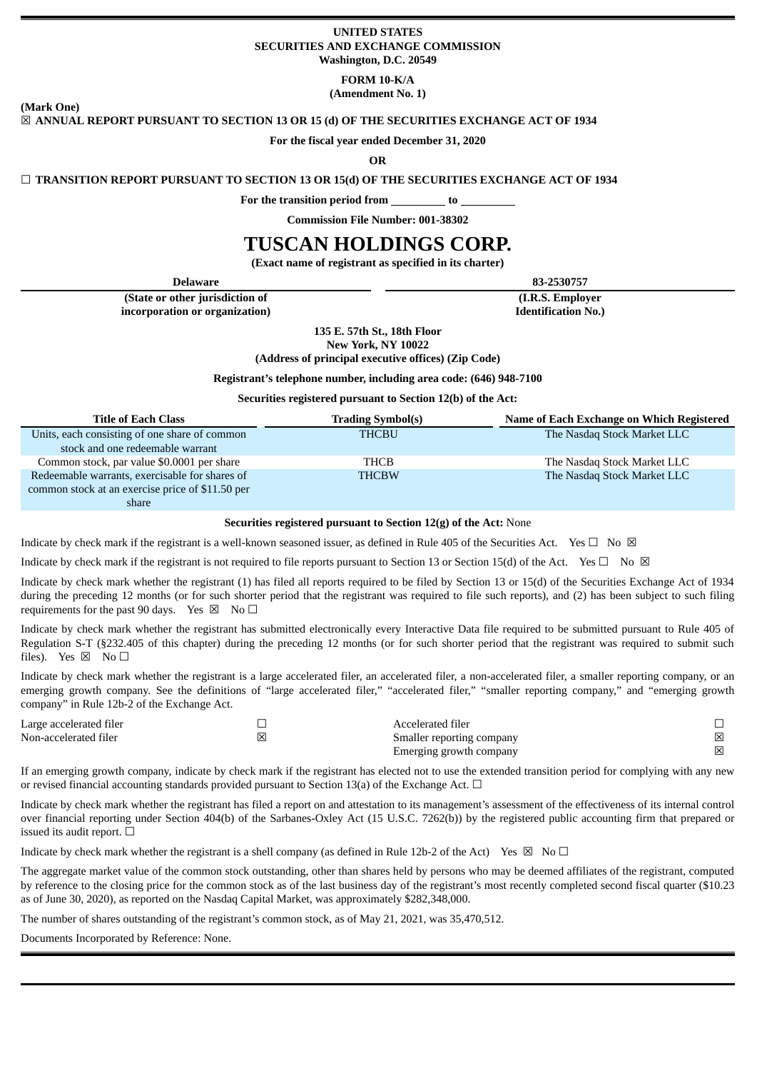**UNITED STATES**
**SECURITIES AND EXCHANGE COMMISSION**
**Washington, D.C. 20549**

**FORM 10-K/A**
**(Amendment No. 1)**

**(Mark One)**

☒ **ANNUAL REPORT PURSUANT TO SECTION 13 OR 15 (d) OF THE SECURITIES EXCHANGE ACT OF 1934**

**For the fiscal year ended December 31, 2020**

**OR**

☐ **TRANSITION REPORT PURSUANT TO SECTION 13 OR 15(d) OF THE SECURITIES EXCHANGE ACT OF 1934**

**For the transition period from \_\_\_\_\_\_\_\_\_ to \_\_\_\_\_\_\_\_\_**

**Commission File Number: 001-38302**

# TUSCAN HOLDINGS CORP.

**(Exact name of registrant as specified in its charter)**

| Delaware | 83-2530757 |
|---|---|
| (State or other jurisdiction of incorporation or organization) | (I.R.S. Employer Identification No.) |

**135 E. 57th St., 18th Floor**
**New York, NY 10022**
**(Address of principal executive offices) (Zip Code)**

**Registrant's telephone number, including area code: (646) 948-7100**

**Securities registered pursuant to Section 12(b) of the Act:**

| Title of Each Class | Trading Symbol(s) | Name of Each Exchange on Which Registered |
|---|---|---|
| Units, each consisting of one share of common stock and one redeemable warrant | THCBU | The Nasdaq Stock Market LLC |
| Common stock, par value $0.0001 per share | THCB | The Nasdaq Stock Market LLC |
| Redeemable warrants, exercisable for shares of common stock at an exercise price of $11.50 per share | THCBW | The Nasdaq Stock Market LLC |

**Securities registered pursuant to Section 12(g) of the Act:** None

Indicate by check mark if the registrant is a well-known seasoned issuer, as defined in Rule 405 of the Securities Act. Yes ☐ No ☒

Indicate by check mark if the registrant is not required to file reports pursuant to Section 13 or Section 15(d) of the Act. Yes ☐ No ☒

Indicate by check mark whether the registrant (1) has filed all reports required to be filed by Section 13 or 15(d) of the Securities Exchange Act of 1934 during the preceding 12 months (or for such shorter period that the registrant was required to file such reports), and (2) has been subject to such filing requirements for the past 90 days. Yes ☒ No ☐

Indicate by check mark whether the registrant has submitted electronically every Interactive Data file required to be submitted pursuant to Rule 405 of Regulation S-T (§232.405 of this chapter) during the preceding 12 months (or for such shorter period that the registrant was required to submit such files). Yes ☒ No ☐

Indicate by check mark whether the registrant is a large accelerated filer, an accelerated filer, a non-accelerated filer, a smaller reporting company, or an emerging growth company. See the definitions of "large accelerated filer," "accelerated filer," "smaller reporting company," and "emerging growth company" in Rule 12b-2 of the Exchange Act.

| | | | |
|---|---|---|---|
| Large accelerated filer | ☐ | Accelerated filer | ☐ |
| Non-accelerated filer | ☒ | Smaller reporting company | ☒ |
| | | Emerging growth company | ☒ |

If an emerging growth company, indicate by check mark if the registrant has elected not to use the extended transition period for complying with any new or revised financial accounting standards provided pursuant to Section 13(a) of the Exchange Act. ☐

Indicate by check mark whether the registrant has filed a report on and attestation to its management's assessment of the effectiveness of its internal control over financial reporting under Section 404(b) of the Sarbanes-Oxley Act (15 U.S.C. 7262(b)) by the registered public accounting firm that prepared or issued its audit report. ☐

Indicate by check mark whether the registrant is a shell company (as defined in Rule 12b-2 of the Act) Yes ☒ No ☐

The aggregate market value of the common stock outstanding, other than shares held by persons who may be deemed affiliates of the registrant, computed by reference to the closing price for the common stock as of the last business day of the registrant's most recently completed second fiscal quarter ($10.23 as of June 30, 2020), as reported on the Nasdaq Capital Market, was approximately $282,348,000.

The number of shares outstanding of the registrant's common stock, as of May 21, 2021, was 35,470,512.

Documents Incorporated by Reference: None.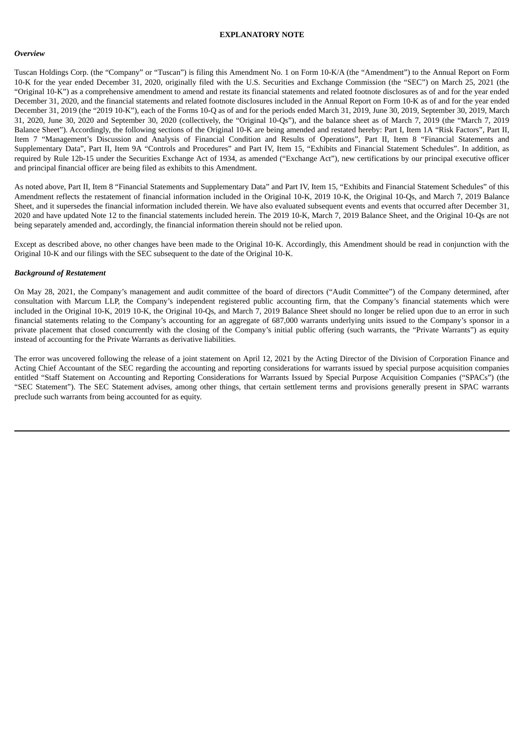# EXPLANATORY NOTE

***Overview***

Tuscan Holdings Corp. (the "Company" or "Tuscan") is filing this Amendment No. 1 on Form 10-K/A (the "Amendment") to the Annual Report on Form 10-K for the year ended December 31, 2020, originally filed with the U.S. Securities and Exchange Commission (the "SEC") on March 25, 2021 (the "Original 10-K") as a comprehensive amendment to amend and restate its financial statements and related footnote disclosures as of and for the year ended December 31, 2020, and the financial statements and related footnote disclosures included in the Annual Report on Form 10-K as of and for the year ended December 31, 2019 (the "2019 10-K"), each of the Forms 10-Q as of and for the periods ended March 31, 2019, June 30, 2019, September 30, 2019, March 31, 2020, June 30, 2020 and September 30, 2020 (collectively, the "Original 10-Qs"), and the balance sheet as of March 7, 2019 (the "March 7, 2019 Balance Sheet"). Accordingly, the following sections of the Original 10-K are being amended and restated hereby: Part I, Item 1A "Risk Factors", Part II, Item 7 "Management's Discussion and Analysis of Financial Condition and Results of Operations", Part II, Item 8 "Financial Statements and Supplementary Data", Part II, Item 9A "Controls and Procedures" and Part IV, Item 15, "Exhibits and Financial Statement Schedules". In addition, as required by Rule 12b-15 under the Securities Exchange Act of 1934, as amended ("Exchange Act"), new certifications by our principal executive officer and principal financial officer are being filed as exhibits to this Amendment.

As noted above, Part II, Item 8 "Financial Statements and Supplementary Data" and Part IV, Item 15, "Exhibits and Financial Statement Schedules" of this Amendment reflects the restatement of financial information included in the Original 10-K, 2019 10-K, the Original 10-Qs, and March 7, 2019 Balance Sheet, and it supersedes the financial information included therein. We have also evaluated subsequent events and events that occurred after December 31, 2020 and have updated Note 12 to the financial statements included herein. The 2019 10-K, March 7, 2019 Balance Sheet, and the Original 10-Qs are not being separately amended and, accordingly, the financial information therein should not be relied upon.

Except as described above, no other changes have been made to the Original 10-K. Accordingly, this Amendment should be read in conjunction with the Original 10-K and our filings with the SEC subsequent to the date of the Original 10-K.

***Background of Restatement***

On May 28, 2021, the Company's management and audit committee of the board of directors ("Audit Committee") of the Company determined, after consultation with Marcum LLP, the Company's independent registered public accounting firm, that the Company's financial statements which were included in the Original 10-K, 2019 10-K, the Original 10-Qs, and March 7, 2019 Balance Sheet should no longer be relied upon due to an error in such financial statements relating to the Company's accounting for an aggregate of 687,000 warrants underlying units issued to the Company's sponsor in a private placement that closed concurrently with the closing of the Company's initial public offering (such warrants, the "Private Warrants") as equity instead of accounting for the Private Warrants as derivative liabilities.

The error was uncovered following the release of a joint statement on April 12, 2021 by the Acting Director of the Division of Corporation Finance and Acting Chief Accountant of the SEC regarding the accounting and reporting considerations for warrants issued by special purpose acquisition companies entitled "Staff Statement on Accounting and Reporting Considerations for Warrants Issued by Special Purpose Acquisition Companies ("SPACs") (the "SEC Statement"). The SEC Statement advises, among other things, that certain settlement terms and provisions generally present in SPAC warrants preclude such warrants from being accounted for as equity.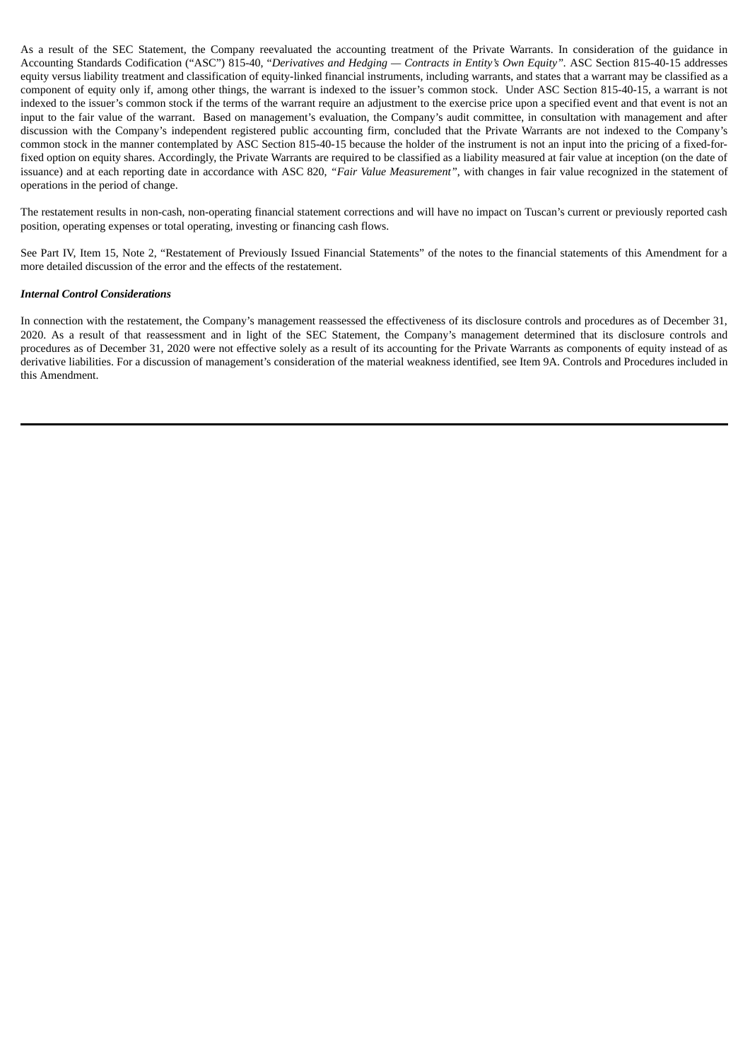As a result of the SEC Statement, the Company reevaluated the accounting treatment of the Private Warrants. In consideration of the guidance in Accounting Standards Codification ("ASC") 815-40, "*Derivatives and Hedging — Contracts in Entity's Own Equity*". ASC Section 815-40-15 addresses equity versus liability treatment and classification of equity-linked financial instruments, including warrants, and states that a warrant may be classified as a component of equity only if, among other things, the warrant is indexed to the issuer's common stock. Under ASC Section 815-40-15, a warrant is not indexed to the issuer's common stock if the terms of the warrant require an adjustment to the exercise price upon a specified event and that event is not an input to the fair value of the warrant. Based on management's evaluation, the Company's audit committee, in consultation with management and after discussion with the Company's independent registered public accounting firm, concluded that the Private Warrants are not indexed to the Company's common stock in the manner contemplated by ASC Section 815-40-15 because the holder of the instrument is not an input into the pricing of a fixed-for-fixed option on equity shares. Accordingly, the Private Warrants are required to be classified as a liability measured at fair value at inception (on the date of issuance) and at each reporting date in accordance with ASC 820, "*Fair Value Measurement*", with changes in fair value recognized in the statement of operations in the period of change.

The restatement results in non-cash, non-operating financial statement corrections and will have no impact on Tuscan's current or previously reported cash position, operating expenses or total operating, investing or financing cash flows.

See Part IV, Item 15, Note 2, "Restatement of Previously Issued Financial Statements" of the notes to the financial statements of this Amendment for a more detailed discussion of the error and the effects of the restatement.

***Internal Control Considerations***

In connection with the restatement, the Company's management reassessed the effectiveness of its disclosure controls and procedures as of December 31, 2020. As a result of that reassessment and in light of the SEC Statement, the Company's management determined that its disclosure controls and procedures as of December 31, 2020 were not effective solely as a result of its accounting for the Private Warrants as components of equity instead of as derivative liabilities. For a discussion of management's consideration of the material weakness identified, see Item 9A. Controls and Procedures included in this Amendment.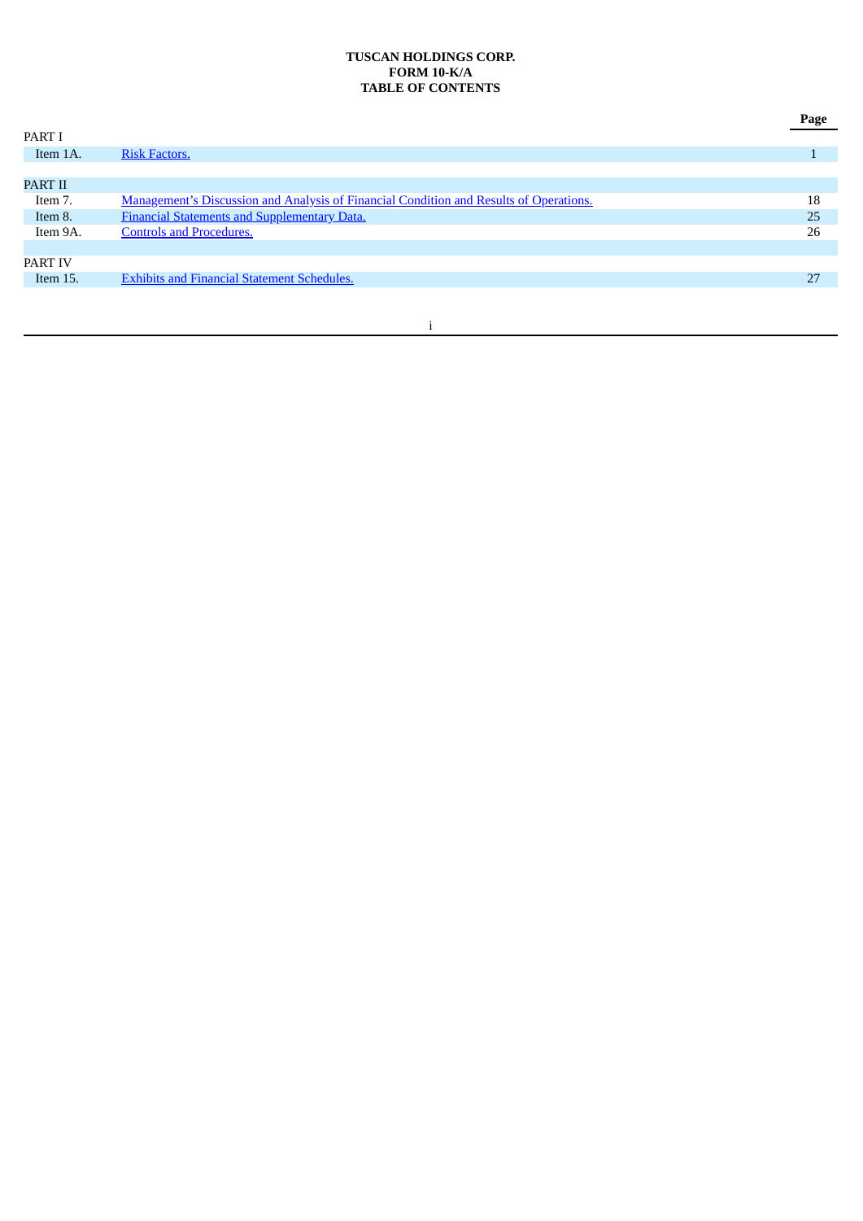**TUSCAN HOLDINGS CORP.**
**FORM 10-K/A**
**TABLE OF CONTENTS**

| | | Page |
|---|---|---|
| PART I | | |
| Item 1A. | Risk Factors. | 1 |
| | | |
| PART II | | |
| Item 7. | Management's Discussion and Analysis of Financial Condition and Results of Operations. | 18 |
| Item 8. | Financial Statements and Supplementary Data. | 25 |
| Item 9A. | Controls and Procedures. | 26 |
| | | |
| PART IV | | |
| Item 15. | Exhibits and Financial Statement Schedules. | 27 |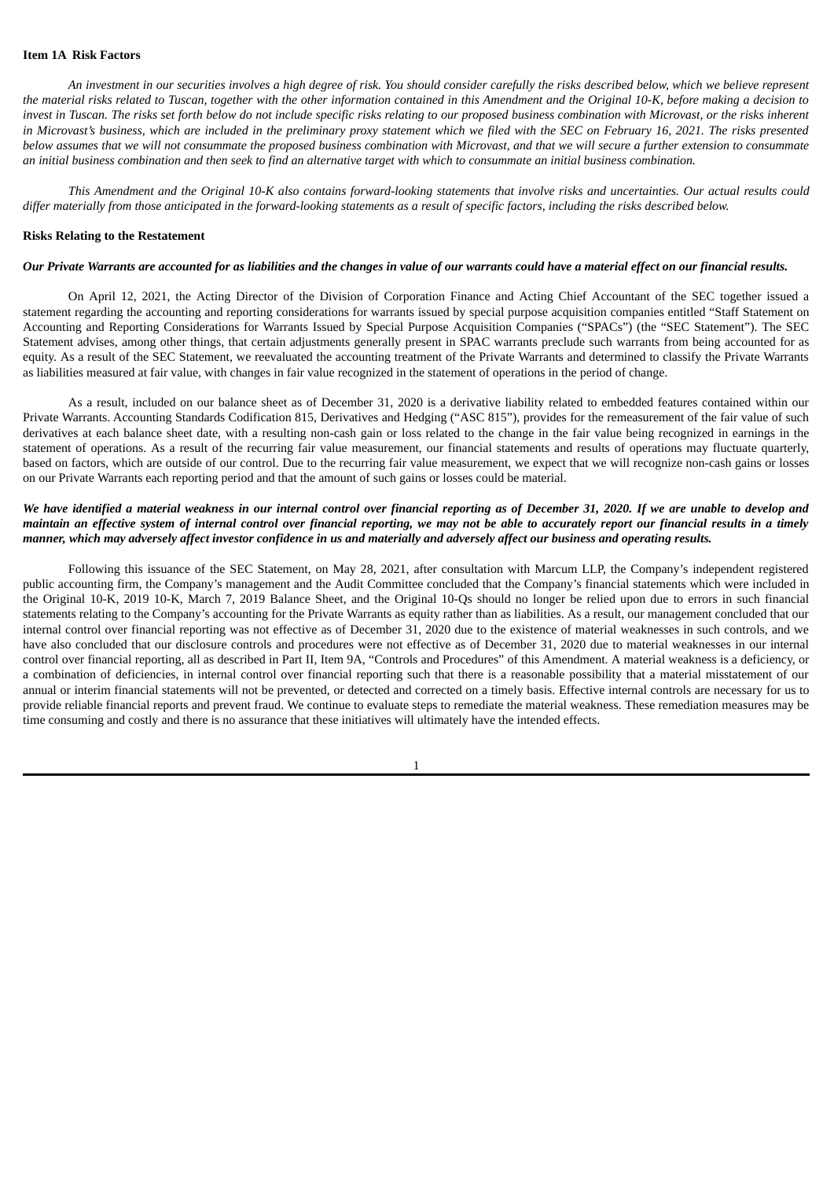## Item 1A Risk Factors

*An investment in our securities involves a high degree of risk. You should consider carefully the risks described below, which we believe represent the material risks related to Tuscan, together with the other information contained in this Amendment and the Original 10-K, before making a decision to invest in Tuscan. The risks set forth below do not include specific risks relating to our proposed business combination with Microvast, or the risks inherent in Microvast's business, which are included in the preliminary proxy statement which we filed with the SEC on February 16, 2021. The risks presented below assumes that we will not consummate the proposed business combination with Microvast, and that we will secure a further extension to consummate an initial business combination and then seek to find an alternative target with which to consummate an initial business combination.*

*This Amendment and the Original 10-K also contains forward-looking statements that involve risks and uncertainties. Our actual results could differ materially from those anticipated in the forward-looking statements as a result of specific factors, including the risks described below.*

### Risks Relating to the Restatement

***Our Private Warrants are accounted for as liabilities and the changes in value of our warrants could have a material effect on our financial results.***

On April 12, 2021, the Acting Director of the Division of Corporation Finance and Acting Chief Accountant of the SEC together issued a statement regarding the accounting and reporting considerations for warrants issued by special purpose acquisition companies entitled "Staff Statement on Accounting and Reporting Considerations for Warrants Issued by Special Purpose Acquisition Companies ("SPACs") (the "SEC Statement"). The SEC Statement advises, among other things, that certain adjustments generally present in SPAC warrants preclude such warrants from being accounted for as equity. As a result of the SEC Statement, we reevaluated the accounting treatment of the Private Warrants and determined to classify the Private Warrants as liabilities measured at fair value, with changes in fair value recognized in the statement of operations in the period of change.

As a result, included on our balance sheet as of December 31, 2020 is a derivative liability related to embedded features contained within our Private Warrants. Accounting Standards Codification 815, Derivatives and Hedging ("ASC 815"), provides for the remeasurement of the fair value of such derivatives at each balance sheet date, with a resulting non-cash gain or loss related to the change in the fair value being recognized in earnings in the statement of operations. As a result of the recurring fair value measurement, our financial statements and results of operations may fluctuate quarterly, based on factors, which are outside of our control. Due to the recurring fair value measurement, we expect that we will recognize non-cash gains or losses on our Private Warrants each reporting period and that the amount of such gains or losses could be material.

***We have identified a material weakness in our internal control over financial reporting as of December 31, 2020. If we are unable to develop and maintain an effective system of internal control over financial reporting, we may not be able to accurately report our financial results in a timely manner, which may adversely affect investor confidence in us and materially and adversely affect our business and operating results.***

Following this issuance of the SEC Statement, on May 28, 2021, after consultation with Marcum LLP, the Company's independent registered public accounting firm, the Company's management and the Audit Committee concluded that the Company's financial statements which were included in the Original 10-K, 2019 10-K, March 7, 2019 Balance Sheet, and the Original 10-Qs should no longer be relied upon due to errors in such financial statements relating to the Company's accounting for the Private Warrants as equity rather than as liabilities. As a result, our management concluded that our internal control over financial reporting was not effective as of December 31, 2020 due to the existence of material weaknesses in such controls, and we have also concluded that our disclosure controls and procedures were not effective as of December 31, 2020 due to material weaknesses in our internal control over financial reporting, all as described in Part II, Item 9A, "Controls and Procedures" of this Amendment. A material weakness is a deficiency, or a combination of deficiencies, in internal control over financial reporting such that there is a reasonable possibility that a material misstatement of our annual or interim financial statements will not be prevented, or detected and corrected on a timely basis. Effective internal controls are necessary for us to provide reliable financial reports and prevent fraud. We continue to evaluate steps to remediate the material weakness. These remediation measures may be time consuming and costly and there is no assurance that these initiatives will ultimately have the intended effects.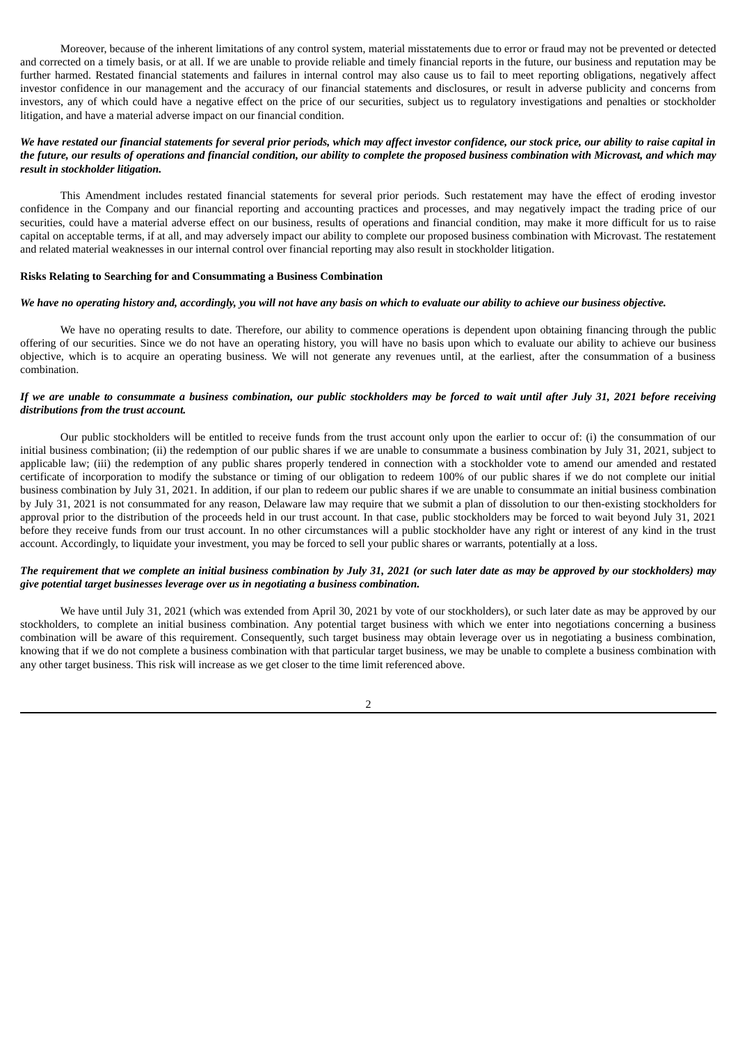Moreover, because of the inherent limitations of any control system, material misstatements due to error or fraud may not be prevented or detected and corrected on a timely basis, or at all. If we are unable to provide reliable and timely financial reports in the future, our business and reputation may be further harmed. Restated financial statements and failures in internal control may also cause us to fail to meet reporting obligations, negatively affect investor confidence in our management and the accuracy of our financial statements and disclosures, or result in adverse publicity and concerns from investors, any of which could have a negative effect on the price of our securities, subject us to regulatory investigations and penalties or stockholder litigation, and have a material adverse impact on our financial condition.

***We have restated our financial statements for several prior periods, which may affect investor confidence, our stock price, our ability to raise capital in the future, our results of operations and financial condition, our ability to complete the proposed business combination with Microvast, and which may result in stockholder litigation.***

This Amendment includes restated financial statements for several prior periods. Such restatement may have the effect of eroding investor confidence in the Company and our financial reporting and accounting practices and processes, and may negatively impact the trading price of our securities, could have a material adverse effect on our business, results of operations and financial condition, may make it more difficult for us to raise capital on acceptable terms, if at all, and may adversely impact our ability to complete our proposed business combination with Microvast. The restatement and related material weaknesses in our internal control over financial reporting may also result in stockholder litigation.

**Risks Relating to Searching for and Consummating a Business Combination**

***We have no operating history and, accordingly, you will not have any basis on which to evaluate our ability to achieve our business objective.***

We have no operating results to date. Therefore, our ability to commence operations is dependent upon obtaining financing through the public offering of our securities. Since we do not have an operating history, you will have no basis upon which to evaluate our ability to achieve our business objective, which is to acquire an operating business. We will not generate any revenues until, at the earliest, after the consummation of a business combination.

***If we are unable to consummate a business combination, our public stockholders may be forced to wait until after July 31, 2021 before receiving distributions from the trust account.***

Our public stockholders will be entitled to receive funds from the trust account only upon the earlier to occur of: (i) the consummation of our initial business combination; (ii) the redemption of our public shares if we are unable to consummate a business combination by July 31, 2021, subject to applicable law; (iii) the redemption of any public shares properly tendered in connection with a stockholder vote to amend our amended and restated certificate of incorporation to modify the substance or timing of our obligation to redeem 100% of our public shares if we do not complete our initial business combination by July 31, 2021. In addition, if our plan to redeem our public shares if we are unable to consummate an initial business combination by July 31, 2021 is not consummated for any reason, Delaware law may require that we submit a plan of dissolution to our then-existing stockholders for approval prior to the distribution of the proceeds held in our trust account. In that case, public stockholders may be forced to wait beyond July 31, 2021 before they receive funds from our trust account. In no other circumstances will a public stockholder have any right or interest of any kind in the trust account. Accordingly, to liquidate your investment, you may be forced to sell your public shares or warrants, potentially at a loss.

***The requirement that we complete an initial business combination by July 31, 2021 (or such later date as may be approved by our stockholders) may give potential target businesses leverage over us in negotiating a business combination.***

We have until July 31, 2021 (which was extended from April 30, 2021 by vote of our stockholders), or such later date as may be approved by our stockholders, to complete an initial business combination. Any potential target business with which we enter into negotiations concerning a business combination will be aware of this requirement. Consequently, such target business may obtain leverage over us in negotiating a business combination, knowing that if we do not complete a business combination with that particular target business, we may be unable to complete a business combination with any other target business. This risk will increase as we get closer to the time limit referenced above.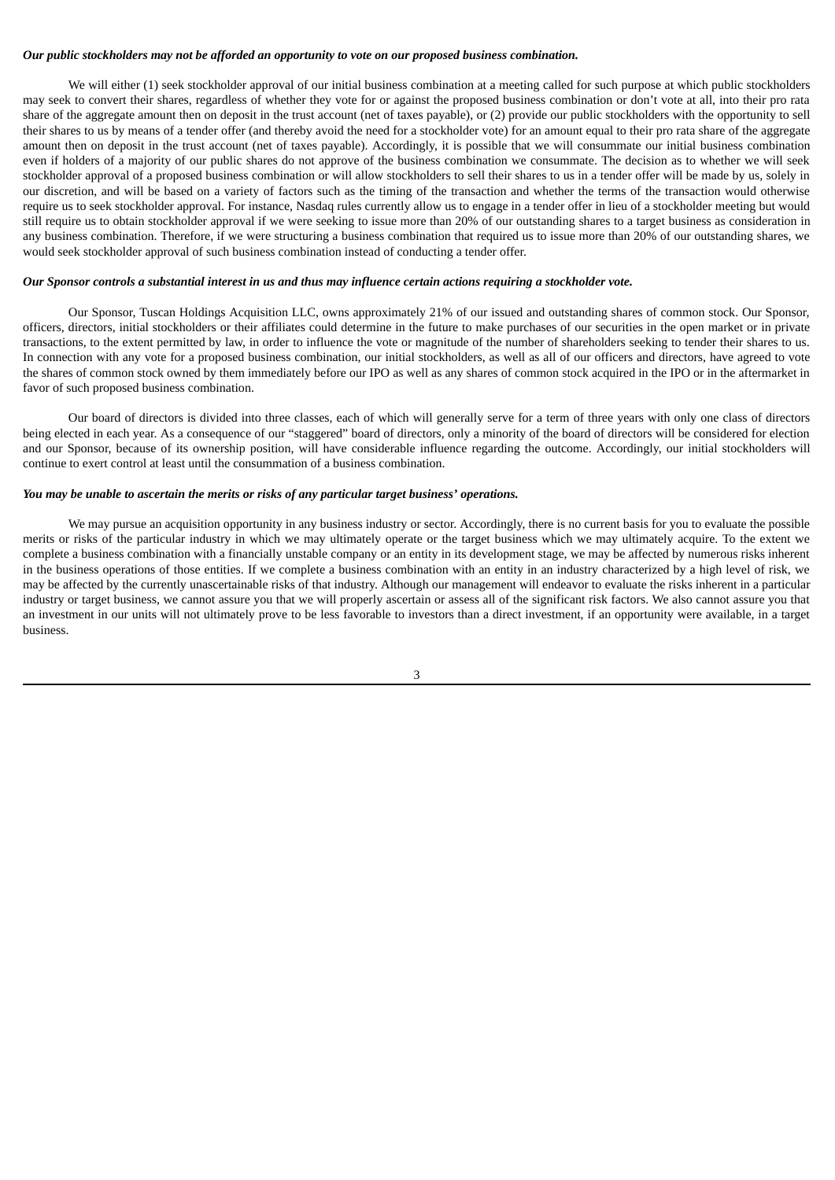***Our public stockholders may not be afforded an opportunity to vote on our proposed business combination.***

We will either (1) seek stockholder approval of our initial business combination at a meeting called for such purpose at which public stockholders may seek to convert their shares, regardless of whether they vote for or against the proposed business combination or don't vote at all, into their pro rata share of the aggregate amount then on deposit in the trust account (net of taxes payable), or (2) provide our public stockholders with the opportunity to sell their shares to us by means of a tender offer (and thereby avoid the need for a stockholder vote) for an amount equal to their pro rata share of the aggregate amount then on deposit in the trust account (net of taxes payable). Accordingly, it is possible that we will consummate our initial business combination even if holders of a majority of our public shares do not approve of the business combination we consummate. The decision as to whether we will seek stockholder approval of a proposed business combination or will allow stockholders to sell their shares to us in a tender offer will be made by us, solely in our discretion, and will be based on a variety of factors such as the timing of the transaction and whether the terms of the transaction would otherwise require us to seek stockholder approval. For instance, Nasdaq rules currently allow us to engage in a tender offer in lieu of a stockholder meeting but would still require us to obtain stockholder approval if we were seeking to issue more than 20% of our outstanding shares to a target business as consideration in any business combination. Therefore, if we were structuring a business combination that required us to issue more than 20% of our outstanding shares, we would seek stockholder approval of such business combination instead of conducting a tender offer.

***Our Sponsor controls a substantial interest in us and thus may influence certain actions requiring a stockholder vote.***

Our Sponsor, Tuscan Holdings Acquisition LLC, owns approximately 21% of our issued and outstanding shares of common stock. Our Sponsor, officers, directors, initial stockholders or their affiliates could determine in the future to make purchases of our securities in the open market or in private transactions, to the extent permitted by law, in order to influence the vote or magnitude of the number of shareholders seeking to tender their shares to us. In connection with any vote for a proposed business combination, our initial stockholders, as well as all of our officers and directors, have agreed to vote the shares of common stock owned by them immediately before our IPO as well as any shares of common stock acquired in the IPO or in the aftermarket in favor of such proposed business combination.

Our board of directors is divided into three classes, each of which will generally serve for a term of three years with only one class of directors being elected in each year. As a consequence of our "staggered" board of directors, only a minority of the board of directors will be considered for election and our Sponsor, because of its ownership position, will have considerable influence regarding the outcome. Accordingly, our initial stockholders will continue to exert control at least until the consummation of a business combination.

***You may be unable to ascertain the merits or risks of any particular target business' operations.***

We may pursue an acquisition opportunity in any business industry or sector. Accordingly, there is no current basis for you to evaluate the possible merits or risks of the particular industry in which we may ultimately operate or the target business which we may ultimately acquire. To the extent we complete a business combination with a financially unstable company or an entity in its development stage, we may be affected by numerous risks inherent in the business operations of those entities. If we complete a business combination with an entity in an industry characterized by a high level of risk, we may be affected by the currently unascertainable risks of that industry. Although our management will endeavor to evaluate the risks inherent in a particular industry or target business, we cannot assure you that we will properly ascertain or assess all of the significant risk factors. We also cannot assure you that an investment in our units will not ultimately prove to be less favorable to investors than a direct investment, if an opportunity were available, in a target business.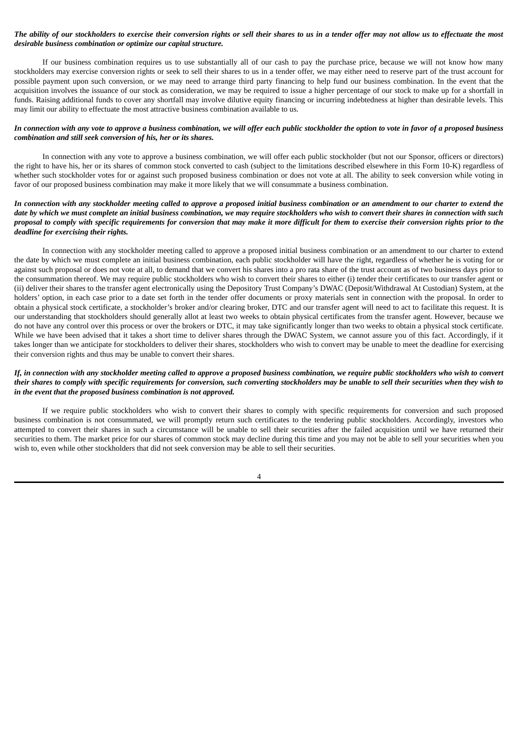***The ability of our stockholders to exercise their conversion rights or sell their shares to us in a tender offer may not allow us to effectuate the most desirable business combination or optimize our capital structure.***

If our business combination requires us to use substantially all of our cash to pay the purchase price, because we will not know how many stockholders may exercise conversion rights or seek to sell their shares to us in a tender offer, we may either need to reserve part of the trust account for possible payment upon such conversion, or we may need to arrange third party financing to help fund our business combination. In the event that the acquisition involves the issuance of our stock as consideration, we may be required to issue a higher percentage of our stock to make up for a shortfall in funds. Raising additional funds to cover any shortfall may involve dilutive equity financing or incurring indebtedness at higher than desirable levels. This may limit our ability to effectuate the most attractive business combination available to us.

***In connection with any vote to approve a business combination, we will offer each public stockholder the option to vote in favor of a proposed business combination and still seek conversion of his, her or its shares.***

In connection with any vote to approve a business combination, we will offer each public stockholder (but not our Sponsor, officers or directors) the right to have his, her or its shares of common stock converted to cash (subject to the limitations described elsewhere in this Form 10-K) regardless of whether such stockholder votes for or against such proposed business combination or does not vote at all. The ability to seek conversion while voting in favor of our proposed business combination may make it more likely that we will consummate a business combination.

***In connection with any stockholder meeting called to approve a proposed initial business combination or an amendment to our charter to extend the date by which we must complete an initial business combination, we may require stockholders who wish to convert their shares in connection with such proposal to comply with specific requirements for conversion that may make it more difficult for them to exercise their conversion rights prior to the deadline for exercising their rights.***

In connection with any stockholder meeting called to approve a proposed initial business combination or an amendment to our charter to extend the date by which we must complete an initial business combination, each public stockholder will have the right, regardless of whether he is voting for or against such proposal or does not vote at all, to demand that we convert his shares into a pro rata share of the trust account as of two business days prior to the consummation thereof. We may require public stockholders who wish to convert their shares to either (i) tender their certificates to our transfer agent or (ii) deliver their shares to the transfer agent electronically using the Depository Trust Company's DWAC (Deposit/Withdrawal At Custodian) System, at the holders' option, in each case prior to a date set forth in the tender offer documents or proxy materials sent in connection with the proposal. In order to obtain a physical stock certificate, a stockholder's broker and/or clearing broker, DTC and our transfer agent will need to act to facilitate this request. It is our understanding that stockholders should generally allot at least two weeks to obtain physical certificates from the transfer agent. However, because we do not have any control over this process or over the brokers or DTC, it may take significantly longer than two weeks to obtain a physical stock certificate. While we have been advised that it takes a short time to deliver shares through the DWAC System, we cannot assure you of this fact. Accordingly, if it takes longer than we anticipate for stockholders to deliver their shares, stockholders who wish to convert may be unable to meet the deadline for exercising their conversion rights and thus may be unable to convert their shares.

***If, in connection with any stockholder meeting called to approve a proposed business combination, we require public stockholders who wish to convert their shares to comply with specific requirements for conversion, such converting stockholders may be unable to sell their securities when they wish to in the event that the proposed business combination is not approved.***

If we require public stockholders who wish to convert their shares to comply with specific requirements for conversion and such proposed business combination is not consummated, we will promptly return such certificates to the tendering public stockholders. Accordingly, investors who attempted to convert their shares in such a circumstance will be unable to sell their securities after the failed acquisition until we have returned their securities to them. The market price for our shares of common stock may decline during this time and you may not be able to sell your securities when you wish to, even while other stockholders that did not seek conversion may be able to sell their securities.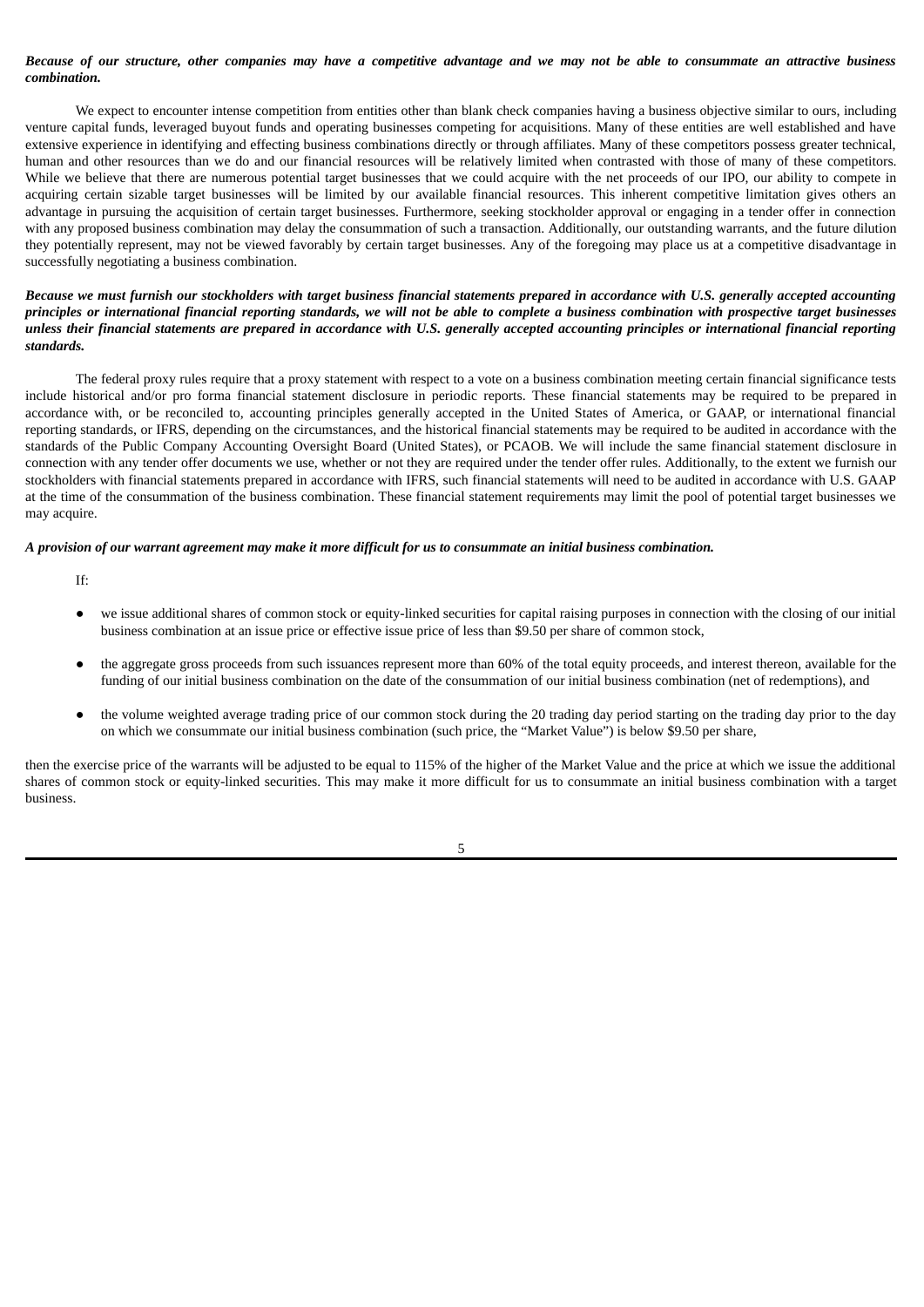***Because of our structure, other companies may have a competitive advantage and we may not be able to consummate an attractive business combination.***

We expect to encounter intense competition from entities other than blank check companies having a business objective similar to ours, including venture capital funds, leveraged buyout funds and operating businesses competing for acquisitions. Many of these entities are well established and have extensive experience in identifying and effecting business combinations directly or through affiliates. Many of these competitors possess greater technical, human and other resources than we do and our financial resources will be relatively limited when contrasted with those of many of these competitors. While we believe that there are numerous potential target businesses that we could acquire with the net proceeds of our IPO, our ability to compete in acquiring certain sizable target businesses will be limited by our available financial resources. This inherent competitive limitation gives others an advantage in pursuing the acquisition of certain target businesses. Furthermore, seeking stockholder approval or engaging in a tender offer in connection with any proposed business combination may delay the consummation of such a transaction. Additionally, our outstanding warrants, and the future dilution they potentially represent, may not be viewed favorably by certain target businesses. Any of the foregoing may place us at a competitive disadvantage in successfully negotiating a business combination.

***Because we must furnish our stockholders with target business financial statements prepared in accordance with U.S. generally accepted accounting principles or international financial reporting standards, we will not be able to complete a business combination with prospective target businesses unless their financial statements are prepared in accordance with U.S. generally accepted accounting principles or international financial reporting standards.***

The federal proxy rules require that a proxy statement with respect to a vote on a business combination meeting certain financial significance tests include historical and/or pro forma financial statement disclosure in periodic reports. These financial statements may be required to be prepared in accordance with, or be reconciled to, accounting principles generally accepted in the United States of America, or GAAP, or international financial reporting standards, or IFRS, depending on the circumstances, and the historical financial statements may be required to be audited in accordance with the standards of the Public Company Accounting Oversight Board (United States), or PCAOB. We will include the same financial statement disclosure in connection with any tender offer documents we use, whether or not they are required under the tender offer rules. Additionally, to the extent we furnish our stockholders with financial statements prepared in accordance with IFRS, such financial statements will need to be audited in accordance with U.S. GAAP at the time of the consummation of the business combination. These financial statement requirements may limit the pool of potential target businesses we may acquire.

***A provision of our warrant agreement may make it more difficult for us to consummate an initial business combination.***

If:

- we issue additional shares of common stock or equity-linked securities for capital raising purposes in connection with the closing of our initial business combination at an issue price or effective issue price of less than $9.50 per share of common stock,
- the aggregate gross proceeds from such issuances represent more than 60% of the total equity proceeds, and interest thereon, available for the funding of our initial business combination on the date of the consummation of our initial business combination (net of redemptions), and
- the volume weighted average trading price of our common stock during the 20 trading day period starting on the trading day prior to the day on which we consummate our initial business combination (such price, the "Market Value") is below $9.50 per share,

then the exercise price of the warrants will be adjusted to be equal to 115% of the higher of the Market Value and the price at which we issue the additional shares of common stock or equity-linked securities. This may make it more difficult for us to consummate an initial business combination with a target business.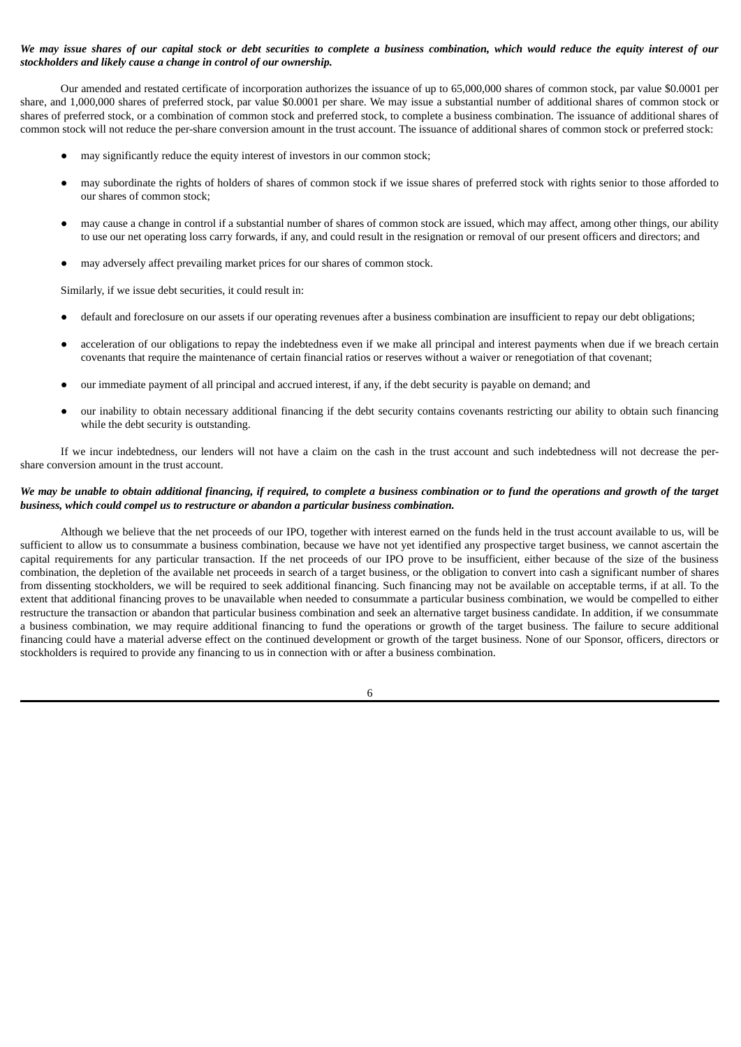***We may issue shares of our capital stock or debt securities to complete a business combination, which would reduce the equity interest of our stockholders and likely cause a change in control of our ownership.***

Our amended and restated certificate of incorporation authorizes the issuance of up to 65,000,000 shares of common stock, par value $0.0001 per share, and 1,000,000 shares of preferred stock, par value $0.0001 per share. We may issue a substantial number of additional shares of common stock or shares of preferred stock, or a combination of common stock and preferred stock, to complete a business combination. The issuance of additional shares of common stock will not reduce the per-share conversion amount in the trust account. The issuance of additional shares of common stock or preferred stock:

- may significantly reduce the equity interest of investors in our common stock;
- may subordinate the rights of holders of shares of common stock if we issue shares of preferred stock with rights senior to those afforded to our shares of common stock;
- may cause a change in control if a substantial number of shares of common stock are issued, which may affect, among other things, our ability to use our net operating loss carry forwards, if any, and could result in the resignation or removal of our present officers and directors; and
- may adversely affect prevailing market prices for our shares of common stock.

Similarly, if we issue debt securities, it could result in:

- default and foreclosure on our assets if our operating revenues after a business combination are insufficient to repay our debt obligations;
- acceleration of our obligations to repay the indebtedness even if we make all principal and interest payments when due if we breach certain covenants that require the maintenance of certain financial ratios or reserves without a waiver or renegotiation of that covenant;
- our immediate payment of all principal and accrued interest, if any, if the debt security is payable on demand; and
- our inability to obtain necessary additional financing if the debt security contains covenants restricting our ability to obtain such financing while the debt security is outstanding.

If we incur indebtedness, our lenders will not have a claim on the cash in the trust account and such indebtedness will not decrease the per-share conversion amount in the trust account.

***We may be unable to obtain additional financing, if required, to complete a business combination or to fund the operations and growth of the target business, which could compel us to restructure or abandon a particular business combination.***

Although we believe that the net proceeds of our IPO, together with interest earned on the funds held in the trust account available to us, will be sufficient to allow us to consummate a business combination, because we have not yet identified any prospective target business, we cannot ascertain the capital requirements for any particular transaction. If the net proceeds of our IPO prove to be insufficient, either because of the size of the business combination, the depletion of the available net proceeds in search of a target business, or the obligation to convert into cash a significant number of shares from dissenting stockholders, we will be required to seek additional financing. Such financing may not be available on acceptable terms, if at all. To the extent that additional financing proves to be unavailable when needed to consummate a particular business combination, we would be compelled to either restructure the transaction or abandon that particular business combination and seek an alternative target business candidate. In addition, if we consummate a business combination, we may require additional financing to fund the operations or growth of the target business. The failure to secure additional financing could have a material adverse effect on the continued development or growth of the target business. None of our Sponsor, officers, directors or stockholders is required to provide any financing to us in connection with or after a business combination.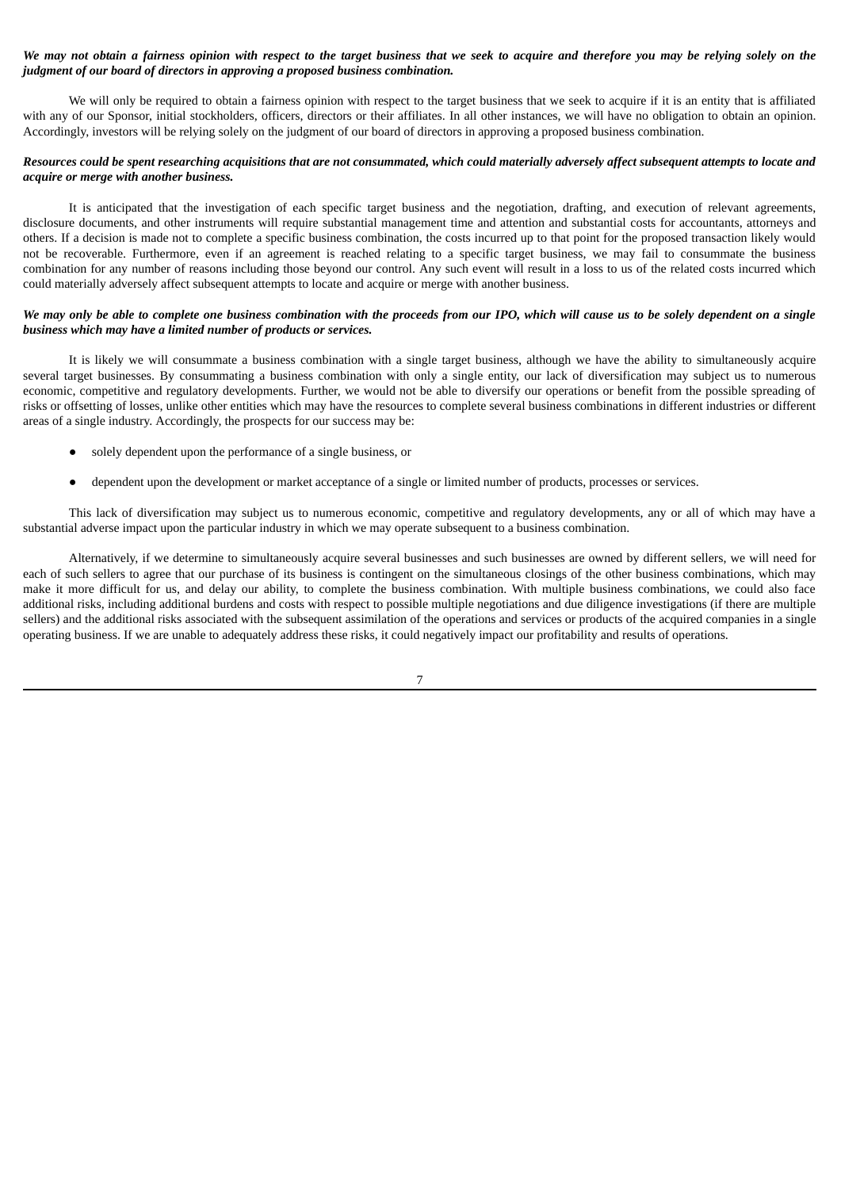***We may not obtain a fairness opinion with respect to the target business that we seek to acquire and therefore you may be relying solely on the judgment of our board of directors in approving a proposed business combination.***

We will only be required to obtain a fairness opinion with respect to the target business that we seek to acquire if it is an entity that is affiliated with any of our Sponsor, initial stockholders, officers, directors or their affiliates. In all other instances, we will have no obligation to obtain an opinion. Accordingly, investors will be relying solely on the judgment of our board of directors in approving a proposed business combination.

***Resources could be spent researching acquisitions that are not consummated, which could materially adversely affect subsequent attempts to locate and acquire or merge with another business.***

It is anticipated that the investigation of each specific target business and the negotiation, drafting, and execution of relevant agreements, disclosure documents, and other instruments will require substantial management time and attention and substantial costs for accountants, attorneys and others. If a decision is made not to complete a specific business combination, the costs incurred up to that point for the proposed transaction likely would not be recoverable. Furthermore, even if an agreement is reached relating to a specific target business, we may fail to consummate the business combination for any number of reasons including those beyond our control. Any such event will result in a loss to us of the related costs incurred which could materially adversely affect subsequent attempts to locate and acquire or merge with another business.

***We may only be able to complete one business combination with the proceeds from our IPO, which will cause us to be solely dependent on a single business which may have a limited number of products or services.***

It is likely we will consummate a business combination with a single target business, although we have the ability to simultaneously acquire several target businesses. By consummating a business combination with only a single entity, our lack of diversification may subject us to numerous economic, competitive and regulatory developments. Further, we would not be able to diversify our operations or benefit from the possible spreading of risks or offsetting of losses, unlike other entities which may have the resources to complete several business combinations in different industries or different areas of a single industry. Accordingly, the prospects for our success may be:

- solely dependent upon the performance of a single business, or
- dependent upon the development or market acceptance of a single or limited number of products, processes or services.

This lack of diversification may subject us to numerous economic, competitive and regulatory developments, any or all of which may have a substantial adverse impact upon the particular industry in which we may operate subsequent to a business combination.

Alternatively, if we determine to simultaneously acquire several businesses and such businesses are owned by different sellers, we will need for each of such sellers to agree that our purchase of its business is contingent on the simultaneous closings of the other business combinations, which may make it more difficult for us, and delay our ability, to complete the business combination. With multiple business combinations, we could also face additional risks, including additional burdens and costs with respect to possible multiple negotiations and due diligence investigations (if there are multiple sellers) and the additional risks associated with the subsequent assimilation of the operations and services or products of the acquired companies in a single operating business. If we are unable to adequately address these risks, it could negatively impact our profitability and results of operations.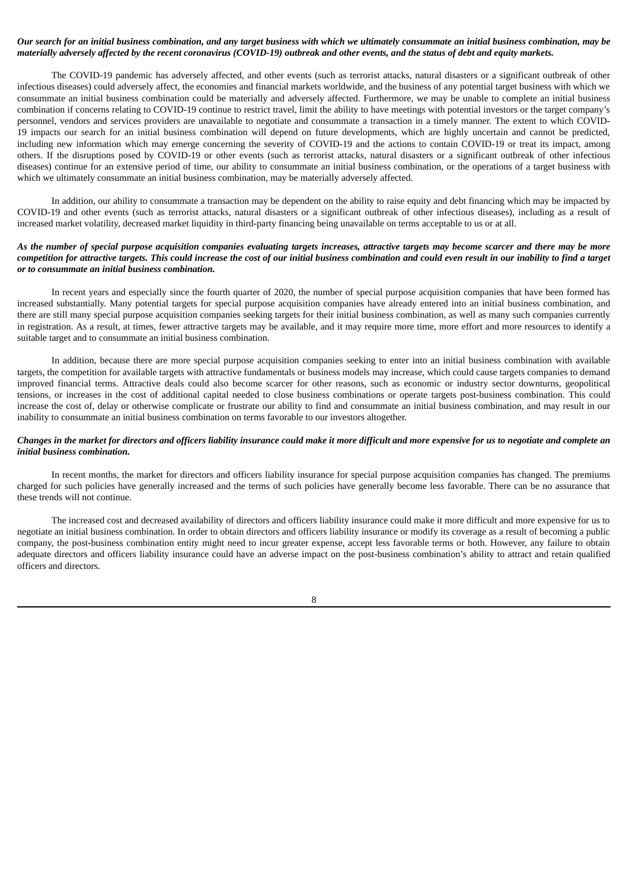***Our search for an initial business combination, and any target business with which we ultimately consummate an initial business combination, may be materially adversely affected by the recent coronavirus (COVID-19) outbreak and other events, and the status of debt and equity markets.***

The COVID-19 pandemic has adversely affected, and other events (such as terrorist attacks, natural disasters or a significant outbreak of other infectious diseases) could adversely affect, the economies and financial markets worldwide, and the business of any potential target business with which we consummate an initial business combination could be materially and adversely affected. Furthermore, we may be unable to complete an initial business combination if concerns relating to COVID-19 continue to restrict travel, limit the ability to have meetings with potential investors or the target company's personnel, vendors and services providers are unavailable to negotiate and consummate a transaction in a timely manner. The extent to which COVID-19 impacts our search for an initial business combination will depend on future developments, which are highly uncertain and cannot be predicted, including new information which may emerge concerning the severity of COVID-19 and the actions to contain COVID-19 or treat its impact, among others. If the disruptions posed by COVID-19 or other events (such as terrorist attacks, natural disasters or a significant outbreak of other infectious diseases) continue for an extensive period of time, our ability to consummate an initial business combination, or the operations of a target business with which we ultimately consummate an initial business combination, may be materially adversely affected.

In addition, our ability to consummate a transaction may be dependent on the ability to raise equity and debt financing which may be impacted by COVID-19 and other events (such as terrorist attacks, natural disasters or a significant outbreak of other infectious diseases), including as a result of increased market volatility, decreased market liquidity in third-party financing being unavailable on terms acceptable to us or at all.

***As the number of special purpose acquisition companies evaluating targets increases, attractive targets may become scarcer and there may be more competition for attractive targets. This could increase the cost of our initial business combination and could even result in our inability to find a target or to consummate an initial business combination.***

In recent years and especially since the fourth quarter of 2020, the number of special purpose acquisition companies that have been formed has increased substantially. Many potential targets for special purpose acquisition companies have already entered into an initial business combination, and there are still many special purpose acquisition companies seeking targets for their initial business combination, as well as many such companies currently in registration. As a result, at times, fewer attractive targets may be available, and it may require more time, more effort and more resources to identify a suitable target and to consummate an initial business combination.

In addition, because there are more special purpose acquisition companies seeking to enter into an initial business combination with available targets, the competition for available targets with attractive fundamentals or business models may increase, which could cause targets companies to demand improved financial terms. Attractive deals could also become scarcer for other reasons, such as economic or industry sector downturns, geopolitical tensions, or increases in the cost of additional capital needed to close business combinations or operate targets post-business combination. This could increase the cost of, delay or otherwise complicate or frustrate our ability to find and consummate an initial business combination, and may result in our inability to consummate an initial business combination on terms favorable to our investors altogether.

***Changes in the market for directors and officers liability insurance could make it more difficult and more expensive for us to negotiate and complete an initial business combination.***

In recent months, the market for directors and officers liability insurance for special purpose acquisition companies has changed. The premiums charged for such policies have generally increased and the terms of such policies have generally become less favorable. There can be no assurance that these trends will not continue.

The increased cost and decreased availability of directors and officers liability insurance could make it more difficult and more expensive for us to negotiate an initial business combination. In order to obtain directors and officers liability insurance or modify its coverage as a result of becoming a public company, the post-business combination entity might need to incur greater expense, accept less favorable terms or both. However, any failure to obtain adequate directors and officers liability insurance could have an adverse impact on the post-business combination's ability to attract and retain qualified officers and directors.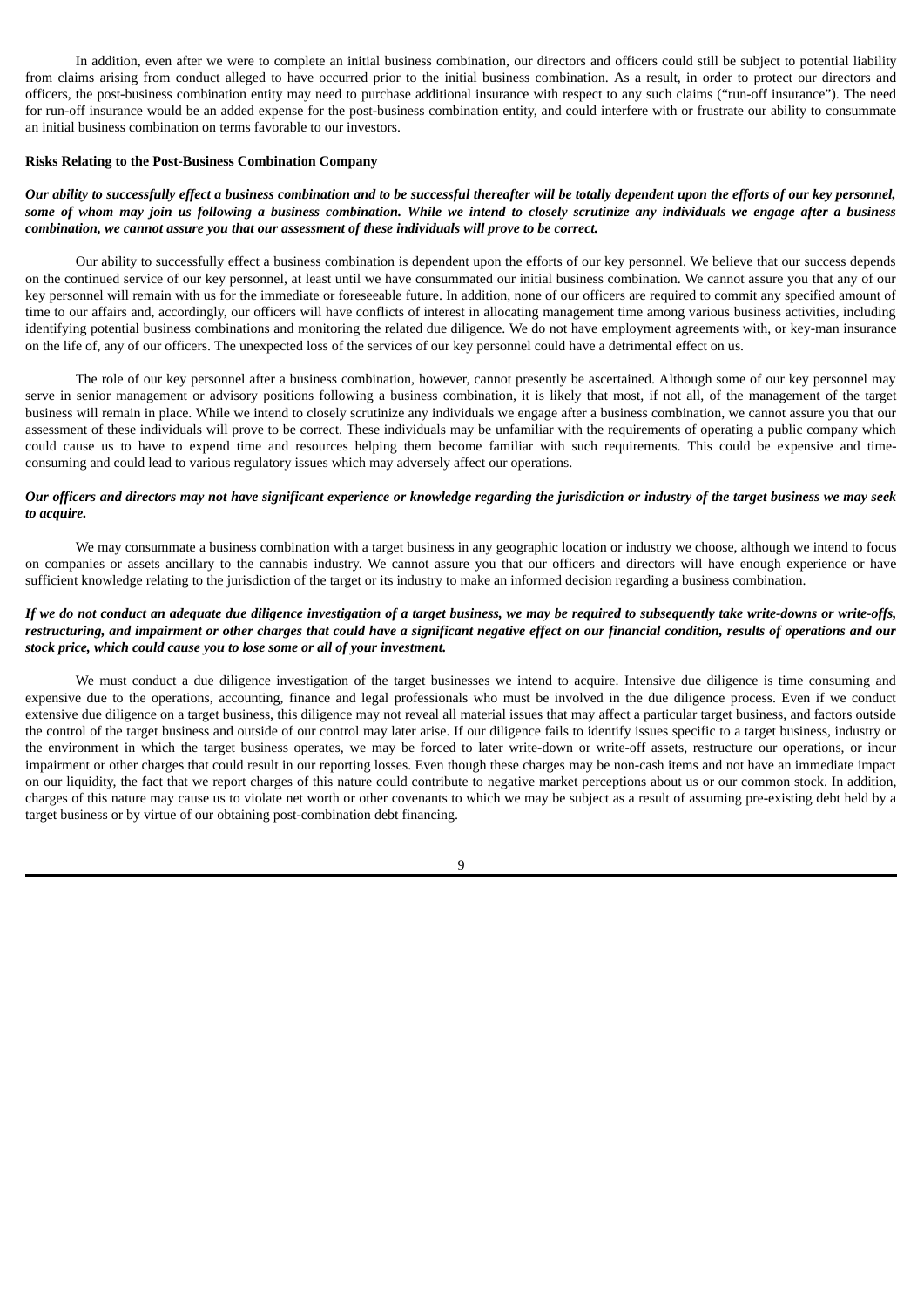In addition, even after we were to complete an initial business combination, our directors and officers could still be subject to potential liability from claims arising from conduct alleged to have occurred prior to the initial business combination. As a result, in order to protect our directors and officers, the post-business combination entity may need to purchase additional insurance with respect to any such claims ("run-off insurance"). The need for run-off insurance would be an added expense for the post-business combination entity, and could interfere with or frustrate our ability to consummate an initial business combination on terms favorable to our investors.

**Risks Relating to the Post-Business Combination Company**

***Our ability to successfully effect a business combination and to be successful thereafter will be totally dependent upon the efforts of our key personnel, some of whom may join us following a business combination. While we intend to closely scrutinize any individuals we engage after a business combination, we cannot assure you that our assessment of these individuals will prove to be correct.***

Our ability to successfully effect a business combination is dependent upon the efforts of our key personnel. We believe that our success depends on the continued service of our key personnel, at least until we have consummated our initial business combination. We cannot assure you that any of our key personnel will remain with us for the immediate or foreseeable future. In addition, none of our officers are required to commit any specified amount of time to our affairs and, accordingly, our officers will have conflicts of interest in allocating management time among various business activities, including identifying potential business combinations and monitoring the related due diligence. We do not have employment agreements with, or key-man insurance on the life of, any of our officers. The unexpected loss of the services of our key personnel could have a detrimental effect on us.

The role of our key personnel after a business combination, however, cannot presently be ascertained. Although some of our key personnel may serve in senior management or advisory positions following a business combination, it is likely that most, if not all, of the management of the target business will remain in place. While we intend to closely scrutinize any individuals we engage after a business combination, we cannot assure you that our assessment of these individuals will prove to be correct. These individuals may be unfamiliar with the requirements of operating a public company which could cause us to have to expend time and resources helping them become familiar with such requirements. This could be expensive and time-consuming and could lead to various regulatory issues which may adversely affect our operations.

***Our officers and directors may not have significant experience or knowledge regarding the jurisdiction or industry of the target business we may seek to acquire.***

We may consummate a business combination with a target business in any geographic location or industry we choose, although we intend to focus on companies or assets ancillary to the cannabis industry. We cannot assure you that our officers and directors will have enough experience or have sufficient knowledge relating to the jurisdiction of the target or its industry to make an informed decision regarding a business combination.

***If we do not conduct an adequate due diligence investigation of a target business, we may be required to subsequently take write-downs or write-offs, restructuring, and impairment or other charges that could have a significant negative effect on our financial condition, results of operations and our stock price, which could cause you to lose some or all of your investment.***

We must conduct a due diligence investigation of the target businesses we intend to acquire. Intensive due diligence is time consuming and expensive due to the operations, accounting, finance and legal professionals who must be involved in the due diligence process. Even if we conduct extensive due diligence on a target business, this diligence may not reveal all material issues that may affect a particular target business, and factors outside the control of the target business and outside of our control may later arise. If our diligence fails to identify issues specific to a target business, industry or the environment in which the target business operates, we may be forced to later write-down or write-off assets, restructure our operations, or incur impairment or other charges that could result in our reporting losses. Even though these charges may be non-cash items and not have an immediate impact on our liquidity, the fact that we report charges of this nature could contribute to negative market perceptions about us or our common stock. In addition, charges of this nature may cause us to violate net worth or other covenants to which we may be subject as a result of assuming pre-existing debt held by a target business or by virtue of our obtaining post-combination debt financing.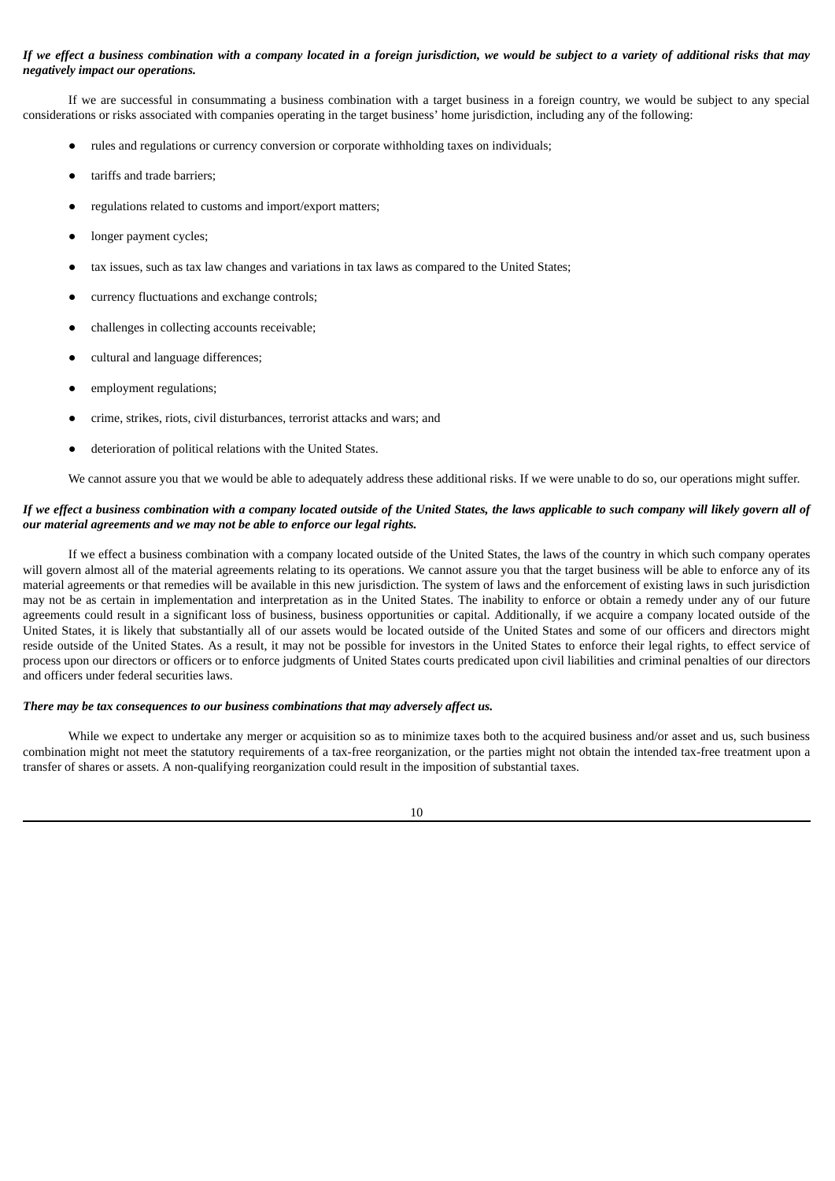***If we effect a business combination with a company located in a foreign jurisdiction, we would be subject to a variety of additional risks that may negatively impact our operations.***

If we are successful in consummating a business combination with a target business in a foreign country, we would be subject to any special considerations or risks associated with companies operating in the target business' home jurisdiction, including any of the following:

- rules and regulations or currency conversion or corporate withholding taxes on individuals;
- tariffs and trade barriers;
- regulations related to customs and import/export matters;
- longer payment cycles;
- tax issues, such as tax law changes and variations in tax laws as compared to the United States;
- currency fluctuations and exchange controls;
- challenges in collecting accounts receivable;
- cultural and language differences;
- employment regulations;
- crime, strikes, riots, civil disturbances, terrorist attacks and wars; and
- deterioration of political relations with the United States.

We cannot assure you that we would be able to adequately address these additional risks. If we were unable to do so, our operations might suffer.

***If we effect a business combination with a company located outside of the United States, the laws applicable to such company will likely govern all of our material agreements and we may not be able to enforce our legal rights.***

If we effect a business combination with a company located outside of the United States, the laws of the country in which such company operates will govern almost all of the material agreements relating to its operations. We cannot assure you that the target business will be able to enforce any of its material agreements or that remedies will be available in this new jurisdiction. The system of laws and the enforcement of existing laws in such jurisdiction may not be as certain in implementation and interpretation as in the United States. The inability to enforce or obtain a remedy under any of our future agreements could result in a significant loss of business, business opportunities or capital. Additionally, if we acquire a company located outside of the United States, it is likely that substantially all of our assets would be located outside of the United States and some of our officers and directors might reside outside of the United States. As a result, it may not be possible for investors in the United States to enforce their legal rights, to effect service of process upon our directors or officers or to enforce judgments of United States courts predicated upon civil liabilities and criminal penalties of our directors and officers under federal securities laws.

***There may be tax consequences to our business combinations that may adversely affect us.***

While we expect to undertake any merger or acquisition so as to minimize taxes both to the acquired business and/or asset and us, such business combination might not meet the statutory requirements of a tax-free reorganization, or the parties might not obtain the intended tax-free treatment upon a transfer of shares or assets. A non-qualifying reorganization could result in the imposition of substantial taxes.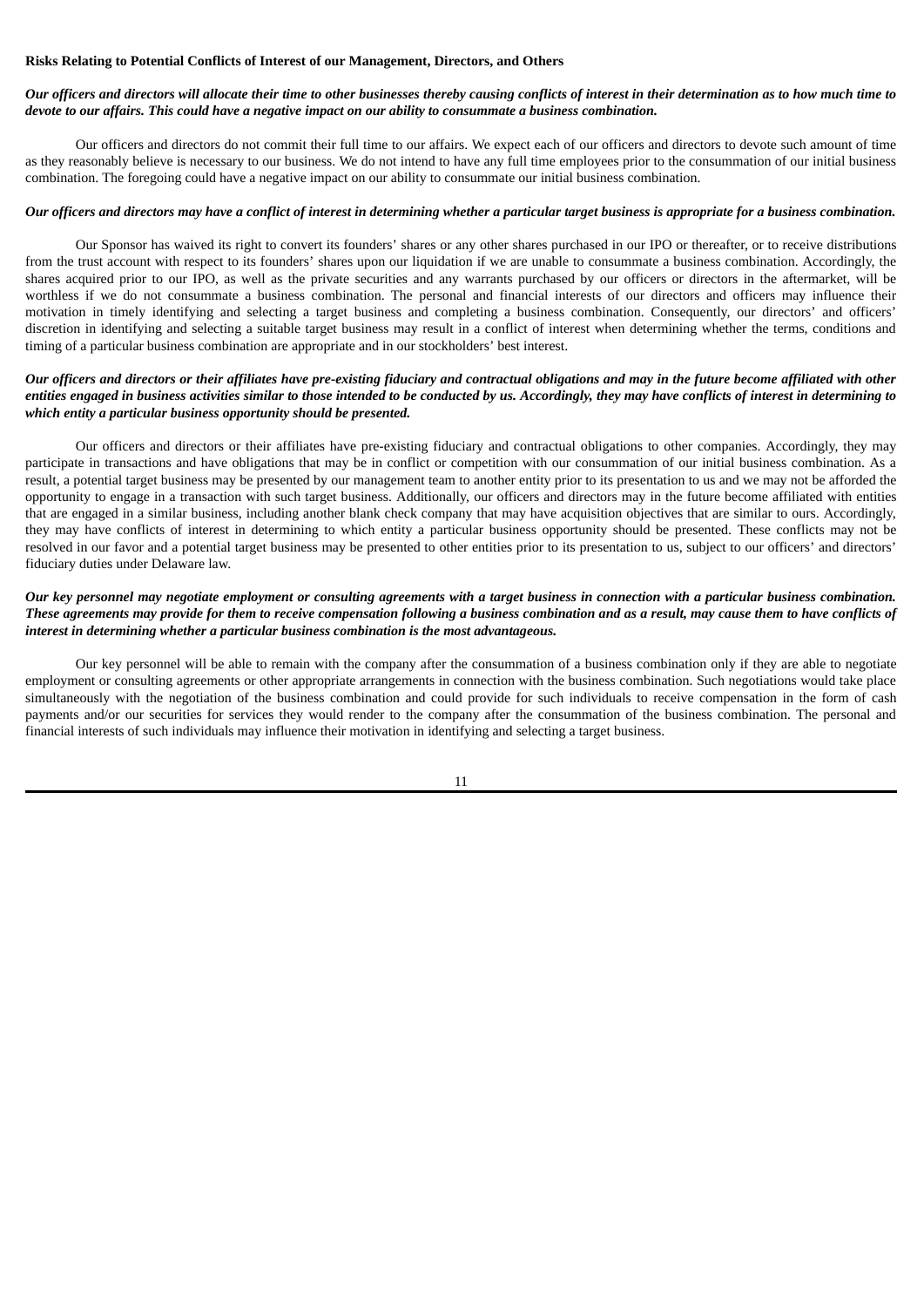**Risks Relating to Potential Conflicts of Interest of our Management, Directors, and Others**

***Our officers and directors will allocate their time to other businesses thereby causing conflicts of interest in their determination as to how much time to devote to our affairs. This could have a negative impact on our ability to consummate a business combination.***

Our officers and directors do not commit their full time to our affairs. We expect each of our officers and directors to devote such amount of time as they reasonably believe is necessary to our business. We do not intend to have any full time employees prior to the consummation of our initial business combination. The foregoing could have a negative impact on our ability to consummate our initial business combination.

***Our officers and directors may have a conflict of interest in determining whether a particular target business is appropriate for a business combination.***

Our Sponsor has waived its right to convert its founders' shares or any other shares purchased in our IPO or thereafter, or to receive distributions from the trust account with respect to its founders' shares upon our liquidation if we are unable to consummate a business combination. Accordingly, the shares acquired prior to our IPO, as well as the private securities and any warrants purchased by our officers or directors in the aftermarket, will be worthless if we do not consummate a business combination. The personal and financial interests of our directors and officers may influence their motivation in timely identifying and selecting a target business and completing a business combination. Consequently, our directors' and officers' discretion in identifying and selecting a suitable target business may result in a conflict of interest when determining whether the terms, conditions and timing of a particular business combination are appropriate and in our stockholders' best interest.

***Our officers and directors or their affiliates have pre-existing fiduciary and contractual obligations and may in the future become affiliated with other entities engaged in business activities similar to those intended to be conducted by us. Accordingly, they may have conflicts of interest in determining to which entity a particular business opportunity should be presented.***

Our officers and directors or their affiliates have pre-existing fiduciary and contractual obligations to other companies. Accordingly, they may participate in transactions and have obligations that may be in conflict or competition with our consummation of our initial business combination. As a result, a potential target business may be presented by our management team to another entity prior to its presentation to us and we may not be afforded the opportunity to engage in a transaction with such target business. Additionally, our officers and directors may in the future become affiliated with entities that are engaged in a similar business, including another blank check company that may have acquisition objectives that are similar to ours. Accordingly, they may have conflicts of interest in determining to which entity a particular business opportunity should be presented. These conflicts may not be resolved in our favor and a potential target business may be presented to other entities prior to its presentation to us, subject to our officers' and directors' fiduciary duties under Delaware law.

***Our key personnel may negotiate employment or consulting agreements with a target business in connection with a particular business combination. These agreements may provide for them to receive compensation following a business combination and as a result, may cause them to have conflicts of interest in determining whether a particular business combination is the most advantageous.***

Our key personnel will be able to remain with the company after the consummation of a business combination only if they are able to negotiate employment or consulting agreements or other appropriate arrangements in connection with the business combination. Such negotiations would take place simultaneously with the negotiation of the business combination and could provide for such individuals to receive compensation in the form of cash payments and/or our securities for services they would render to the company after the consummation of the business combination. The personal and financial interests of such individuals may influence their motivation in identifying and selecting a target business.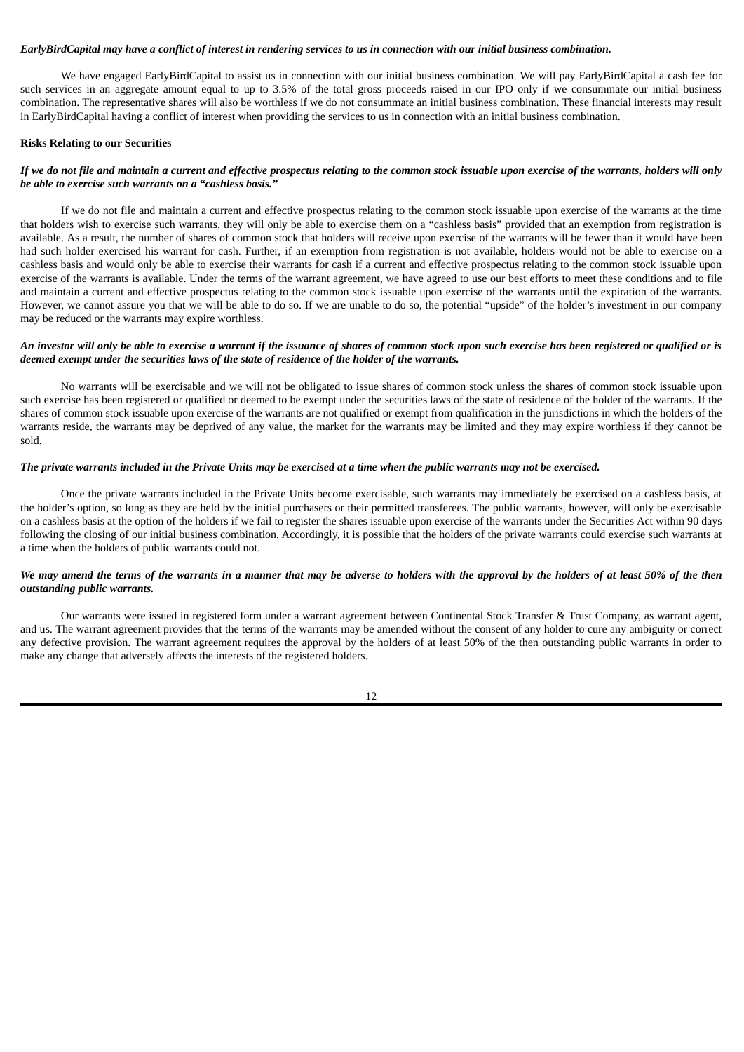***EarlyBirdCapital may have a conflict of interest in rendering services to us in connection with our initial business combination.***

We have engaged EarlyBirdCapital to assist us in connection with our initial business combination. We will pay EarlyBirdCapital a cash fee for such services in an aggregate amount equal to up to 3.5% of the total gross proceeds raised in our IPO only if we consummate our initial business combination. The representative shares will also be worthless if we do not consummate an initial business combination. These financial interests may result in EarlyBirdCapital having a conflict of interest when providing the services to us in connection with an initial business combination.

**Risks Relating to our Securities**

***If we do not file and maintain a current and effective prospectus relating to the common stock issuable upon exercise of the warrants, holders will only be able to exercise such warrants on a "cashless basis."***

If we do not file and maintain a current and effective prospectus relating to the common stock issuable upon exercise of the warrants at the time that holders wish to exercise such warrants, they will only be able to exercise them on a "cashless basis" provided that an exemption from registration is available. As a result, the number of shares of common stock that holders will receive upon exercise of the warrants will be fewer than it would have been had such holder exercised his warrant for cash. Further, if an exemption from registration is not available, holders would not be able to exercise on a cashless basis and would only be able to exercise their warrants for cash if a current and effective prospectus relating to the common stock issuable upon exercise of the warrants is available. Under the terms of the warrant agreement, we have agreed to use our best efforts to meet these conditions and to file and maintain a current and effective prospectus relating to the common stock issuable upon exercise of the warrants until the expiration of the warrants. However, we cannot assure you that we will be able to do so. If we are unable to do so, the potential "upside" of the holder's investment in our company may be reduced or the warrants may expire worthless.

***An investor will only be able to exercise a warrant if the issuance of shares of common stock upon such exercise has been registered or qualified or is deemed exempt under the securities laws of the state of residence of the holder of the warrants.***

No warrants will be exercisable and we will not be obligated to issue shares of common stock unless the shares of common stock issuable upon such exercise has been registered or qualified or deemed to be exempt under the securities laws of the state of residence of the holder of the warrants. If the shares of common stock issuable upon exercise of the warrants are not qualified or exempt from qualification in the jurisdictions in which the holders of the warrants reside, the warrants may be deprived of any value, the market for the warrants may be limited and they may expire worthless if they cannot be sold.

***The private warrants included in the Private Units may be exercised at a time when the public warrants may not be exercised.***

Once the private warrants included in the Private Units become exercisable, such warrants may immediately be exercised on a cashless basis, at the holder's option, so long as they are held by the initial purchasers or their permitted transferees. The public warrants, however, will only be exercisable on a cashless basis at the option of the holders if we fail to register the shares issuable upon exercise of the warrants under the Securities Act within 90 days following the closing of our initial business combination. Accordingly, it is possible that the holders of the private warrants could exercise such warrants at a time when the holders of public warrants could not.

***We may amend the terms of the warrants in a manner that may be adverse to holders with the approval by the holders of at least 50% of the then outstanding public warrants.***

Our warrants were issued in registered form under a warrant agreement between Continental Stock Transfer & Trust Company, as warrant agent, and us. The warrant agreement provides that the terms of the warrants may be amended without the consent of any holder to cure any ambiguity or correct any defective provision. The warrant agreement requires the approval by the holders of at least 50% of the then outstanding public warrants in order to make any change that adversely affects the interests of the registered holders.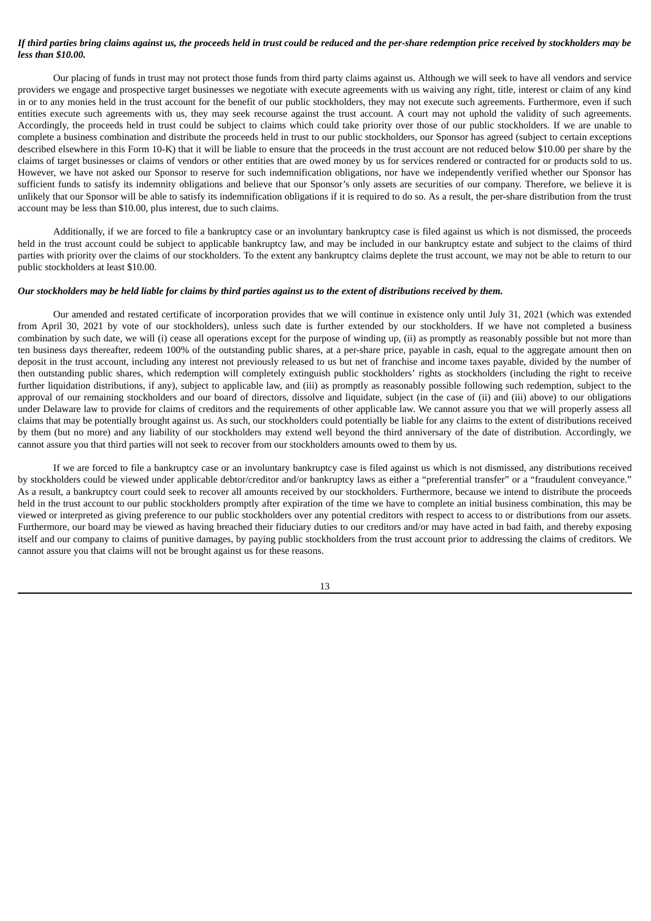***If third parties bring claims against us, the proceeds held in trust could be reduced and the per-share redemption price received by stockholders may be less than $10.00.***

Our placing of funds in trust may not protect those funds from third party claims against us. Although we will seek to have all vendors and service providers we engage and prospective target businesses we negotiate with execute agreements with us waiving any right, title, interest or claim of any kind in or to any monies held in the trust account for the benefit of our public stockholders, they may not execute such agreements. Furthermore, even if such entities execute such agreements with us, they may seek recourse against the trust account. A court may not uphold the validity of such agreements. Accordingly, the proceeds held in trust could be subject to claims which could take priority over those of our public stockholders. If we are unable to complete a business combination and distribute the proceeds held in trust to our public stockholders, our Sponsor has agreed (subject to certain exceptions described elsewhere in this Form 10-K) that it will be liable to ensure that the proceeds in the trust account are not reduced below $10.00 per share by the claims of target businesses or claims of vendors or other entities that are owed money by us for services rendered or contracted for or products sold to us. However, we have not asked our Sponsor to reserve for such indemnification obligations, nor have we independently verified whether our Sponsor has sufficient funds to satisfy its indemnity obligations and believe that our Sponsor's only assets are securities of our company. Therefore, we believe it is unlikely that our Sponsor will be able to satisfy its indemnification obligations if it is required to do so. As a result, the per-share distribution from the trust account may be less than $10.00, plus interest, due to such claims.

Additionally, if we are forced to file a bankruptcy case or an involuntary bankruptcy case is filed against us which is not dismissed, the proceeds held in the trust account could be subject to applicable bankruptcy law, and may be included in our bankruptcy estate and subject to the claims of third parties with priority over the claims of our stockholders. To the extent any bankruptcy claims deplete the trust account, we may not be able to return to our public stockholders at least $10.00.

***Our stockholders may be held liable for claims by third parties against us to the extent of distributions received by them.***

Our amended and restated certificate of incorporation provides that we will continue in existence only until July 31, 2021 (which was extended from April 30, 2021 by vote of our stockholders), unless such date is further extended by our stockholders. If we have not completed a business combination by such date, we will (i) cease all operations except for the purpose of winding up, (ii) as promptly as reasonably possible but not more than ten business days thereafter, redeem 100% of the outstanding public shares, at a per-share price, payable in cash, equal to the aggregate amount then on deposit in the trust account, including any interest not previously released to us but net of franchise and income taxes payable, divided by the number of then outstanding public shares, which redemption will completely extinguish public stockholders' rights as stockholders (including the right to receive further liquidation distributions, if any), subject to applicable law, and (iii) as promptly as reasonably possible following such redemption, subject to the approval of our remaining stockholders and our board of directors, dissolve and liquidate, subject (in the case of (ii) and (iii) above) to our obligations under Delaware law to provide for claims of creditors and the requirements of other applicable law. We cannot assure you that we will properly assess all claims that may be potentially brought against us. As such, our stockholders could potentially be liable for any claims to the extent of distributions received by them (but no more) and any liability of our stockholders may extend well beyond the third anniversary of the date of distribution. Accordingly, we cannot assure you that third parties will not seek to recover from our stockholders amounts owed to them by us.

If we are forced to file a bankruptcy case or an involuntary bankruptcy case is filed against us which is not dismissed, any distributions received by stockholders could be viewed under applicable debtor/creditor and/or bankruptcy laws as either a "preferential transfer" or a "fraudulent conveyance." As a result, a bankruptcy court could seek to recover all amounts received by our stockholders. Furthermore, because we intend to distribute the proceeds held in the trust account to our public stockholders promptly after expiration of the time we have to complete an initial business combination, this may be viewed or interpreted as giving preference to our public stockholders over any potential creditors with respect to access to or distributions from our assets. Furthermore, our board may be viewed as having breached their fiduciary duties to our creditors and/or may have acted in bad faith, and thereby exposing itself and our company to claims of punitive damages, by paying public stockholders from the trust account prior to addressing the claims of creditors. We cannot assure you that claims will not be brought against us for these reasons.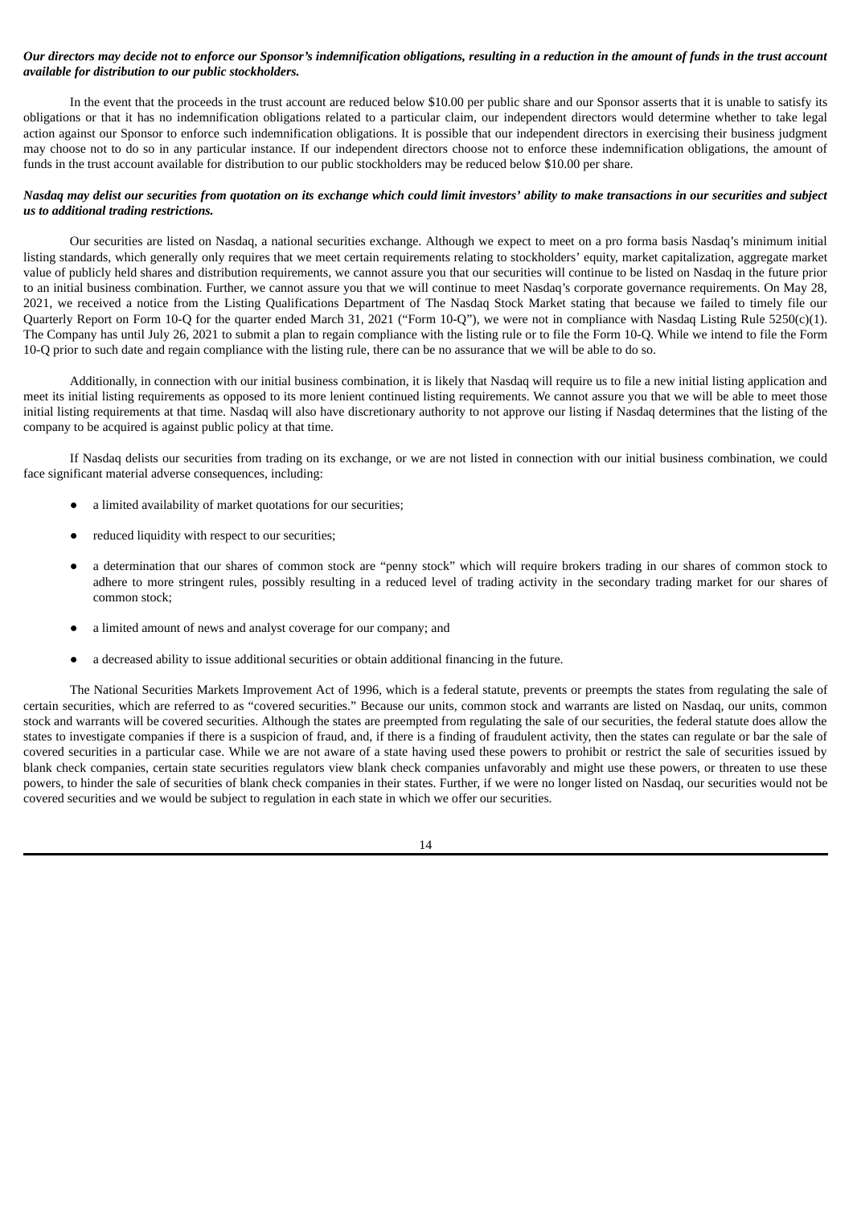***Our directors may decide not to enforce our Sponsor's indemnification obligations, resulting in a reduction in the amount of funds in the trust account available for distribution to our public stockholders.***

In the event that the proceeds in the trust account are reduced below $10.00 per public share and our Sponsor asserts that it is unable to satisfy its obligations or that it has no indemnification obligations related to a particular claim, our independent directors would determine whether to take legal action against our Sponsor to enforce such indemnification obligations. It is possible that our independent directors in exercising their business judgment may choose not to do so in any particular instance. If our independent directors choose not to enforce these indemnification obligations, the amount of funds in the trust account available for distribution to our public stockholders may be reduced below $10.00 per share.

***Nasdaq may delist our securities from quotation on its exchange which could limit investors' ability to make transactions in our securities and subject us to additional trading restrictions.***

Our securities are listed on Nasdaq, a national securities exchange. Although we expect to meet on a pro forma basis Nasdaq's minimum initial listing standards, which generally only requires that we meet certain requirements relating to stockholders' equity, market capitalization, aggregate market value of publicly held shares and distribution requirements, we cannot assure you that our securities will continue to be listed on Nasdaq in the future prior to an initial business combination. Further, we cannot assure you that we will continue to meet Nasdaq's corporate governance requirements. On May 28, 2021, we received a notice from the Listing Qualifications Department of The Nasdaq Stock Market stating that because we failed to timely file our Quarterly Report on Form 10-Q for the quarter ended March 31, 2021 ("Form 10-Q"), we were not in compliance with Nasdaq Listing Rule 5250(c)(1). The Company has until July 26, 2021 to submit a plan to regain compliance with the listing rule or to file the Form 10-Q. While we intend to file the Form 10-Q prior to such date and regain compliance with the listing rule, there can be no assurance that we will be able to do so.

Additionally, in connection with our initial business combination, it is likely that Nasdaq will require us to file a new initial listing application and meet its initial listing requirements as opposed to its more lenient continued listing requirements. We cannot assure you that we will be able to meet those initial listing requirements at that time. Nasdaq will also have discretionary authority to not approve our listing if Nasdaq determines that the listing of the company to be acquired is against public policy at that time.

If Nasdaq delists our securities from trading on its exchange, or we are not listed in connection with our initial business combination, we could face significant material adverse consequences, including:

- a limited availability of market quotations for our securities;
- reduced liquidity with respect to our securities;
- a determination that our shares of common stock are "penny stock" which will require brokers trading in our shares of common stock to adhere to more stringent rules, possibly resulting in a reduced level of trading activity in the secondary trading market for our shares of common stock;
- a limited amount of news and analyst coverage for our company; and
- a decreased ability to issue additional securities or obtain additional financing in the future.

The National Securities Markets Improvement Act of 1996, which is a federal statute, prevents or preempts the states from regulating the sale of certain securities, which are referred to as "covered securities." Because our units, common stock and warrants are listed on Nasdaq, our units, common stock and warrants will be covered securities. Although the states are preempted from regulating the sale of our securities, the federal statute does allow the states to investigate companies if there is a suspicion of fraud, and, if there is a finding of fraudulent activity, then the states can regulate or bar the sale of covered securities in a particular case. While we are not aware of a state having used these powers to prohibit or restrict the sale of securities issued by blank check companies, certain state securities regulators view blank check companies unfavorably and might use these powers, or threaten to use these powers, to hinder the sale of securities of blank check companies in their states. Further, if we were no longer listed on Nasdaq, our securities would not be covered securities and we would be subject to regulation in each state in which we offer our securities.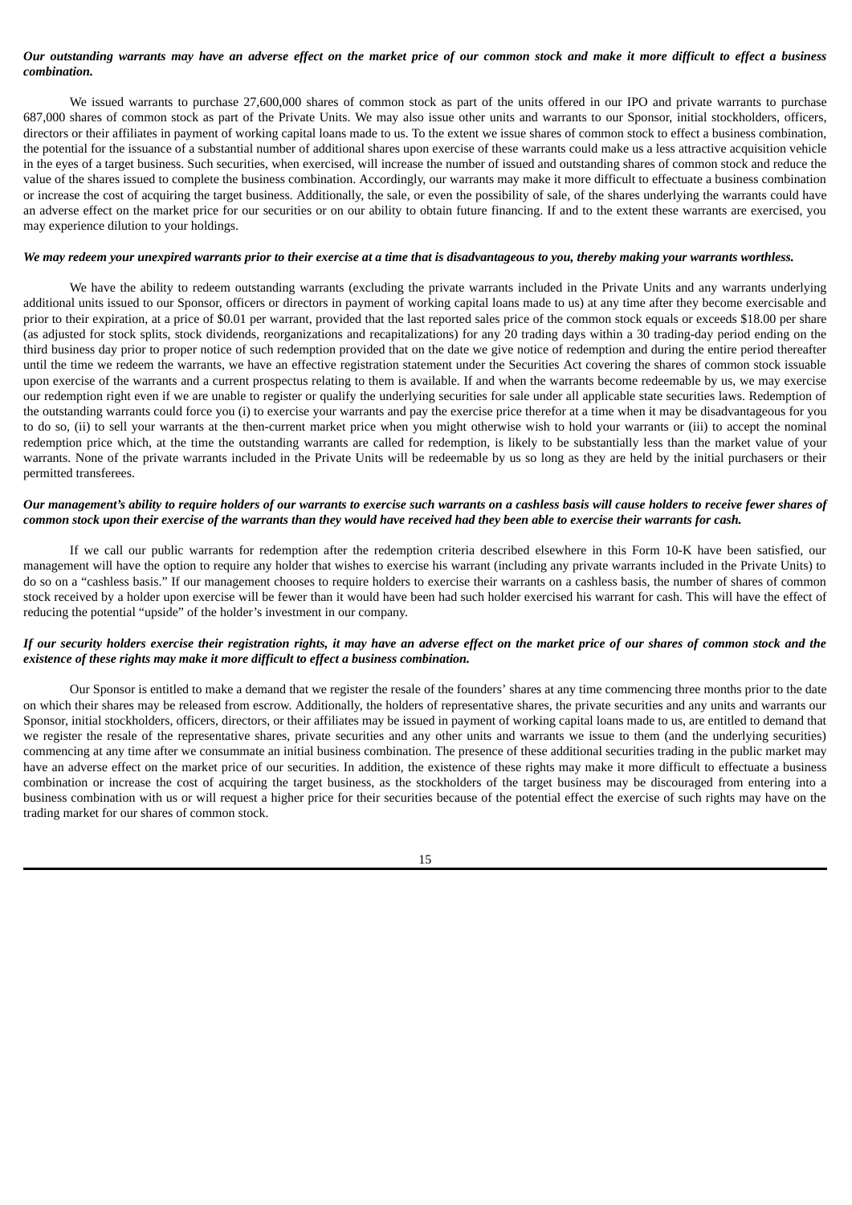***Our outstanding warrants may have an adverse effect on the market price of our common stock and make it more difficult to effect a business combination.***

We issued warrants to purchase 27,600,000 shares of common stock as part of the units offered in our IPO and private warrants to purchase 687,000 shares of common stock as part of the Private Units. We may also issue other units and warrants to our Sponsor, initial stockholders, officers, directors or their affiliates in payment of working capital loans made to us. To the extent we issue shares of common stock to effect a business combination, the potential for the issuance of a substantial number of additional shares upon exercise of these warrants could make us a less attractive acquisition vehicle in the eyes of a target business. Such securities, when exercised, will increase the number of issued and outstanding shares of common stock and reduce the value of the shares issued to complete the business combination. Accordingly, our warrants may make it more difficult to effectuate a business combination or increase the cost of acquiring the target business. Additionally, the sale, or even the possibility of sale, of the shares underlying the warrants could have an adverse effect on the market price for our securities or on our ability to obtain future financing. If and to the extent these warrants are exercised, you may experience dilution to your holdings.

***We may redeem your unexpired warrants prior to their exercise at a time that is disadvantageous to you, thereby making your warrants worthless.***

We have the ability to redeem outstanding warrants (excluding the private warrants included in the Private Units and any warrants underlying additional units issued to our Sponsor, officers or directors in payment of working capital loans made to us) at any time after they become exercisable and prior to their expiration, at a price of $0.01 per warrant, provided that the last reported sales price of the common stock equals or exceeds $18.00 per share (as adjusted for stock splits, stock dividends, reorganizations and recapitalizations) for any 20 trading days within a 30 trading-day period ending on the third business day prior to proper notice of such redemption provided that on the date we give notice of redemption and during the entire period thereafter until the time we redeem the warrants, we have an effective registration statement under the Securities Act covering the shares of common stock issuable upon exercise of the warrants and a current prospectus relating to them is available. If and when the warrants become redeemable by us, we may exercise our redemption right even if we are unable to register or qualify the underlying securities for sale under all applicable state securities laws. Redemption of the outstanding warrants could force you (i) to exercise your warrants and pay the exercise price therefor at a time when it may be disadvantageous for you to do so, (ii) to sell your warrants at the then-current market price when you might otherwise wish to hold your warrants or (iii) to accept the nominal redemption price which, at the time the outstanding warrants are called for redemption, is likely to be substantially less than the market value of your warrants. None of the private warrants included in the Private Units will be redeemable by us so long as they are held by the initial purchasers or their permitted transferees.

***Our management's ability to require holders of our warrants to exercise such warrants on a cashless basis will cause holders to receive fewer shares of common stock upon their exercise of the warrants than they would have received had they been able to exercise their warrants for cash.***

If we call our public warrants for redemption after the redemption criteria described elsewhere in this Form 10-K have been satisfied, our management will have the option to require any holder that wishes to exercise his warrant (including any private warrants included in the Private Units) to do so on a "cashless basis." If our management chooses to require holders to exercise their warrants on a cashless basis, the number of shares of common stock received by a holder upon exercise will be fewer than it would have been had such holder exercised his warrant for cash. This will have the effect of reducing the potential "upside" of the holder's investment in our company.

***If our security holders exercise their registration rights, it may have an adverse effect on the market price of our shares of common stock and the existence of these rights may make it more difficult to effect a business combination.***

Our Sponsor is entitled to make a demand that we register the resale of the founders' shares at any time commencing three months prior to the date on which their shares may be released from escrow. Additionally, the holders of representative shares, the private securities and any units and warrants our Sponsor, initial stockholders, officers, directors, or their affiliates may be issued in payment of working capital loans made to us, are entitled to demand that we register the resale of the representative shares, private securities and any other units and warrants we issue to them (and the underlying securities) commencing at any time after we consummate an initial business combination. The presence of these additional securities trading in the public market may have an adverse effect on the market price of our securities. In addition, the existence of these rights may make it more difficult to effectuate a business combination or increase the cost of acquiring the target business, as the stockholders of the target business may be discouraged from entering into a business combination with us or will request a higher price for their securities because of the potential effect the exercise of such rights may have on the trading market for our shares of common stock.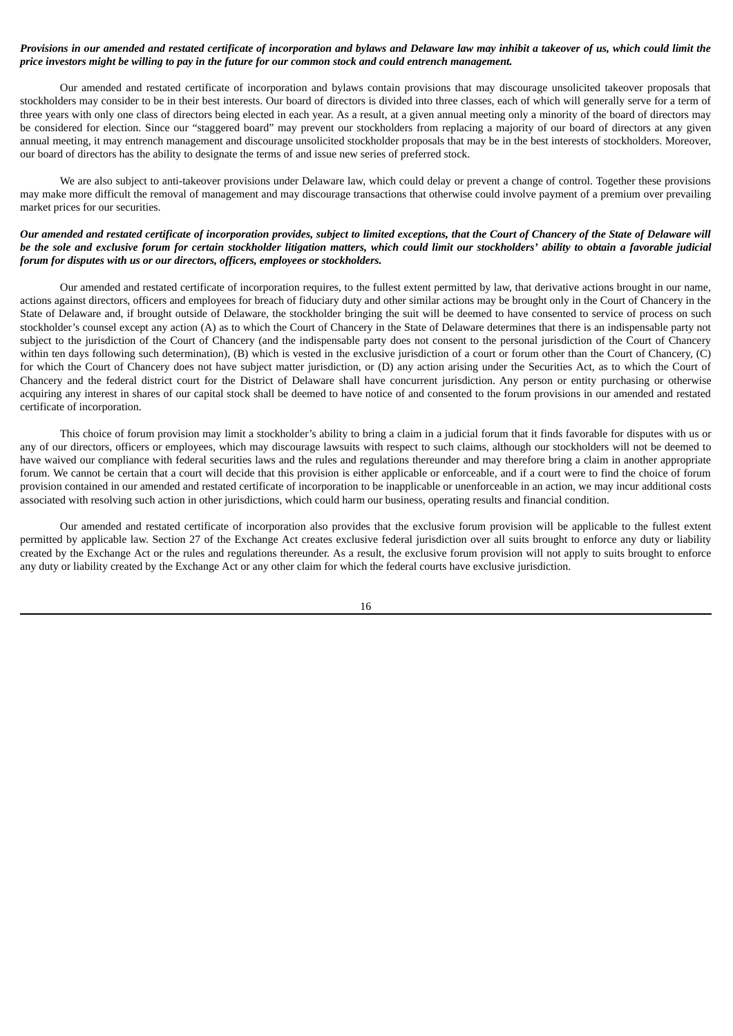***Provisions in our amended and restated certificate of incorporation and bylaws and Delaware law may inhibit a takeover of us, which could limit the price investors might be willing to pay in the future for our common stock and could entrench management.***

Our amended and restated certificate of incorporation and bylaws contain provisions that may discourage unsolicited takeover proposals that stockholders may consider to be in their best interests. Our board of directors is divided into three classes, each of which will generally serve for a term of three years with only one class of directors being elected in each year. As a result, at a given annual meeting only a minority of the board of directors may be considered for election. Since our "staggered board" may prevent our stockholders from replacing a majority of our board of directors at any given annual meeting, it may entrench management and discourage unsolicited stockholder proposals that may be in the best interests of stockholders. Moreover, our board of directors has the ability to designate the terms of and issue new series of preferred stock.

We are also subject to anti-takeover provisions under Delaware law, which could delay or prevent a change of control. Together these provisions may make more difficult the removal of management and may discourage transactions that otherwise could involve payment of a premium over prevailing market prices for our securities.

***Our amended and restated certificate of incorporation provides, subject to limited exceptions, that the Court of Chancery of the State of Delaware will be the sole and exclusive forum for certain stockholder litigation matters, which could limit our stockholders' ability to obtain a favorable judicial forum for disputes with us or our directors, officers, employees or stockholders.***

Our amended and restated certificate of incorporation requires, to the fullest extent permitted by law, that derivative actions brought in our name, actions against directors, officers and employees for breach of fiduciary duty and other similar actions may be brought only in the Court of Chancery in the State of Delaware and, if brought outside of Delaware, the stockholder bringing the suit will be deemed to have consented to service of process on such stockholder's counsel except any action (A) as to which the Court of Chancery in the State of Delaware determines that there is an indispensable party not subject to the jurisdiction of the Court of Chancery (and the indispensable party does not consent to the personal jurisdiction of the Court of Chancery within ten days following such determination), (B) which is vested in the exclusive jurisdiction of a court or forum other than the Court of Chancery, (C) for which the Court of Chancery does not have subject matter jurisdiction, or (D) any action arising under the Securities Act, as to which the Court of Chancery and the federal district court for the District of Delaware shall have concurrent jurisdiction. Any person or entity purchasing or otherwise acquiring any interest in shares of our capital stock shall be deemed to have notice of and consented to the forum provisions in our amended and restated certificate of incorporation.

This choice of forum provision may limit a stockholder's ability to bring a claim in a judicial forum that it finds favorable for disputes with us or any of our directors, officers or employees, which may discourage lawsuits with respect to such claims, although our stockholders will not be deemed to have waived our compliance with federal securities laws and the rules and regulations thereunder and may therefore bring a claim in another appropriate forum. We cannot be certain that a court will decide that this provision is either applicable or enforceable, and if a court were to find the choice of forum provision contained in our amended and restated certificate of incorporation to be inapplicable or unenforceable in an action, we may incur additional costs associated with resolving such action in other jurisdictions, which could harm our business, operating results and financial condition.

Our amended and restated certificate of incorporation also provides that the exclusive forum provision will be applicable to the fullest extent permitted by applicable law. Section 27 of the Exchange Act creates exclusive federal jurisdiction over all suits brought to enforce any duty or liability created by the Exchange Act or the rules and regulations thereunder. As a result, the exclusive forum provision will not apply to suits brought to enforce any duty or liability created by the Exchange Act or any other claim for which the federal courts have exclusive jurisdiction.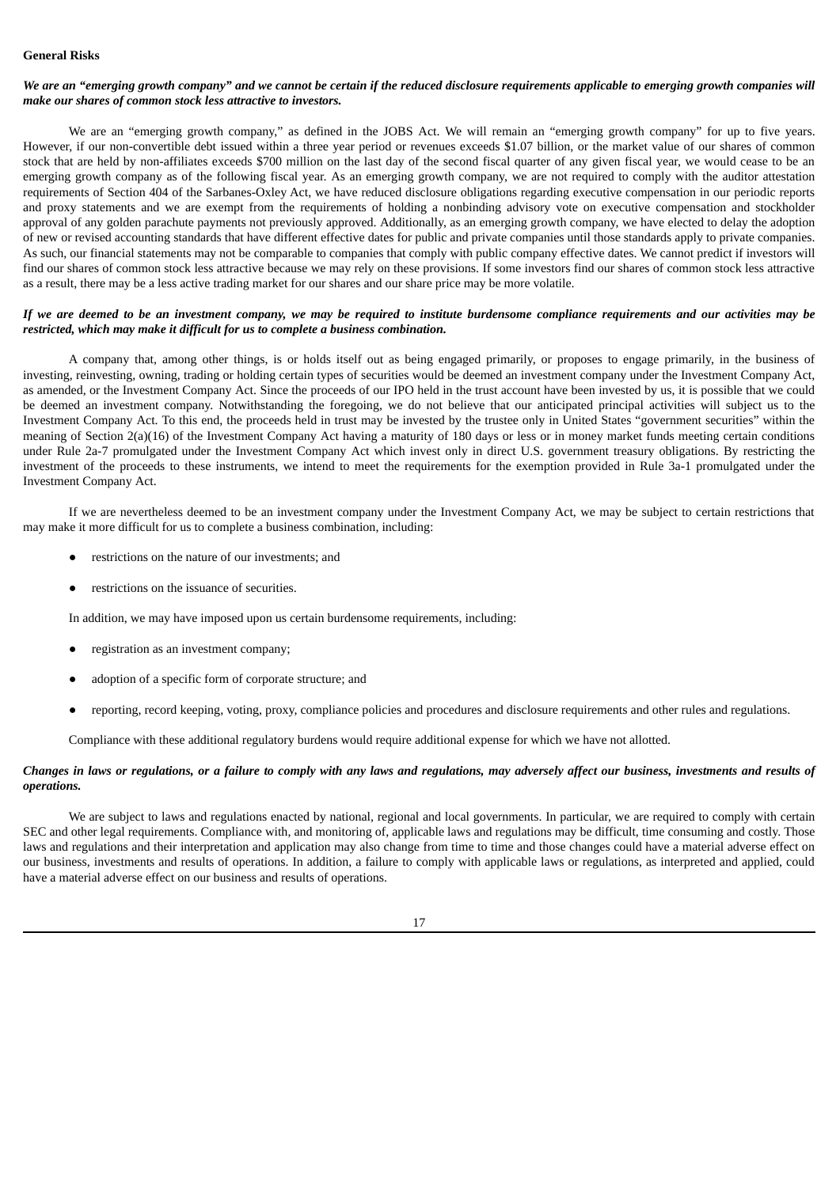**General Risks**

***We are an "emerging growth company" and we cannot be certain if the reduced disclosure requirements applicable to emerging growth companies will make our shares of common stock less attractive to investors.***

We are an "emerging growth company," as defined in the JOBS Act. We will remain an "emerging growth company" for up to five years. However, if our non-convertible debt issued within a three year period or revenues exceeds $1.07 billion, or the market value of our shares of common stock that are held by non-affiliates exceeds $700 million on the last day of the second fiscal quarter of any given fiscal year, we would cease to be an emerging growth company as of the following fiscal year. As an emerging growth company, we are not required to comply with the auditor attestation requirements of Section 404 of the Sarbanes-Oxley Act, we have reduced disclosure obligations regarding executive compensation in our periodic reports and proxy statements and we are exempt from the requirements of holding a nonbinding advisory vote on executive compensation and stockholder approval of any golden parachute payments not previously approved. Additionally, as an emerging growth company, we have elected to delay the adoption of new or revised accounting standards that have different effective dates for public and private companies until those standards apply to private companies. As such, our financial statements may not be comparable to companies that comply with public company effective dates. We cannot predict if investors will find our shares of common stock less attractive because we may rely on these provisions. If some investors find our shares of common stock less attractive as a result, there may be a less active trading market for our shares and our share price may be more volatile.

***If we are deemed to be an investment company, we may be required to institute burdensome compliance requirements and our activities may be restricted, which may make it difficult for us to complete a business combination.***

A company that, among other things, is or holds itself out as being engaged primarily, or proposes to engage primarily, in the business of investing, reinvesting, owning, trading or holding certain types of securities would be deemed an investment company under the Investment Company Act, as amended, or the Investment Company Act. Since the proceeds of our IPO held in the trust account have been invested by us, it is possible that we could be deemed an investment company. Notwithstanding the foregoing, we do not believe that our anticipated principal activities will subject us to the Investment Company Act. To this end, the proceeds held in trust may be invested by the trustee only in United States "government securities" within the meaning of Section 2(a)(16) of the Investment Company Act having a maturity of 180 days or less or in money market funds meeting certain conditions under Rule 2a-7 promulgated under the Investment Company Act which invest only in direct U.S. government treasury obligations. By restricting the investment of the proceeds to these instruments, we intend to meet the requirements for the exemption provided in Rule 3a-1 promulgated under the Investment Company Act.

If we are nevertheless deemed to be an investment company under the Investment Company Act, we may be subject to certain restrictions that may make it more difficult for us to complete a business combination, including:

- restrictions on the nature of our investments; and
- restrictions on the issuance of securities.

In addition, we may have imposed upon us certain burdensome requirements, including:

- registration as an investment company;
- adoption of a specific form of corporate structure; and
- reporting, record keeping, voting, proxy, compliance policies and procedures and disclosure requirements and other rules and regulations.

Compliance with these additional regulatory burdens would require additional expense for which we have not allotted.

***Changes in laws or regulations, or a failure to comply with any laws and regulations, may adversely affect our business, investments and results of operations.***

We are subject to laws and regulations enacted by national, regional and local governments. In particular, we are required to comply with certain SEC and other legal requirements. Compliance with, and monitoring of, applicable laws and regulations may be difficult, time consuming and costly. Those laws and regulations and their interpretation and application may also change from time to time and those changes could have a material adverse effect on our business, investments and results of operations. In addition, a failure to comply with applicable laws or regulations, as interpreted and applied, could have a material adverse effect on our business and results of operations.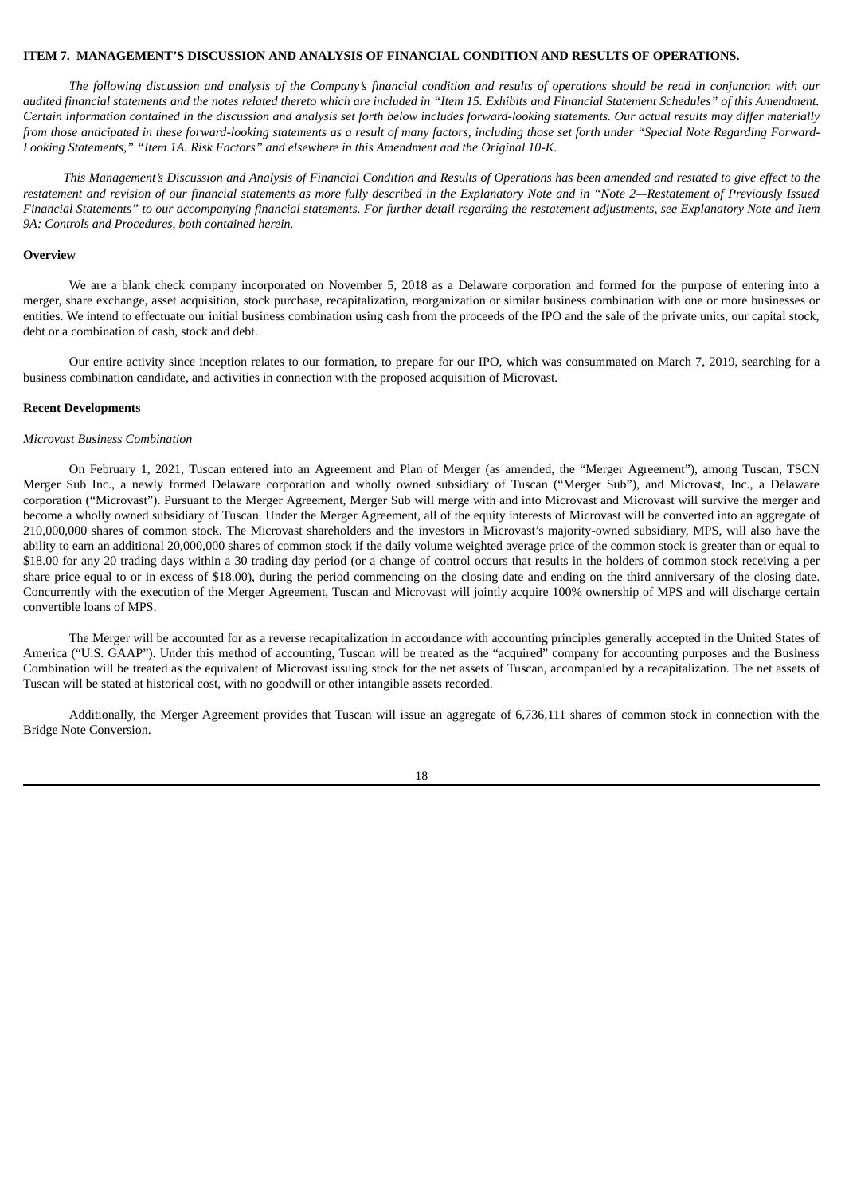## ITEM 7. MANAGEMENT'S DISCUSSION AND ANALYSIS OF FINANCIAL CONDITION AND RESULTS OF OPERATIONS.

*The following discussion and analysis of the Company's financial condition and results of operations should be read in conjunction with our audited financial statements and the notes related thereto which are included in "Item 15. Exhibits and Financial Statement Schedules" of this Amendment. Certain information contained in the discussion and analysis set forth below includes forward-looking statements. Our actual results may differ materially from those anticipated in these forward-looking statements as a result of many factors, including those set forth under "Special Note Regarding Forward-Looking Statements," "Item 1A. Risk Factors" and elsewhere in this Amendment and the Original 10-K.*

*This Management's Discussion and Analysis of Financial Condition and Results of Operations has been amended and restated to give effect to the restatement and revision of our financial statements as more fully described in the Explanatory Note and in "Note 2—Restatement of Previously Issued Financial Statements" to our accompanying financial statements. For further detail regarding the restatement adjustments, see Explanatory Note and Item 9A: Controls and Procedures, both contained herein.*

### Overview

We are a blank check company incorporated on November 5, 2018 as a Delaware corporation and formed for the purpose of entering into a merger, share exchange, asset acquisition, stock purchase, recapitalization, reorganization or similar business combination with one or more businesses or entities. We intend to effectuate our initial business combination using cash from the proceeds of the IPO and the sale of the private units, our capital stock, debt or a combination of cash, stock and debt.

Our entire activity since inception relates to our formation, to prepare for our IPO, which was consummated on March 7, 2019, searching for a business combination candidate, and activities in connection with the proposed acquisition of Microvast.

### Recent Developments

*Microvast Business Combination*

On February 1, 2021, Tuscan entered into an Agreement and Plan of Merger (as amended, the "Merger Agreement"), among Tuscan, TSCN Merger Sub Inc., a newly formed Delaware corporation and wholly owned subsidiary of Tuscan ("Merger Sub"), and Microvast, Inc., a Delaware corporation ("Microvast"). Pursuant to the Merger Agreement, Merger Sub will merge with and into Microvast and Microvast will survive the merger and become a wholly owned subsidiary of Tuscan. Under the Merger Agreement, all of the equity interests of Microvast will be converted into an aggregate of 210,000,000 shares of common stock. The Microvast shareholders and the investors in Microvast's majority-owned subsidiary, MPS, will also have the ability to earn an additional 20,000,000 shares of common stock if the daily volume weighted average price of the common stock is greater than or equal to $18.00 for any 20 trading days within a 30 trading day period (or a change of control occurs that results in the holders of common stock receiving a per share price equal to or in excess of $18.00), during the period commencing on the closing date and ending on the third anniversary of the closing date. Concurrently with the execution of the Merger Agreement, Tuscan and Microvast will jointly acquire 100% ownership of MPS and will discharge certain convertible loans of MPS.

The Merger will be accounted for as a reverse recapitalization in accordance with accounting principles generally accepted in the United States of America ("U.S. GAAP"). Under this method of accounting, Tuscan will be treated as the "acquired" company for accounting purposes and the Business Combination will be treated as the equivalent of Microvast issuing stock for the net assets of Tuscan, accompanied by a recapitalization. The net assets of Tuscan will be stated at historical cost, with no goodwill or other intangible assets recorded.

Additionally, the Merger Agreement provides that Tuscan will issue an aggregate of 6,736,111 shares of common stock in connection with the Bridge Note Conversion.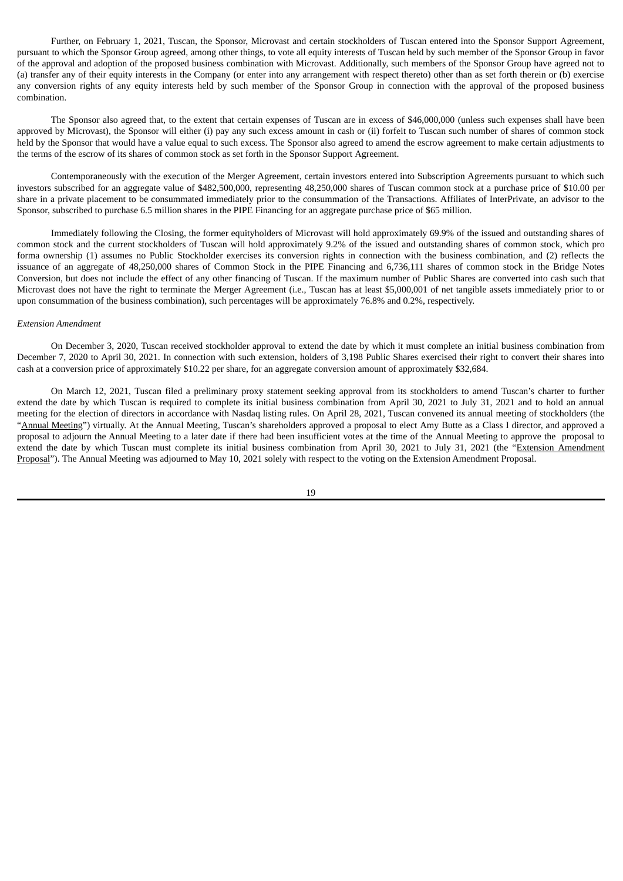Further, on February 1, 2021, Tuscan, the Sponsor, Microvast and certain stockholders of Tuscan entered into the Sponsor Support Agreement, pursuant to which the Sponsor Group agreed, among other things, to vote all equity interests of Tuscan held by such member of the Sponsor Group in favor of the approval and adoption of the proposed business combination with Microvast. Additionally, such members of the Sponsor Group have agreed not to (a) transfer any of their equity interests in the Company (or enter into any arrangement with respect thereto) other than as set forth therein or (b) exercise any conversion rights of any equity interests held by such member of the Sponsor Group in connection with the approval of the proposed business combination.

The Sponsor also agreed that, to the extent that certain expenses of Tuscan are in excess of $46,000,000 (unless such expenses shall have been approved by Microvast), the Sponsor will either (i) pay any such excess amount in cash or (ii) forfeit to Tuscan such number of shares of common stock held by the Sponsor that would have a value equal to such excess. The Sponsor also agreed to amend the escrow agreement to make certain adjustments to the terms of the escrow of its shares of common stock as set forth in the Sponsor Support Agreement.

Contemporaneously with the execution of the Merger Agreement, certain investors entered into Subscription Agreements pursuant to which such investors subscribed for an aggregate value of $482,500,000, representing 48,250,000 shares of Tuscan common stock at a purchase price of $10.00 per share in a private placement to be consummated immediately prior to the consummation of the Transactions. Affiliates of InterPrivate, an advisor to the Sponsor, subscribed to purchase 6.5 million shares in the PIPE Financing for an aggregate purchase price of $65 million.

Immediately following the Closing, the former equityholders of Microvast will hold approximately 69.9% of the issued and outstanding shares of common stock and the current stockholders of Tuscan will hold approximately 9.2% of the issued and outstanding shares of common stock, which pro forma ownership (1) assumes no Public Stockholder exercises its conversion rights in connection with the business combination, and (2) reflects the issuance of an aggregate of 48,250,000 shares of Common Stock in the PIPE Financing and 6,736,111 shares of common stock in the Bridge Notes Conversion, but does not include the effect of any other financing of Tuscan. If the maximum number of Public Shares are converted into cash such that Microvast does not have the right to terminate the Merger Agreement (i.e., Tuscan has at least $5,000,001 of net tangible assets immediately prior to or upon consummation of the business combination), such percentages will be approximately 76.8% and 0.2%, respectively.

*Extension Amendment*

On December 3, 2020, Tuscan received stockholder approval to extend the date by which it must complete an initial business combination from December 7, 2020 to April 30, 2021. In connection with such extension, holders of 3,198 Public Shares exercised their right to convert their shares into cash at a conversion price of approximately $10.22 per share, for an aggregate conversion amount of approximately $32,684.

On March 12, 2021, Tuscan filed a preliminary proxy statement seeking approval from its stockholders to amend Tuscan's charter to further extend the date by which Tuscan is required to complete its initial business combination from April 30, 2021 to July 31, 2021 and to hold an annual meeting for the election of directors in accordance with Nasdaq listing rules. On April 28, 2021, Tuscan convened its annual meeting of stockholders (the "Annual Meeting") virtually. At the Annual Meeting, Tuscan's shareholders approved a proposal to elect Amy Butte as a Class I director, and approved a proposal to adjourn the Annual Meeting to a later date if there had been insufficient votes at the time of the Annual Meeting to approve the proposal to extend the date by which Tuscan must complete its initial business combination from April 30, 2021 to July 31, 2021 (the "Extension Amendment Proposal"). The Annual Meeting was adjourned to May 10, 2021 solely with respect to the voting on the Extension Amendment Proposal.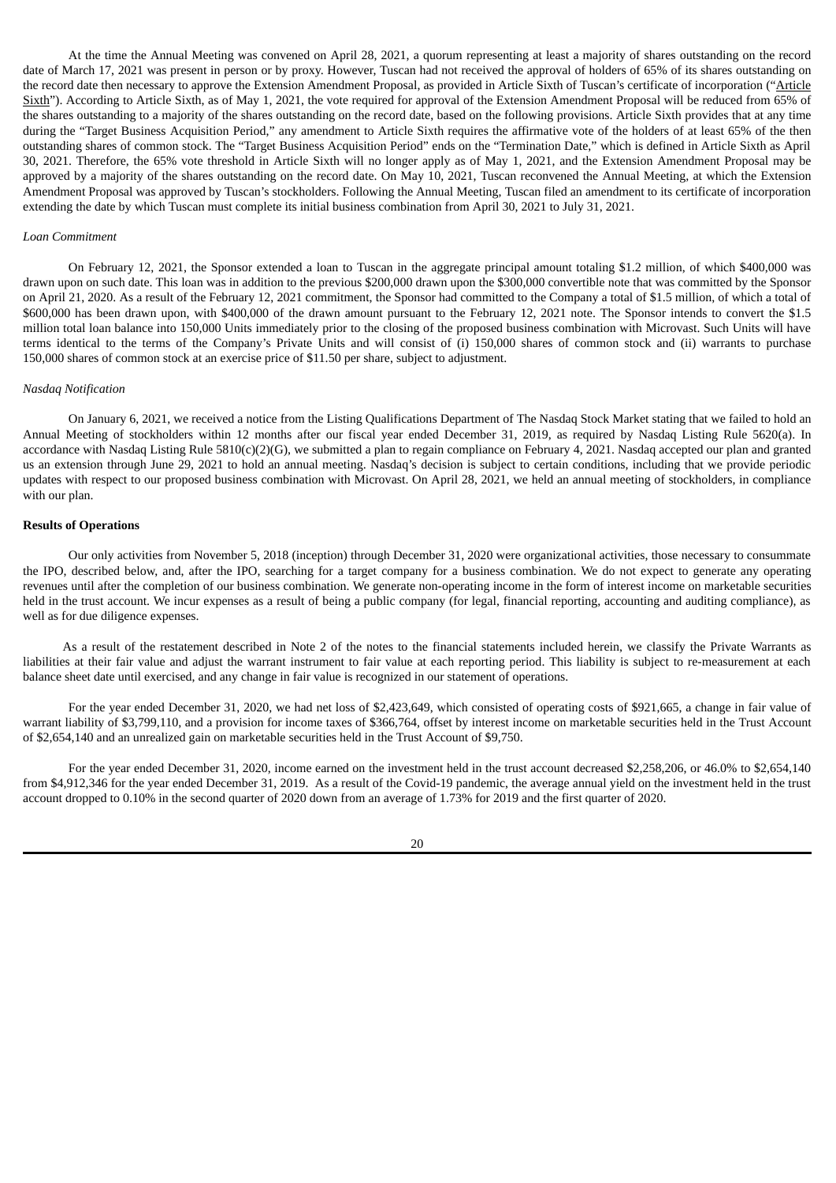At the time the Annual Meeting was convened on April 28, 2021, a quorum representing at least a majority of shares outstanding on the record date of March 17, 2021 was present in person or by proxy. However, Tuscan had not received the approval of holders of 65% of its shares outstanding on the record date then necessary to approve the Extension Amendment Proposal, as provided in Article Sixth of Tuscan's certificate of incorporation ("Article Sixth"). According to Article Sixth, as of May 1, 2021, the vote required for approval of the Extension Amendment Proposal will be reduced from 65% of the shares outstanding to a majority of the shares outstanding on the record date, based on the following provisions. Article Sixth provides that at any time during the "Target Business Acquisition Period," any amendment to Article Sixth requires the affirmative vote of the holders of at least 65% of the then outstanding shares of common stock. The "Target Business Acquisition Period" ends on the "Termination Date," which is defined in Article Sixth as April 30, 2021. Therefore, the 65% vote threshold in Article Sixth will no longer apply as of May 1, 2021, and the Extension Amendment Proposal may be approved by a majority of the shares outstanding on the record date. On May 10, 2021, Tuscan reconvened the Annual Meeting, at which the Extension Amendment Proposal was approved by Tuscan's stockholders. Following the Annual Meeting, Tuscan filed an amendment to its certificate of incorporation extending the date by which Tuscan must complete its initial business combination from April 30, 2021 to July 31, 2021.

*Loan Commitment*

On February 12, 2021, the Sponsor extended a loan to Tuscan in the aggregate principal amount totaling $1.2 million, of which $400,000 was drawn upon on such date. This loan was in addition to the previous $200,000 drawn upon the $300,000 convertible note that was committed by the Sponsor on April 21, 2020. As a result of the February 12, 2021 commitment, the Sponsor had committed to the Company a total of $1.5 million, of which a total of $600,000 has been drawn upon, with $400,000 of the drawn amount pursuant to the February 12, 2021 note. The Sponsor intends to convert the $1.5 million total loan balance into 150,000 Units immediately prior to the closing of the proposed business combination with Microvast. Such Units will have terms identical to the terms of the Company's Private Units and will consist of (i) 150,000 shares of common stock and (ii) warrants to purchase 150,000 shares of common stock at an exercise price of $11.50 per share, subject to adjustment.

*Nasdaq Notification*

On January 6, 2021, we received a notice from the Listing Qualifications Department of The Nasdaq Stock Market stating that we failed to hold an Annual Meeting of stockholders within 12 months after our fiscal year ended December 31, 2019, as required by Nasdaq Listing Rule 5620(a). In accordance with Nasdaq Listing Rule 5810(c)(2)(G), we submitted a plan to regain compliance on February 4, 2021. Nasdaq accepted our plan and granted us an extension through June 29, 2021 to hold an annual meeting. Nasdaq's decision is subject to certain conditions, including that we provide periodic updates with respect to our proposed business combination with Microvast. On April 28, 2021, we held an annual meeting of stockholders, in compliance with our plan.

**Results of Operations**

Our only activities from November 5, 2018 (inception) through December 31, 2020 were organizational activities, those necessary to consummate the IPO, described below, and, after the IPO, searching for a target company for a business combination. We do not expect to generate any operating revenues until after the completion of our business combination. We generate non-operating income in the form of interest income on marketable securities held in the trust account. We incur expenses as a result of being a public company (for legal, financial reporting, accounting and auditing compliance), as well as for due diligence expenses.

As a result of the restatement described in Note 2 of the notes to the financial statements included herein, we classify the Private Warrants as liabilities at their fair value and adjust the warrant instrument to fair value at each reporting period. This liability is subject to re-measurement at each balance sheet date until exercised, and any change in fair value is recognized in our statement of operations.

For the year ended December 31, 2020, we had net loss of $2,423,649, which consisted of operating costs of $921,665, a change in fair value of warrant liability of $3,799,110, and a provision for income taxes of $366,764, offset by interest income on marketable securities held in the Trust Account of $2,654,140 and an unrealized gain on marketable securities held in the Trust Account of $9,750.

For the year ended December 31, 2020, income earned on the investment held in the trust account decreased $2,258,206, or 46.0% to $2,654,140 from $4,912,346 for the year ended December 31, 2019. As a result of the Covid-19 pandemic, the average annual yield on the investment held in the trust account dropped to 0.10% in the second quarter of 2020 down from an average of 1.73% for 2019 and the first quarter of 2020.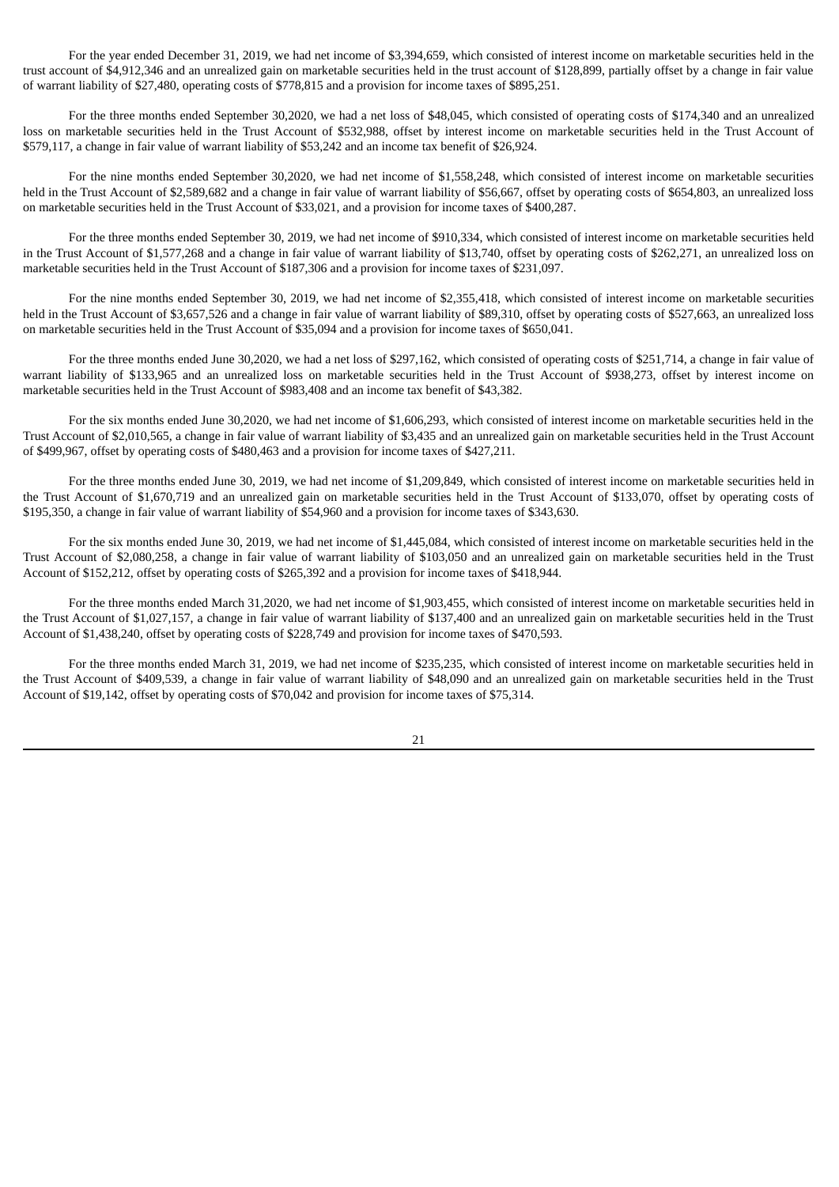For the year ended December 31, 2019, we had net income of $3,394,659, which consisted of interest income on marketable securities held in the trust account of $4,912,346 and an unrealized gain on marketable securities held in the trust account of $128,899, partially offset by a change in fair value of warrant liability of $27,480, operating costs of $778,815 and a provision for income taxes of $895,251.

For the three months ended September 30,2020, we had a net loss of $48,045, which consisted of operating costs of $174,340 and an unrealized loss on marketable securities held in the Trust Account of $532,988, offset by interest income on marketable securities held in the Trust Account of $579,117, a change in fair value of warrant liability of $53,242 and an income tax benefit of $26,924.

For the nine months ended September 30,2020, we had net income of $1,558,248, which consisted of interest income on marketable securities held in the Trust Account of $2,589,682 and a change in fair value of warrant liability of $56,667, offset by operating costs of $654,803, an unrealized loss on marketable securities held in the Trust Account of $33,021, and a provision for income taxes of $400,287.

For the three months ended September 30, 2019, we had net income of $910,334, which consisted of interest income on marketable securities held in the Trust Account of $1,577,268 and a change in fair value of warrant liability of $13,740, offset by operating costs of $262,271, an unrealized loss on marketable securities held in the Trust Account of $187,306 and a provision for income taxes of $231,097.

For the nine months ended September 30, 2019, we had net income of $2,355,418, which consisted of interest income on marketable securities held in the Trust Account of $3,657,526 and a change in fair value of warrant liability of $89,310, offset by operating costs of $527,663, an unrealized loss on marketable securities held in the Trust Account of $35,094 and a provision for income taxes of $650,041.

For the three months ended June 30,2020, we had a net loss of $297,162, which consisted of operating costs of $251,714, a change in fair value of warrant liability of $133,965 and an unrealized loss on marketable securities held in the Trust Account of $938,273, offset by interest income on marketable securities held in the Trust Account of $983,408 and an income tax benefit of $43,382.

For the six months ended June 30,2020, we had net income of $1,606,293, which consisted of interest income on marketable securities held in the Trust Account of $2,010,565, a change in fair value of warrant liability of $3,435 and an unrealized gain on marketable securities held in the Trust Account of $499,967, offset by operating costs of $480,463 and a provision for income taxes of $427,211.

For the three months ended June 30, 2019, we had net income of $1,209,849, which consisted of interest income on marketable securities held in the Trust Account of $1,670,719 and an unrealized gain on marketable securities held in the Trust Account of $133,070, offset by operating costs of $195,350, a change in fair value of warrant liability of $54,960 and a provision for income taxes of $343,630.

For the six months ended June 30, 2019, we had net income of $1,445,084, which consisted of interest income on marketable securities held in the Trust Account of $2,080,258, a change in fair value of warrant liability of $103,050 and an unrealized gain on marketable securities held in the Trust Account of $152,212, offset by operating costs of $265,392 and a provision for income taxes of $418,944.

For the three months ended March 31,2020, we had net income of $1,903,455, which consisted of interest income on marketable securities held in the Trust Account of $1,027,157, a change in fair value of warrant liability of $137,400 and an unrealized gain on marketable securities held in the Trust Account of $1,438,240, offset by operating costs of $228,749 and provision for income taxes of $470,593.

For the three months ended March 31, 2019, we had net income of $235,235, which consisted of interest income on marketable securities held in the Trust Account of $409,539, a change in fair value of warrant liability of $48,090 and an unrealized gain on marketable securities held in the Trust Account of $19,142, offset by operating costs of $70,042 and provision for income taxes of $75,314.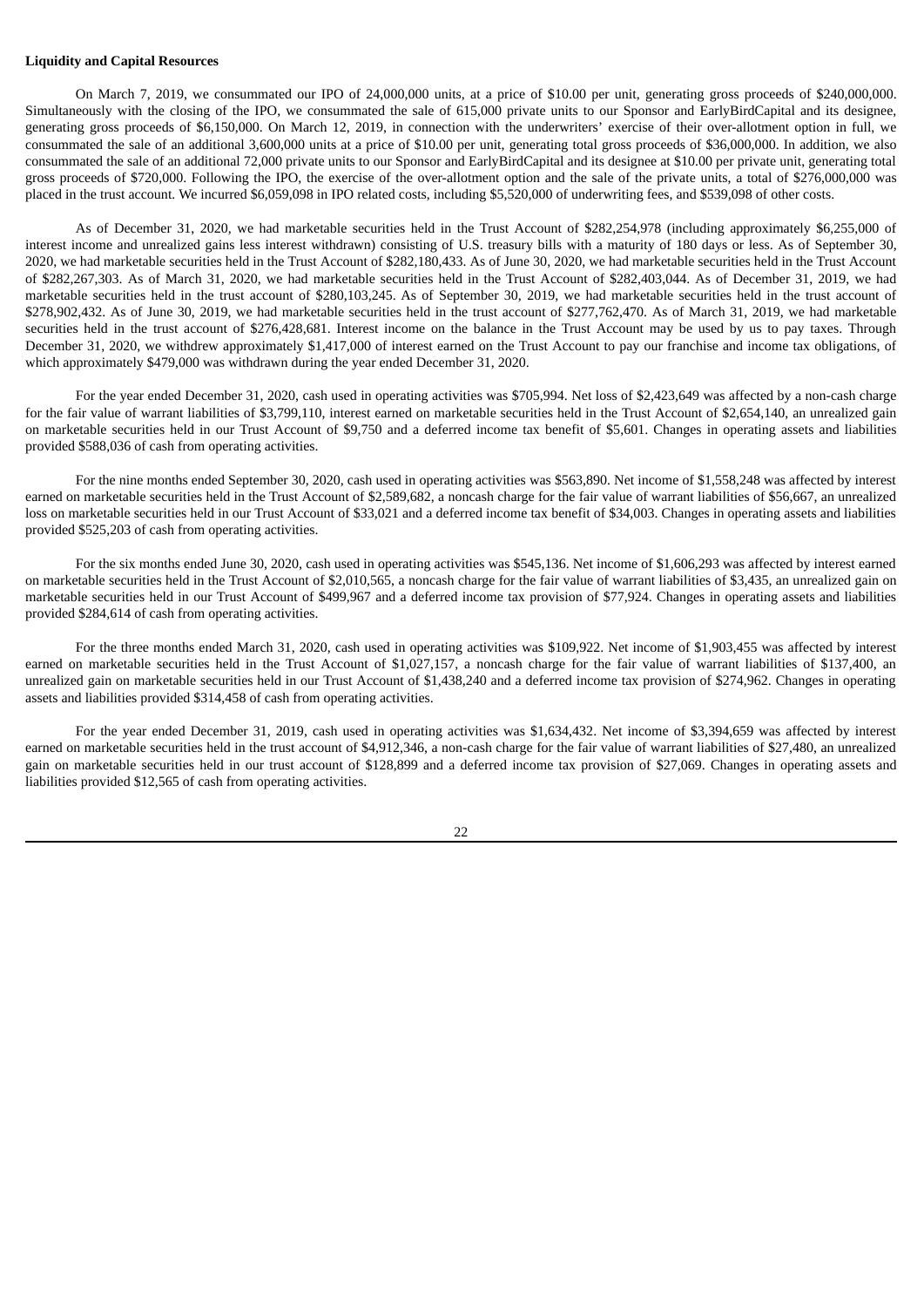**Liquidity and Capital Resources**

On March 7, 2019, we consummated our IPO of 24,000,000 units, at a price of $10.00 per unit, generating gross proceeds of $240,000,000. Simultaneously with the closing of the IPO, we consummated the sale of 615,000 private units to our Sponsor and EarlyBirdCapital and its designee, generating gross proceeds of $6,150,000. On March 12, 2019, in connection with the underwriters' exercise of their over-allotment option in full, we consummated the sale of an additional 3,600,000 units at a price of $10.00 per unit, generating total gross proceeds of $36,000,000. In addition, we also consummated the sale of an additional 72,000 private units to our Sponsor and EarlyBirdCapital and its designee at $10.00 per private unit, generating total gross proceeds of $720,000. Following the IPO, the exercise of the over-allotment option and the sale of the private units, a total of $276,000,000 was placed in the trust account. We incurred $6,059,098 in IPO related costs, including $5,520,000 of underwriting fees, and $539,098 of other costs.

As of December 31, 2020, we had marketable securities held in the Trust Account of $282,254,978 (including approximately $6,255,000 of interest income and unrealized gains less interest withdrawn) consisting of U.S. treasury bills with a maturity of 180 days or less. As of September 30, 2020, we had marketable securities held in the Trust Account of $282,180,433. As of June 30, 2020, we had marketable securities held in the Trust Account of $282,267,303. As of March 31, 2020, we had marketable securities held in the Trust Account of $282,403,044. As of December 31, 2019, we had marketable securities held in the trust account of $280,103,245. As of September 30, 2019, we had marketable securities held in the trust account of $278,902,432. As of June 30, 2019, we had marketable securities held in the trust account of $277,762,470. As of March 31, 2019, we had marketable securities held in the trust account of $276,428,681. Interest income on the balance in the Trust Account may be used by us to pay taxes. Through December 31, 2020, we withdrew approximately $1,417,000 of interest earned on the Trust Account to pay our franchise and income tax obligations, of which approximately $479,000 was withdrawn during the year ended December 31, 2020.

For the year ended December 31, 2020, cash used in operating activities was $705,994. Net loss of $2,423,649 was affected by a non-cash charge for the fair value of warrant liabilities of $3,799,110, interest earned on marketable securities held in the Trust Account of $2,654,140, an unrealized gain on marketable securities held in our Trust Account of $9,750 and a deferred income tax benefit of $5,601. Changes in operating assets and liabilities provided $588,036 of cash from operating activities.

For the nine months ended September 30, 2020, cash used in operating activities was $563,890. Net income of $1,558,248 was affected by interest earned on marketable securities held in the Trust Account of $2,589,682, a noncash charge for the fair value of warrant liabilities of $56,667, an unrealized loss on marketable securities held in our Trust Account of $33,021 and a deferred income tax benefit of $34,003. Changes in operating assets and liabilities provided $525,203 of cash from operating activities.

For the six months ended June 30, 2020, cash used in operating activities was $545,136. Net income of $1,606,293 was affected by interest earned on marketable securities held in the Trust Account of $2,010,565, a noncash charge for the fair value of warrant liabilities of $3,435, an unrealized gain on marketable securities held in our Trust Account of $499,967 and a deferred income tax provision of $77,924. Changes in operating assets and liabilities provided $284,614 of cash from operating activities.

For the three months ended March 31, 2020, cash used in operating activities was $109,922. Net income of $1,903,455 was affected by interest earned on marketable securities held in the Trust Account of $1,027,157, a noncash charge for the fair value of warrant liabilities of $137,400, an unrealized gain on marketable securities held in our Trust Account of $1,438,240 and a deferred income tax provision of $274,962. Changes in operating assets and liabilities provided $314,458 of cash from operating activities.

For the year ended December 31, 2019, cash used in operating activities was $1,634,432. Net income of $3,394,659 was affected by interest earned on marketable securities held in the trust account of $4,912,346, a non-cash charge for the fair value of warrant liabilities of $27,480, an unrealized gain on marketable securities held in our trust account of $128,899 and a deferred income tax provision of $27,069. Changes in operating assets and liabilities provided $12,565 of cash from operating activities.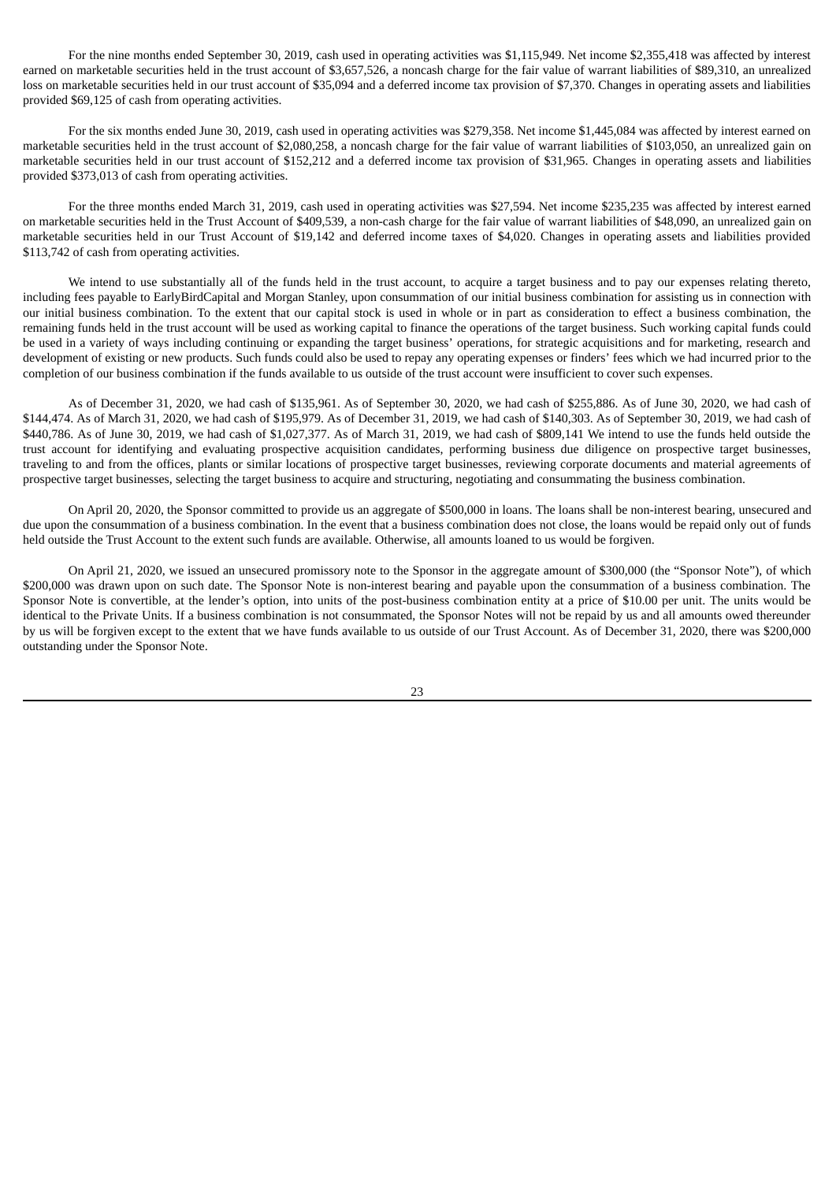For the nine months ended September 30, 2019, cash used in operating activities was $1,115,949. Net income $2,355,418 was affected by interest earned on marketable securities held in the trust account of $3,657,526, a noncash charge for the fair value of warrant liabilities of $89,310, an unrealized loss on marketable securities held in our trust account of $35,094 and a deferred income tax provision of $7,370. Changes in operating assets and liabilities provided $69,125 of cash from operating activities.

For the six months ended June 30, 2019, cash used in operating activities was $279,358. Net income $1,445,084 was affected by interest earned on marketable securities held in the trust account of $2,080,258, a noncash charge for the fair value of warrant liabilities of $103,050, an unrealized gain on marketable securities held in our trust account of $152,212 and a deferred income tax provision of $31,965. Changes in operating assets and liabilities provided $373,013 of cash from operating activities.

For the three months ended March 31, 2019, cash used in operating activities was $27,594. Net income $235,235 was affected by interest earned on marketable securities held in the Trust Account of $409,539, a non-cash charge for the fair value of warrant liabilities of $48,090, an unrealized gain on marketable securities held in our Trust Account of $19,142 and deferred income taxes of $4,020. Changes in operating assets and liabilities provided $113,742 of cash from operating activities.

We intend to use substantially all of the funds held in the trust account, to acquire a target business and to pay our expenses relating thereto, including fees payable to EarlyBirdCapital and Morgan Stanley, upon consummation of our initial business combination for assisting us in connection with our initial business combination. To the extent that our capital stock is used in whole or in part as consideration to effect a business combination, the remaining funds held in the trust account will be used as working capital to finance the operations of the target business. Such working capital funds could be used in a variety of ways including continuing or expanding the target business' operations, for strategic acquisitions and for marketing, research and development of existing or new products. Such funds could also be used to repay any operating expenses or finders' fees which we had incurred prior to the completion of our business combination if the funds available to us outside of the trust account were insufficient to cover such expenses.

As of December 31, 2020, we had cash of $135,961. As of September 30, 2020, we had cash of $255,886. As of June 30, 2020, we had cash of $144,474. As of March 31, 2020, we had cash of $195,979. As of December 31, 2019, we had cash of $140,303. As of September 30, 2019, we had cash of $440,786. As of June 30, 2019, we had cash of $1,027,377. As of March 31, 2019, we had cash of $809,141 We intend to use the funds held outside the trust account for identifying and evaluating prospective acquisition candidates, performing business due diligence on prospective target businesses, traveling to and from the offices, plants or similar locations of prospective target businesses, reviewing corporate documents and material agreements of prospective target businesses, selecting the target business to acquire and structuring, negotiating and consummating the business combination.

On April 20, 2020, the Sponsor committed to provide us an aggregate of $500,000 in loans. The loans shall be non-interest bearing, unsecured and due upon the consummation of a business combination. In the event that a business combination does not close, the loans would be repaid only out of funds held outside the Trust Account to the extent such funds are available. Otherwise, all amounts loaned to us would be forgiven.

On April 21, 2020, we issued an unsecured promissory note to the Sponsor in the aggregate amount of $300,000 (the "Sponsor Note"), of which $200,000 was drawn upon on such date. The Sponsor Note is non-interest bearing and payable upon the consummation of a business combination. The Sponsor Note is convertible, at the lender's option, into units of the post-business combination entity at a price of $10.00 per unit. The units would be identical to the Private Units. If a business combination is not consummated, the Sponsor Notes will not be repaid by us and all amounts owed thereunder by us will be forgiven except to the extent that we have funds available to us outside of our Trust Account. As of December 31, 2020, there was $200,000 outstanding under the Sponsor Note.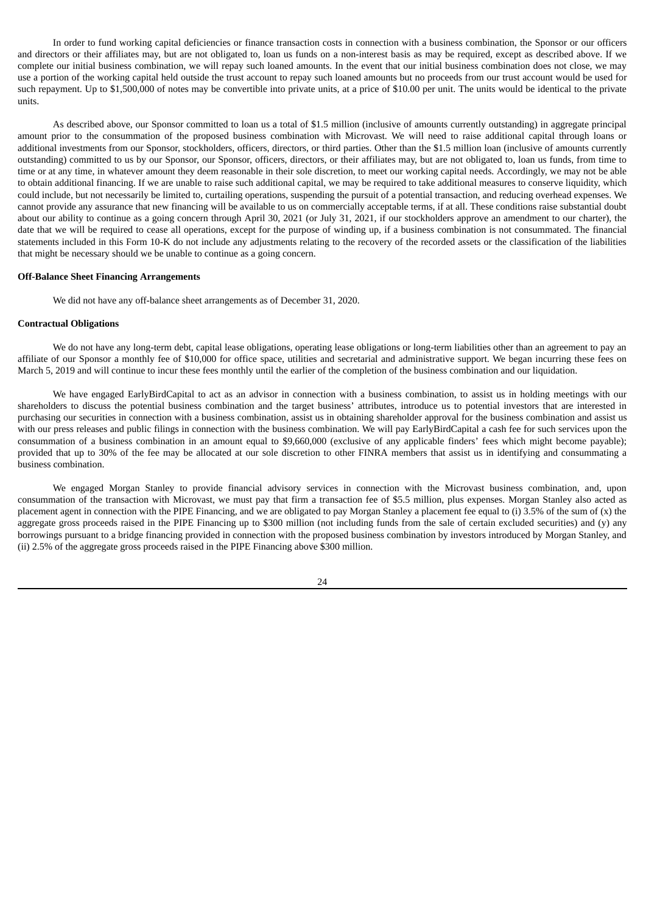In order to fund working capital deficiencies or finance transaction costs in connection with a business combination, the Sponsor or our officers and directors or their affiliates may, but are not obligated to, loan us funds on a non-interest basis as may be required, except as described above. If we complete our initial business combination, we will repay such loaned amounts. In the event that our initial business combination does not close, we may use a portion of the working capital held outside the trust account to repay such loaned amounts but no proceeds from our trust account would be used for such repayment. Up to $1,500,000 of notes may be convertible into private units, at a price of $10.00 per unit. The units would be identical to the private units.

As described above, our Sponsor committed to loan us a total of $1.5 million (inclusive of amounts currently outstanding) in aggregate principal amount prior to the consummation of the proposed business combination with Microvast. We will need to raise additional capital through loans or additional investments from our Sponsor, stockholders, officers, directors, or third parties. Other than the $1.5 million loan (inclusive of amounts currently outstanding) committed to us by our Sponsor, our Sponsor, officers, directors, or their affiliates may, but are not obligated to, loan us funds, from time to time or at any time, in whatever amount they deem reasonable in their sole discretion, to meet our working capital needs. Accordingly, we may not be able to obtain additional financing. If we are unable to raise such additional capital, we may be required to take additional measures to conserve liquidity, which could include, but not necessarily be limited to, curtailing operations, suspending the pursuit of a potential transaction, and reducing overhead expenses. We cannot provide any assurance that new financing will be available to us on commercially acceptable terms, if at all. These conditions raise substantial doubt about our ability to continue as a going concern through April 30, 2021 (or July 31, 2021, if our stockholders approve an amendment to our charter), the date that we will be required to cease all operations, except for the purpose of winding up, if a business combination is not consummated. The financial statements included in this Form 10-K do not include any adjustments relating to the recovery of the recorded assets or the classification of the liabilities that might be necessary should we be unable to continue as a going concern.

**Off-Balance Sheet Financing Arrangements**

We did not have any off-balance sheet arrangements as of December 31, 2020.

**Contractual Obligations**

We do not have any long-term debt, capital lease obligations, operating lease obligations or long-term liabilities other than an agreement to pay an affiliate of our Sponsor a monthly fee of $10,000 for office space, utilities and secretarial and administrative support. We began incurring these fees on March 5, 2019 and will continue to incur these fees monthly until the earlier of the completion of the business combination and our liquidation.

We have engaged EarlyBirdCapital to act as an advisor in connection with a business combination, to assist us in holding meetings with our shareholders to discuss the potential business combination and the target business' attributes, introduce us to potential investors that are interested in purchasing our securities in connection with a business combination, assist us in obtaining shareholder approval for the business combination and assist us with our press releases and public filings in connection with the business combination. We will pay EarlyBirdCapital a cash fee for such services upon the consummation of a business combination in an amount equal to $9,660,000 (exclusive of any applicable finders' fees which might become payable); provided that up to 30% of the fee may be allocated at our sole discretion to other FINRA members that assist us in identifying and consummating a business combination.

We engaged Morgan Stanley to provide financial advisory services in connection with the Microvast business combination, and, upon consummation of the transaction with Microvast, we must pay that firm a transaction fee of $5.5 million, plus expenses. Morgan Stanley also acted as placement agent in connection with the PIPE Financing, and we are obligated to pay Morgan Stanley a placement fee equal to (i) 3.5% of the sum of (x) the aggregate gross proceeds raised in the PIPE Financing up to $300 million (not including funds from the sale of certain excluded securities) and (y) any borrowings pursuant to a bridge financing provided in connection with the proposed business combination by investors introduced by Morgan Stanley, and (ii) 2.5% of the aggregate gross proceeds raised in the PIPE Financing above $300 million.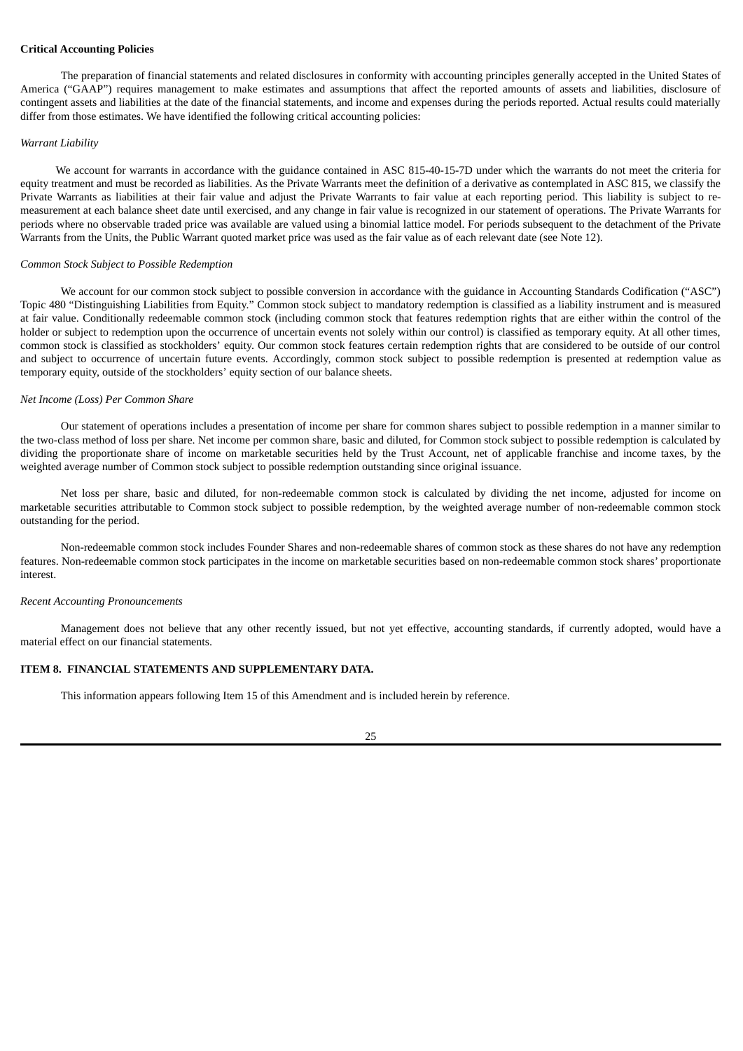**Critical Accounting Policies**

The preparation of financial statements and related disclosures in conformity with accounting principles generally accepted in the United States of America ("GAAP") requires management to make estimates and assumptions that affect the reported amounts of assets and liabilities, disclosure of contingent assets and liabilities at the date of the financial statements, and income and expenses during the periods reported. Actual results could materially differ from those estimates. We have identified the following critical accounting policies:

*Warrant Liability*

We account for warrants in accordance with the guidance contained in ASC 815-40-15-7D under which the warrants do not meet the criteria for equity treatment and must be recorded as liabilities. As the Private Warrants meet the definition of a derivative as contemplated in ASC 815, we classify the Private Warrants as liabilities at their fair value and adjust the Private Warrants to fair value at each reporting period. This liability is subject to re-measurement at each balance sheet date until exercised, and any change in fair value is recognized in our statement of operations. The Private Warrants for periods where no observable traded price was available are valued using a binomial lattice model. For periods subsequent to the detachment of the Private Warrants from the Units, the Public Warrant quoted market price was used as the fair value as of each relevant date (see Note 12).

*Common Stock Subject to Possible Redemption*

We account for our common stock subject to possible conversion in accordance with the guidance in Accounting Standards Codification ("ASC") Topic 480 "Distinguishing Liabilities from Equity." Common stock subject to mandatory redemption is classified as a liability instrument and is measured at fair value. Conditionally redeemable common stock (including common stock that features redemption rights that are either within the control of the holder or subject to redemption upon the occurrence of uncertain events not solely within our control) is classified as temporary equity. At all other times, common stock is classified as stockholders' equity. Our common stock features certain redemption rights that are considered to be outside of our control and subject to occurrence of uncertain future events. Accordingly, common stock subject to possible redemption is presented at redemption value as temporary equity, outside of the stockholders' equity section of our balance sheets.

*Net Income (Loss) Per Common Share*

Our statement of operations includes a presentation of income per share for common shares subject to possible redemption in a manner similar to the two-class method of loss per share. Net income per common share, basic and diluted, for Common stock subject to possible redemption is calculated by dividing the proportionate share of income on marketable securities held by the Trust Account, net of applicable franchise and income taxes, by the weighted average number of Common stock subject to possible redemption outstanding since original issuance.

Net loss per share, basic and diluted, for non-redeemable common stock is calculated by dividing the net income, adjusted for income on marketable securities attributable to Common stock subject to possible redemption, by the weighted average number of non-redeemable common stock outstanding for the period.

Non-redeemable common stock includes Founder Shares and non-redeemable shares of common stock as these shares do not have any redemption features. Non-redeemable common stock participates in the income on marketable securities based on non-redeemable common stock shares' proportionate interest.

*Recent Accounting Pronouncements*

Management does not believe that any other recently issued, but not yet effective, accounting standards, if currently adopted, would have a material effect on our financial statements.

**ITEM 8. FINANCIAL STATEMENTS AND SUPPLEMENTARY DATA.**

This information appears following Item 15 of this Amendment and is included herein by reference.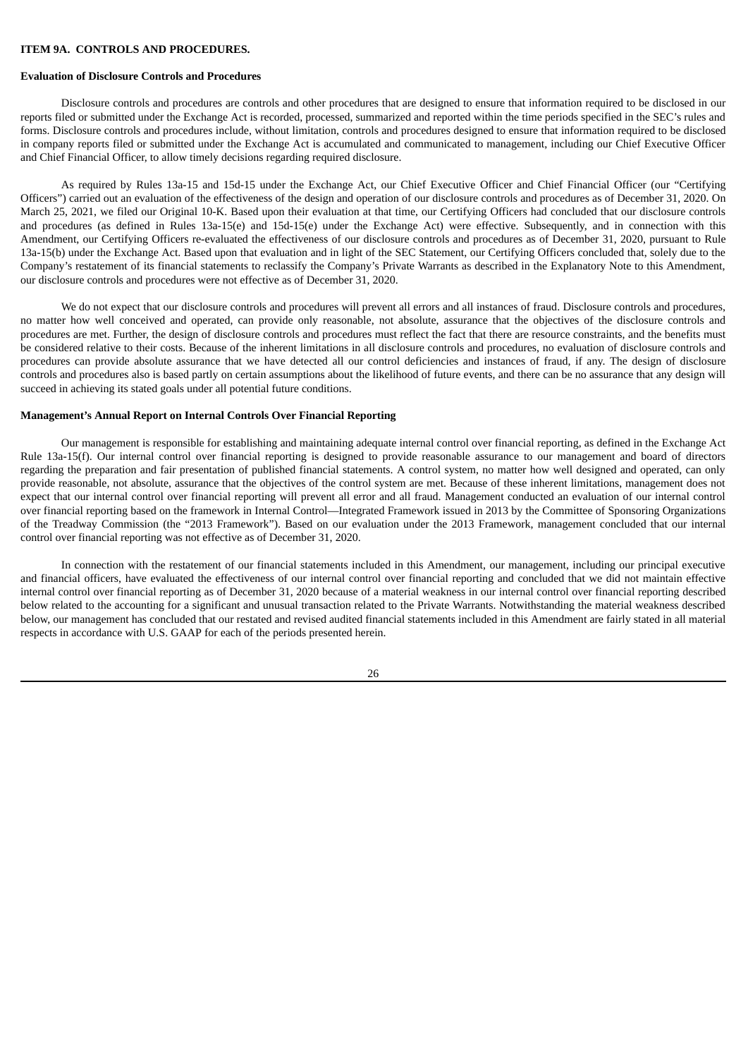## ITEM 9A. CONTROLS AND PROCEDURES.

### Evaluation of Disclosure Controls and Procedures

Disclosure controls and procedures are controls and other procedures that are designed to ensure that information required to be disclosed in our reports filed or submitted under the Exchange Act is recorded, processed, summarized and reported within the time periods specified in the SEC's rules and forms. Disclosure controls and procedures include, without limitation, controls and procedures designed to ensure that information required to be disclosed in company reports filed or submitted under the Exchange Act is accumulated and communicated to management, including our Chief Executive Officer and Chief Financial Officer, to allow timely decisions regarding required disclosure.

As required by Rules 13a-15 and 15d-15 under the Exchange Act, our Chief Executive Officer and Chief Financial Officer (our "Certifying Officers") carried out an evaluation of the effectiveness of the design and operation of our disclosure controls and procedures as of December 31, 2020. On March 25, 2021, we filed our Original 10-K. Based upon their evaluation at that time, our Certifying Officers had concluded that our disclosure controls and procedures (as defined in Rules 13a-15(e) and 15d-15(e) under the Exchange Act) were effective. Subsequently, and in connection with this Amendment, our Certifying Officers re-evaluated the effectiveness of our disclosure controls and procedures as of December 31, 2020, pursuant to Rule 13a-15(b) under the Exchange Act. Based upon that evaluation and in light of the SEC Statement, our Certifying Officers concluded that, solely due to the Company's restatement of its financial statements to reclassify the Company's Private Warrants as described in the Explanatory Note to this Amendment, our disclosure controls and procedures were not effective as of December 31, 2020.

We do not expect that our disclosure controls and procedures will prevent all errors and all instances of fraud. Disclosure controls and procedures, no matter how well conceived and operated, can provide only reasonable, not absolute, assurance that the objectives of the disclosure controls and procedures are met. Further, the design of disclosure controls and procedures must reflect the fact that there are resource constraints, and the benefits must be considered relative to their costs. Because of the inherent limitations in all disclosure controls and procedures, no evaluation of disclosure controls and procedures can provide absolute assurance that we have detected all our control deficiencies and instances of fraud, if any. The design of disclosure controls and procedures also is based partly on certain assumptions about the likelihood of future events, and there can be no assurance that any design will succeed in achieving its stated goals under all potential future conditions.

### Management's Annual Report on Internal Controls Over Financial Reporting

Our management is responsible for establishing and maintaining adequate internal control over financial reporting, as defined in the Exchange Act Rule 13a-15(f). Our internal control over financial reporting is designed to provide reasonable assurance to our management and board of directors regarding the preparation and fair presentation of published financial statements. A control system, no matter how well designed and operated, can only provide reasonable, not absolute, assurance that the objectives of the control system are met. Because of these inherent limitations, management does not expect that our internal control over financial reporting will prevent all error and all fraud. Management conducted an evaluation of our internal control over financial reporting based on the framework in Internal Control—Integrated Framework issued in 2013 by the Committee of Sponsoring Organizations of the Treadway Commission (the "2013 Framework"). Based on our evaluation under the 2013 Framework, management concluded that our internal control over financial reporting was not effective as of December 31, 2020.

In connection with the restatement of our financial statements included in this Amendment, our management, including our principal executive and financial officers, have evaluated the effectiveness of our internal control over financial reporting and concluded that we did not maintain effective internal control over financial reporting as of December 31, 2020 because of a material weakness in our internal control over financial reporting described below related to the accounting for a significant and unusual transaction related to the Private Warrants. Notwithstanding the material weakness described below, our management has concluded that our restated and revised audited financial statements included in this Amendment are fairly stated in all material respects in accordance with U.S. GAAP for each of the periods presented herein.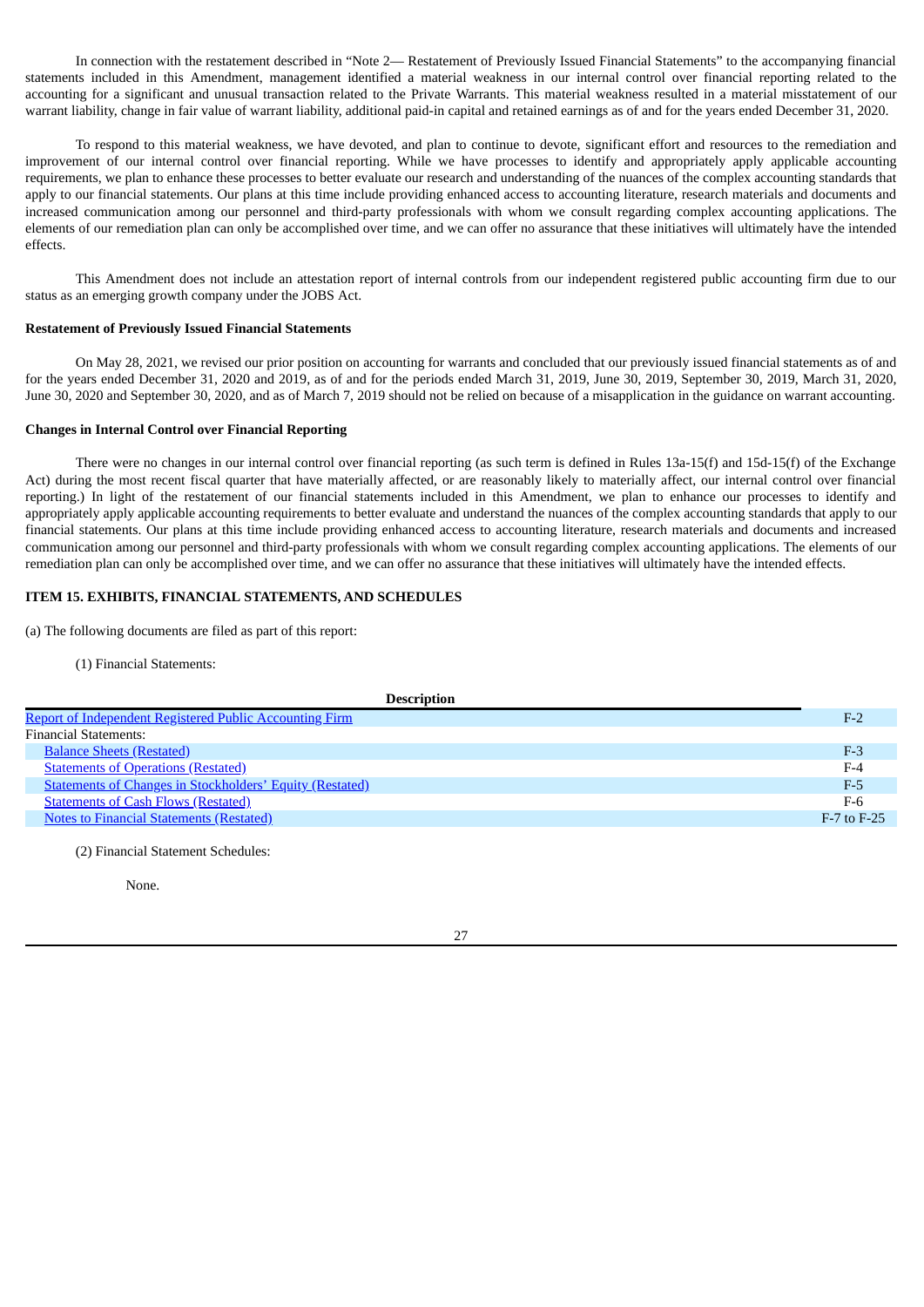In connection with the restatement described in "Note 2— Restatement of Previously Issued Financial Statements" to the accompanying financial statements included in this Amendment, management identified a material weakness in our internal control over financial reporting related to the accounting for a significant and unusual transaction related to the Private Warrants. This material weakness resulted in a material misstatement of our warrant liability, change in fair value of warrant liability, additional paid-in capital and retained earnings as of and for the years ended December 31, 2020.

To respond to this material weakness, we have devoted, and plan to continue to devote, significant effort and resources to the remediation and improvement of our internal control over financial reporting. While we have processes to identify and appropriately apply applicable accounting requirements, we plan to enhance these processes to better evaluate our research and understanding of the nuances of the complex accounting standards that apply to our financial statements. Our plans at this time include providing enhanced access to accounting literature, research materials and documents and increased communication among our personnel and third-party professionals with whom we consult regarding complex accounting applications. The elements of our remediation plan can only be accomplished over time, and we can offer no assurance that these initiatives will ultimately have the intended effects.

This Amendment does not include an attestation report of internal controls from our independent registered public accounting firm due to our status as an emerging growth company under the JOBS Act.

**Restatement of Previously Issued Financial Statements**

On May 28, 2021, we revised our prior position on accounting for warrants and concluded that our previously issued financial statements as of and for the years ended December 31, 2020 and 2019, as of and for the periods ended March 31, 2019, June 30, 2019, September 30, 2019, March 31, 2020, June 30, 2020 and September 30, 2020, and as of March 7, 2019 should not be relied on because of a misapplication in the guidance on warrant accounting.

**Changes in Internal Control over Financial Reporting**

There were no changes in our internal control over financial reporting (as such term is defined in Rules 13a-15(f) and 15d-15(f) of the Exchange Act) during the most recent fiscal quarter that have materially affected, or are reasonably likely to materially affect, our internal control over financial reporting.) In light of the restatement of our financial statements included in this Amendment, we plan to enhance our processes to identify and appropriately apply applicable accounting requirements to better evaluate and understand the nuances of the complex accounting standards that apply to our financial statements. Our plans at this time include providing enhanced access to accounting literature, research materials and documents and increased communication among our personnel and third-party professionals with whom we consult regarding complex accounting applications. The elements of our remediation plan can only be accomplished over time, and we can offer no assurance that these initiatives will ultimately have the intended effects.

**ITEM 15. EXHIBITS, FINANCIAL STATEMENTS, AND SCHEDULES**

(a) The following documents are filed as part of this report:

(1) Financial Statements:

| Description | |
|---|---|
| Report of Independent Registered Public Accounting Firm | F-2 |
| Financial Statements: | |
| Balance Sheets (Restated) | F-3 |
| Statements of Operations (Restated) | F-4 |
| Statements of Changes in Stockholders' Equity (Restated) | F-5 |
| Statements of Cash Flows (Restated) | F-6 |
| Notes to Financial Statements (Restated) | F-7 to F-25 |

(2) Financial Statement Schedules:

None.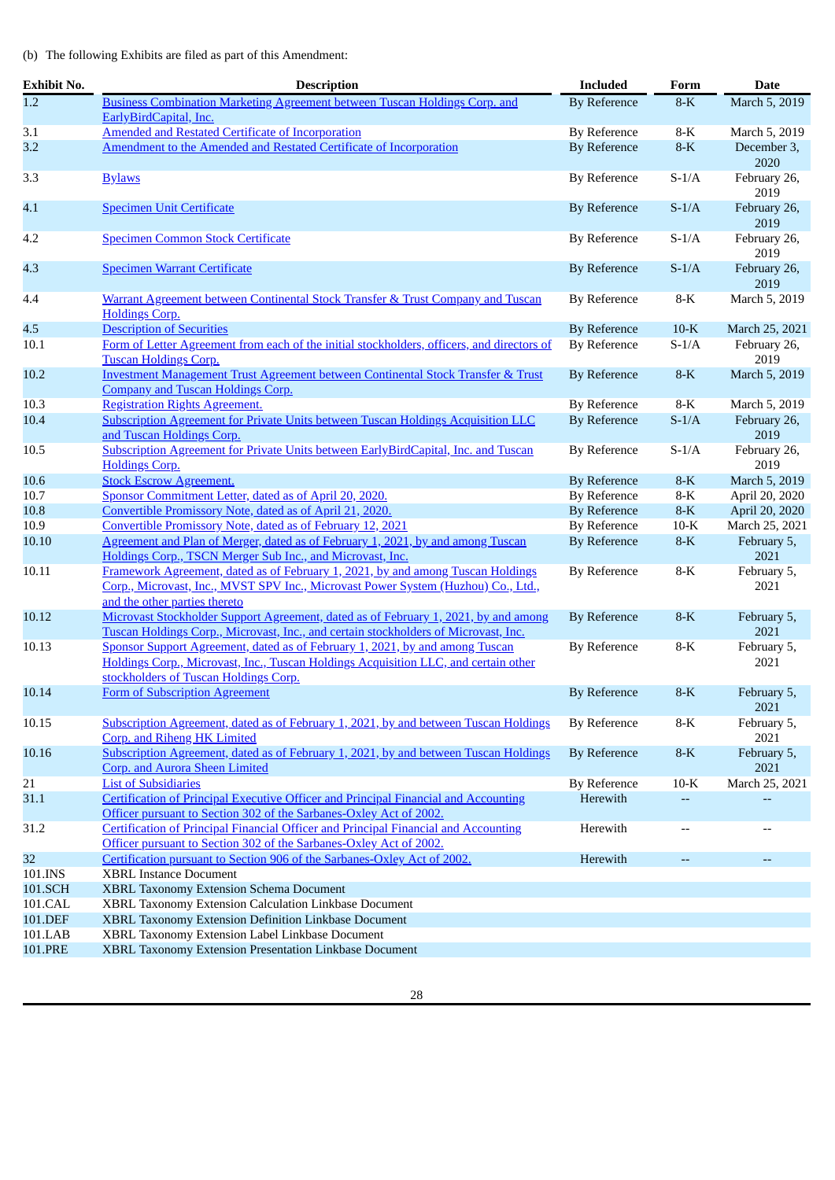(b) The following Exhibits are filed as part of this Amendment:

| Exhibit No. | Description | Included | Form | Date |
|---|---|---|---|---|
| 1.2 | Business Combination Marketing Agreement between Tuscan Holdings Corp. and EarlyBirdCapital, Inc. | By Reference | 8-K | March 5, 2019 |
| 3.1 | Amended and Restated Certificate of Incorporation | By Reference | 8-K | March 5, 2019 |
| 3.2 | Amendment to the Amended and Restated Certificate of Incorporation | By Reference | 8-K | December 3, 2020 |
| 3.3 | Bylaws | By Reference | S-1/A | February 26, 2019 |
| 4.1 | Specimen Unit Certificate | By Reference | S-1/A | February 26, 2019 |
| 4.2 | Specimen Common Stock Certificate | By Reference | S-1/A | February 26, 2019 |
| 4.3 | Specimen Warrant Certificate | By Reference | S-1/A | February 26, 2019 |
| 4.4 | Warrant Agreement between Continental Stock Transfer & Trust Company and Tuscan Holdings Corp. | By Reference | 8-K | March 5, 2019 |
| 4.5 | Description of Securities | By Reference | 10-K | March 25, 2021 |
| 10.1 | Form of Letter Agreement from each of the initial stockholders, officers, and directors of Tuscan Holdings Corp. | By Reference | S-1/A | February 26, 2019 |
| 10.2 | Investment Management Trust Agreement between Continental Stock Transfer & Trust Company and Tuscan Holdings Corp. | By Reference | 8-K | March 5, 2019 |
| 10.3 | Registration Rights Agreement. | By Reference | 8-K | March 5, 2019 |
| 10.4 | Subscription Agreement for Private Units between Tuscan Holdings Acquisition LLC and Tuscan Holdings Corp. | By Reference | S-1/A | February 26, 2019 |
| 10.5 | Subscription Agreement for Private Units between EarlyBirdCapital, Inc. and Tuscan Holdings Corp. | By Reference | S-1/A | February 26, 2019 |
| 10.6 | Stock Escrow Agreement. | By Reference | 8-K | March 5, 2019 |
| 10.7 | Sponsor Commitment Letter, dated as of April 20, 2020. | By Reference | 8-K | April 20, 2020 |
| 10.8 | Convertible Promissory Note, dated as of April 21, 2020. | By Reference | 8-K | April 20, 2020 |
| 10.9 | Convertible Promissory Note, dated as of February 12, 2021 | By Reference | 10-K | March 25, 2021 |
| 10.10 | Agreement and Plan of Merger, dated as of February 1, 2021, by and among Tuscan Holdings Corp., TSCN Merger Sub Inc., and Microvast, Inc. | By Reference | 8-K | February 5, 2021 |
| 10.11 | Framework Agreement, dated as of February 1, 2021, by and among Tuscan Holdings Corp., Microvast, Inc., MVST SPV Inc., Microvast Power System (Huzhou) Co., Ltd., and the other parties thereto | By Reference | 8-K | February 5, 2021 |
| 10.12 | Microvast Stockholder Support Agreement, dated as of February 1, 2021, by and among Tuscan Holdings Corp., Microvast, Inc., and certain stockholders of Microvast, Inc. | By Reference | 8-K | February 5, 2021 |
| 10.13 | Sponsor Support Agreement, dated as of February 1, 2021, by and among Tuscan Holdings Corp., Microvast, Inc., Tuscan Holdings Acquisition LLC, and certain other stockholders of Tuscan Holdings Corp. | By Reference | 8-K | February 5, 2021 |
| 10.14 | Form of Subscription Agreement | By Reference | 8-K | February 5, 2021 |
| 10.15 | Subscription Agreement, dated as of February 1, 2021, by and between Tuscan Holdings Corp. and Riheng HK Limited | By Reference | 8-K | February 5, 2021 |
| 10.16 | Subscription Agreement, dated as of February 1, 2021, by and between Tuscan Holdings Corp. and Aurora Sheen Limited | By Reference | 8-K | February 5, 2021 |
| 21 | List of Subsidiaries | By Reference | 10-K | March 25, 2021 |
| 31.1 | Certification of Principal Executive Officer and Principal Financial and Accounting Officer pursuant to Section 302 of the Sarbanes-Oxley Act of 2002. | Herewith | -- | -- |
| 31.2 | Certification of Principal Financial Officer and Principal Financial and Accounting Officer pursuant to Section 302 of the Sarbanes-Oxley Act of 2002. | Herewith | -- | -- |
| 32 | Certification pursuant to Section 906 of the Sarbanes-Oxley Act of 2002. | Herewith | -- | -- |
| 101.INS | XBRL Instance Document | | | |
| 101.SCH | XBRL Taxonomy Extension Schema Document | | | |
| 101.CAL | XBRL Taxonomy Extension Calculation Linkbase Document | | | |
| 101.DEF | XBRL Taxonomy Extension Definition Linkbase Document | | | |
| 101.LAB | XBRL Taxonomy Extension Label Linkbase Document | | | |
| 101.PRE | XBRL Taxonomy Extension Presentation Linkbase Document | | | |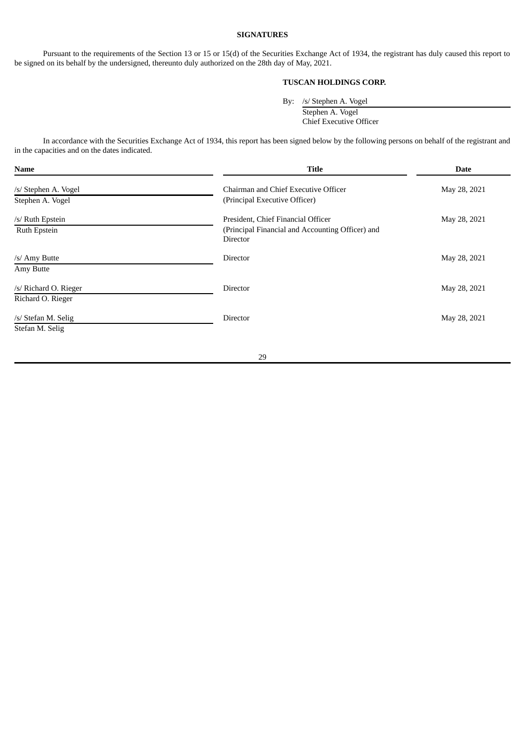## SIGNATURES

Pursuant to the requirements of the Section 13 or 15 or 15(d) of the Securities Exchange Act of 1934, the registrant has duly caused this report to be signed on its behalf by the undersigned, thereunto duly authorized on the 28th day of May, 2021.

**TUSCAN HOLDINGS CORP.**

By: /s/ Stephen A. Vogel
Stephen A. Vogel
Chief Executive Officer

In accordance with the Securities Exchange Act of 1934, this report has been signed below by the following persons on behalf of the registrant and in the capacities and on the dates indicated.

| Name | Title | Date |
|---|---|---|
| /s/ Stephen A. Vogel<br>Stephen A. Vogel | Chairman and Chief Executive Officer<br>(Principal Executive Officer) | May 28, 2021 |
| /s/ Ruth Epstein<br>Ruth Epstein | President, Chief Financial Officer<br>(Principal Financial and Accounting Officer) and Director | May 28, 2021 |
| /s/ Amy Butte<br>Amy Butte | Director | May 28, 2021 |
| /s/ Richard O. Rieger<br>Richard O. Rieger | Director | May 28, 2021 |
| /s/ Stefan M. Selig<br>Stefan M. Selig | Director | May 28, 2021 |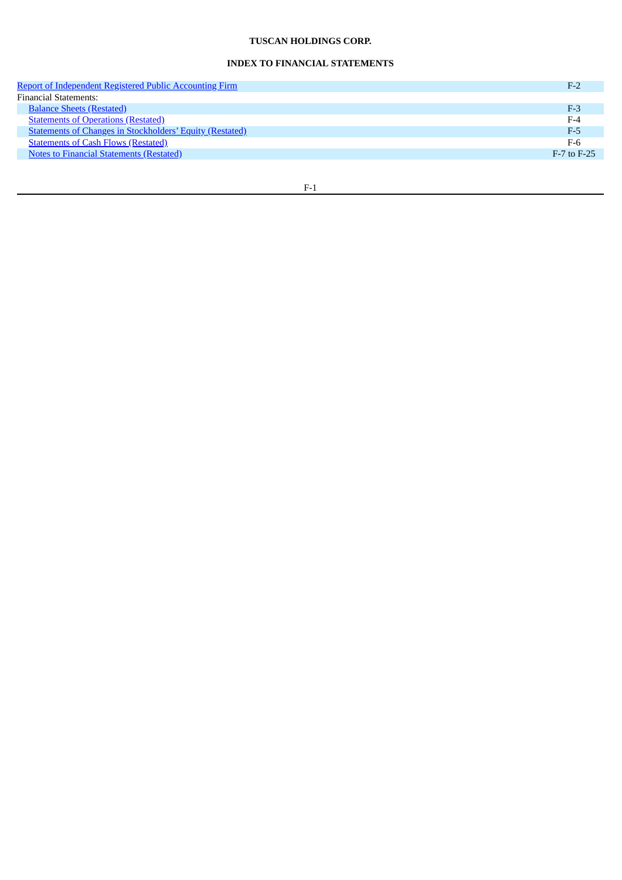**TUSCAN HOLDINGS CORP.**

**INDEX TO FINANCIAL STATEMENTS**

| | |
|---|---|
| Report of Independent Registered Public Accounting Firm | F-2 |
| Financial Statements: | |
| Balance Sheets (Restated) | F-3 |
| Statements of Operations (Restated) | F-4 |
| Statements of Changes in Stockholders' Equity (Restated) | F-5 |
| Statements of Cash Flows (Restated) | F-6 |
| Notes to Financial Statements (Restated) | F-7 to F-25 |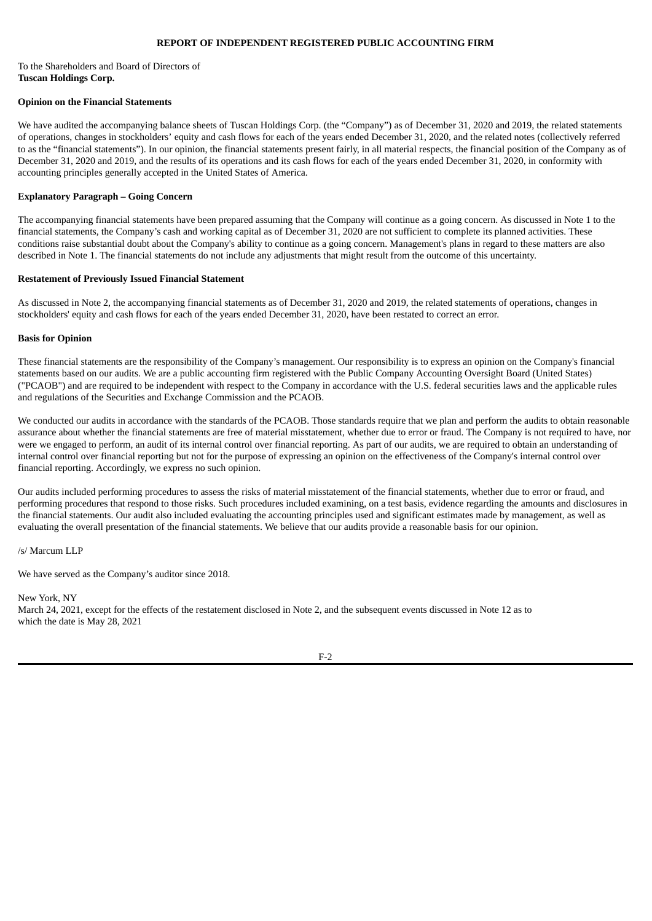# REPORT OF INDEPENDENT REGISTERED PUBLIC ACCOUNTING FIRM

To the Shareholders and Board of Directors of
**Tuscan Holdings Corp.**

**Opinion on the Financial Statements**

We have audited the accompanying balance sheets of Tuscan Holdings Corp. (the "Company") as of December 31, 2020 and 2019, the related statements of operations, changes in stockholders' equity and cash flows for each of the years ended December 31, 2020, and the related notes (collectively referred to as the "financial statements"). In our opinion, the financial statements present fairly, in all material respects, the financial position of the Company as of December 31, 2020 and 2019, and the results of its operations and its cash flows for each of the years ended December 31, 2020, in conformity with accounting principles generally accepted in the United States of America.

**Explanatory Paragraph – Going Concern**

The accompanying financial statements have been prepared assuming that the Company will continue as a going concern. As discussed in Note 1 to the financial statements, the Company's cash and working capital as of December 31, 2020 are not sufficient to complete its planned activities. These conditions raise substantial doubt about the Company's ability to continue as a going concern. Management's plans in regard to these matters are also described in Note 1. The financial statements do not include any adjustments that might result from the outcome of this uncertainty.

**Restatement of Previously Issued Financial Statement**

As discussed in Note 2, the accompanying financial statements as of December 31, 2020 and 2019, the related statements of operations, changes in stockholders' equity and cash flows for each of the years ended December 31, 2020, have been restated to correct an error.

**Basis for Opinion**

These financial statements are the responsibility of the Company's management. Our responsibility is to express an opinion on the Company's financial statements based on our audits. We are a public accounting firm registered with the Public Company Accounting Oversight Board (United States) ("PCAOB") and are required to be independent with respect to the Company in accordance with the U.S. federal securities laws and the applicable rules and regulations of the Securities and Exchange Commission and the PCAOB.

We conducted our audits in accordance with the standards of the PCAOB. Those standards require that we plan and perform the audits to obtain reasonable assurance about whether the financial statements are free of material misstatement, whether due to error or fraud. The Company is not required to have, nor were we engaged to perform, an audit of its internal control over financial reporting. As part of our audits, we are required to obtain an understanding of internal control over financial reporting but not for the purpose of expressing an opinion on the effectiveness of the Company's internal control over financial reporting. Accordingly, we express no such opinion.

Our audits included performing procedures to assess the risks of material misstatement of the financial statements, whether due to error or fraud, and performing procedures that respond to those risks. Such procedures included examining, on a test basis, evidence regarding the amounts and disclosures in the financial statements. Our audit also included evaluating the accounting principles used and significant estimates made by management, as well as evaluating the overall presentation of the financial statements. We believe that our audits provide a reasonable basis for our opinion.

/s/ Marcum LLP

We have served as the Company's auditor since 2018.

New York, NY
March 24, 2021, except for the effects of the restatement disclosed in Note 2, and the subsequent events discussed in Note 12 as to which the date is May 28, 2021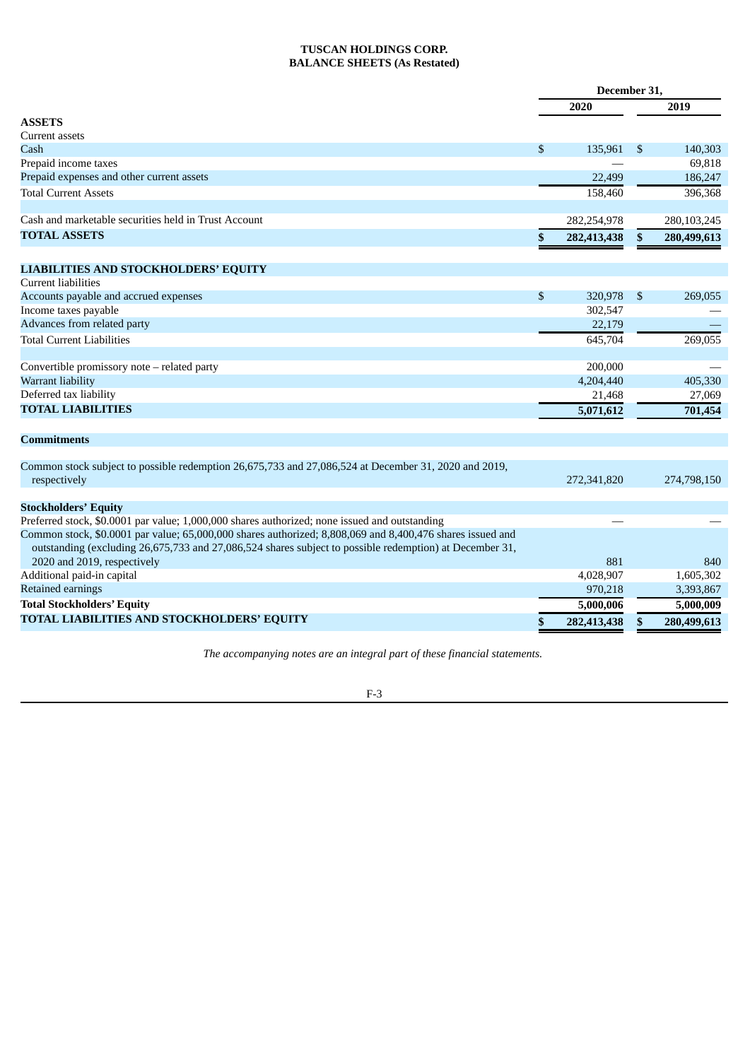**TUSCAN HOLDINGS CORP.**
**BALANCE SHEETS (As Restated)**

| | December 31, | |
|---|---|---|
| | 2020 | 2019 |
| **ASSETS** | | |
| Current assets | | |
| Cash | $ 135,961 | $ 140,303 |
| Prepaid income taxes | — | 69,818 |
| Prepaid expenses and other current assets | 22,499 | 186,247 |
| Total Current Assets | 158,460 | 396,368 |
| | | |
| Cash and marketable securities held in Trust Account | 282,254,978 | 280,103,245 |
| **TOTAL ASSETS** | **$ 282,413,438** | **$ 280,499,613** |
| | | |
| **LIABILITIES AND STOCKHOLDERS' EQUITY** | | |
| Current liabilities | | |
| Accounts payable and accrued expenses | $ 320,978 | $ 269,055 |
| Income taxes payable | 302,547 | — |
| Advances from related party | 22,179 | — |
| Total Current Liabilities | 645,704 | 269,055 |
| | | |
| Convertible promissory note – related party | 200,000 | — |
| Warrant liability | 4,204,440 | 405,330 |
| Deferred tax liability | 21,468 | 27,069 |
| **TOTAL LIABILITIES** | **5,071,612** | **701,454** |
| | | |
| **Commitments** | | |
| | | |
| Common stock subject to possible redemption 26,675,733 and 27,086,524 at December 31, 2020 and 2019, respectively | 272,341,820 | 274,798,150 |
| | | |
| **Stockholders' Equity** | | |
| Preferred stock, $0.0001 par value; 1,000,000 shares authorized; none issued and outstanding | — | — |
| Common stock, $0.0001 par value; 65,000,000 shares authorized; 8,808,069 and 8,400,476 shares issued and outstanding (excluding 26,675,733 and 27,086,524 shares subject to possible redemption) at December 31, 2020 and 2019, respectively | 881 | 840 |
| Additional paid-in capital | 4,028,907 | 1,605,302 |
| Retained earnings | 970,218 | 3,393,867 |
| **Total Stockholders' Equity** | **5,000,006** | **5,000,009** |
| **TOTAL LIABILITIES AND STOCKHOLDERS' EQUITY** | **$ 282,413,438** | **$ 280,499,613** |

*The accompanying notes are an integral part of these financial statements.*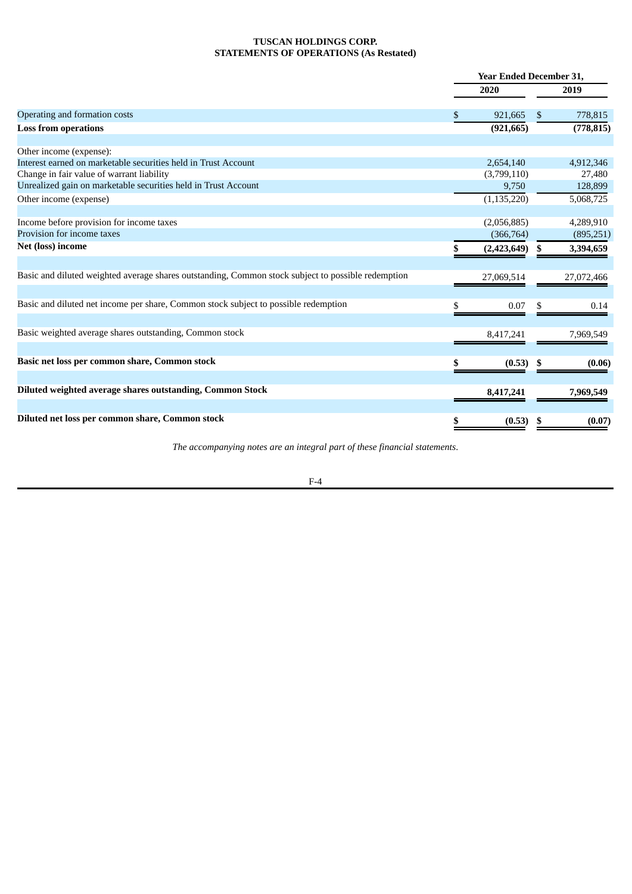**TUSCAN HOLDINGS CORP.**
**STATEMENTS OF OPERATIONS (As Restated)**

| | Year Ended December 31, | |
|---|---|---|
| | 2020 | 2019 |
| Operating and formation costs | $ 921,665 | $ 778,815 |
| **Loss from operations** | **(921,665)** | **(778,815)** |
| | | |
| Other income (expense): | | |
| Interest earned on marketable securities held in Trust Account | 2,654,140 | 4,912,346 |
| Change in fair value of warrant liability | (3,799,110) | 27,480 |
| Unrealized gain on marketable securities held in Trust Account | 9,750 | 128,899 |
| Other income (expense) | (1,135,220) | 5,068,725 |
| | | |
| Income before provision for income taxes | (2,056,885) | 4,289,910 |
| Provision for income taxes | (366,764) | (895,251) |
| **Net (loss) income** | **$ (2,423,649)** | **$ 3,394,659** |
| | | |
| Basic and diluted weighted average shares outstanding, Common stock subject to possible redemption | 27,069,514 | 27,072,466 |
| | | |
| Basic and diluted net income per share, Common stock subject to possible redemption | $ 0.07 | $ 0.14 |
| | | |
| Basic weighted average shares outstanding, Common stock | 8,417,241 | 7,969,549 |
| | | |
| **Basic net loss per common share, Common stock** | **$ (0.53)** | **$ (0.06)** |
| | | |
| **Diluted weighted average shares outstanding, Common Stock** | **8,417,241** | **7,969,549** |
| | | |
| **Diluted net loss per common share, Common stock** | **$ (0.53)** | **$ (0.07)** |

*The accompanying notes are an integral part of these financial statements.*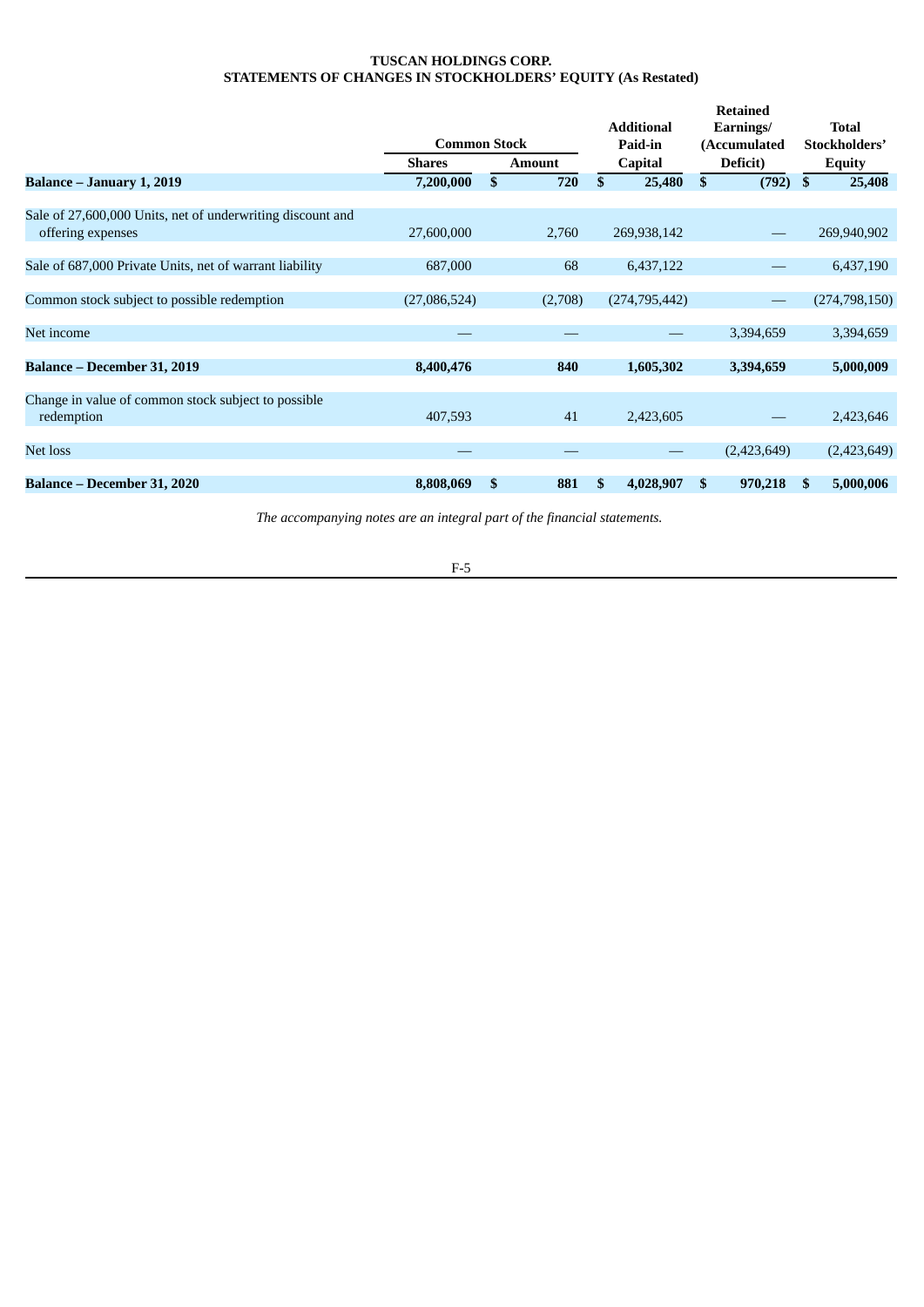**TUSCAN HOLDINGS CORP.**
**STATEMENTS OF CHANGES IN STOCKHOLDERS' EQUITY (As Restated)**

| | Common Stock | | Additional Paid-in Capital | Retained Earnings/ (Accumulated Deficit) | Total Stockholders' Equity |
|---|---|---|---|---|---|
| | Shares | Amount | | | |
| **Balance – January 1, 2019** | **7,200,000** | **$ 720** | **$ 25,480** | **$ (792)** | **$ 25,408** |
| Sale of 27,600,000 Units, net of underwriting discount and offering expenses | 27,600,000 | 2,760 | 269,938,142 | — | 269,940,902 |
| Sale of 687,000 Private Units, net of warrant liability | 687,000 | 68 | 6,437,122 | — | 6,437,190 |
| Common stock subject to possible redemption | (27,086,524) | (2,708) | (274,795,442) | — | (274,798,150) |
| Net income | — | — | — | 3,394,659 | 3,394,659 |
| **Balance – December 31, 2019** | **8,400,476** | **840** | **1,605,302** | **3,394,659** | **5,000,009** |
| Change in value of common stock subject to possible redemption | 407,593 | 41 | 2,423,605 | — | 2,423,646 |
| Net loss | — | — | — | (2,423,649) | (2,423,649) |
| **Balance – December 31, 2020** | **8,808,069** | **$ 881** | **$ 4,028,907** | **$ 970,218** | **$ 5,000,006** |

*The accompanying notes are an integral part of the financial statements.*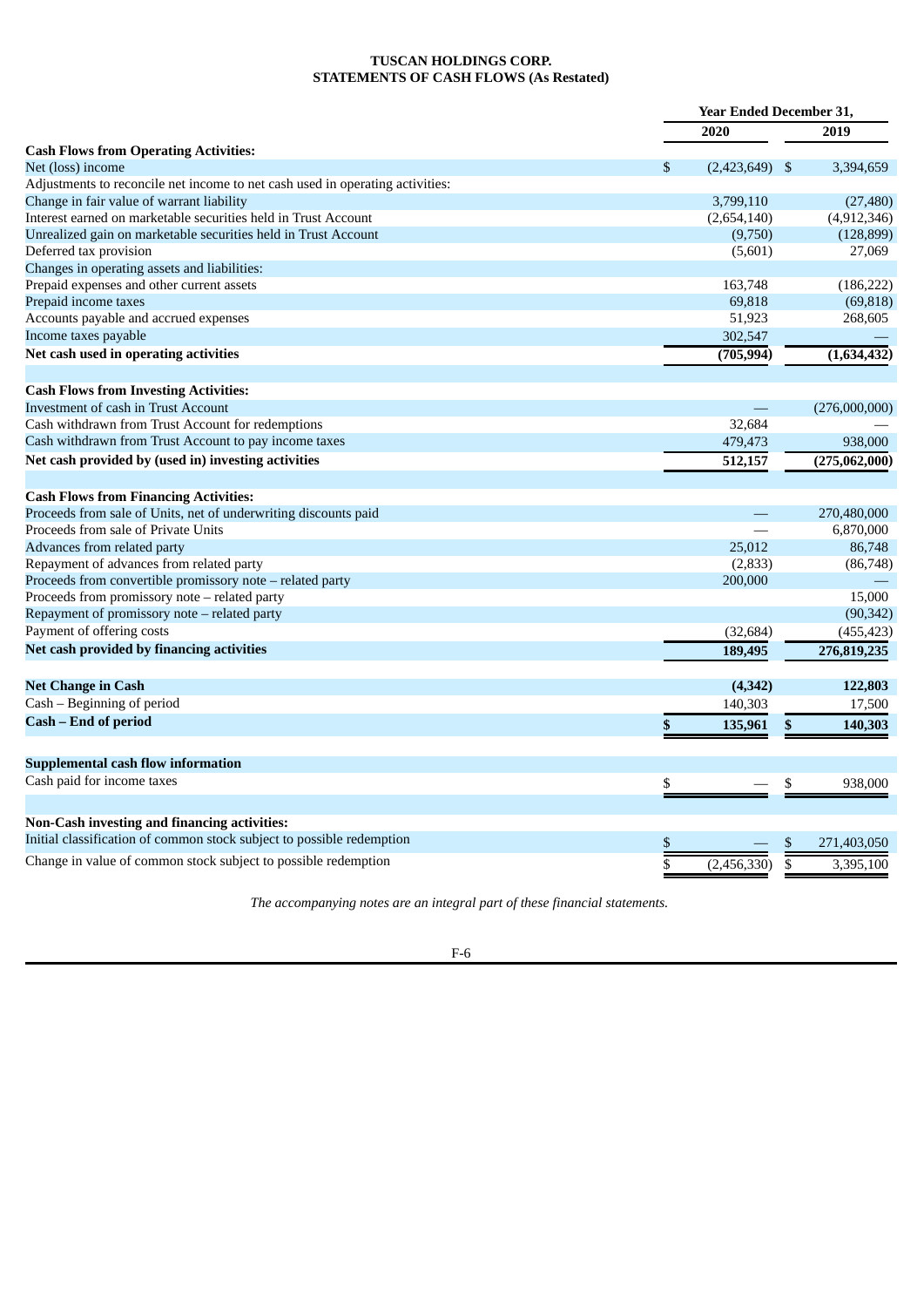**TUSCAN HOLDINGS CORP.**
**STATEMENTS OF CASH FLOWS (As Restated)**

| | Year Ended December 31, | |
|---|---|---|
| | **2020** | **2019** |
| **Cash Flows from Operating Activities:** | | |
| Net (loss) income | $ (2,423,649) | $ 3,394,659 |
| Adjustments to reconcile net income to net cash used in operating activities: | | |
| Change in fair value of warrant liability | 3,799,110 | (27,480) |
| Interest earned on marketable securities held in Trust Account | (2,654,140) | (4,912,346) |
| Unrealized gain on marketable securities held in Trust Account | (9,750) | (128,899) |
| Deferred tax provision | (5,601) | 27,069 |
| Changes in operating assets and liabilities: | | |
| Prepaid expenses and other current assets | 163,748 | (186,222) |
| Prepaid income taxes | 69,818 | (69,818) |
| Accounts payable and accrued expenses | 51,923 | 268,605 |
| Income taxes payable | 302,547 | — |
| **Net cash used in operating activities** | **(705,994)** | **(1,634,432)** |
| | | |
| **Cash Flows from Investing Activities:** | | |
| Investment of cash in Trust Account | — | (276,000,000) |
| Cash withdrawn from Trust Account for redemptions | 32,684 | — |
| Cash withdrawn from Trust Account to pay income taxes | 479,473 | 938,000 |
| **Net cash provided by (used in) investing activities** | **512,157** | **(275,062,000)** |
| | | |
| **Cash Flows from Financing Activities:** | | |
| Proceeds from sale of Units, net of underwriting discounts paid | — | 270,480,000 |
| Proceeds from sale of Private Units | — | 6,870,000 |
| Advances from related party | 25,012 | 86,748 |
| Repayment of advances from related party | (2,833) | (86,748) |
| Proceeds from convertible promissory note – related party | 200,000 | — |
| Proceeds from promissory note – related party | | 15,000 |
| Repayment of promissory note – related party | | (90,342) |
| Payment of offering costs | (32,684) | (455,423) |
| **Net cash provided by financing activities** | **189,495** | **276,819,235** |
| | | |
| **Net Change in Cash** | **(4,342)** | **122,803** |
| Cash – Beginning of period | 140,303 | 17,500 |
| **Cash – End of period** | **$ 135,961** | **$ 140,303** |
| | | |
| **Supplemental cash flow information** | | |
| Cash paid for income taxes | $ — | $ 938,000 |
| | | |
| **Non-Cash investing and financing activities:** | | |
| Initial classification of common stock subject to possible redemption | $ — | $ 271,403,050 |
| Change in value of common stock subject to possible redemption | $ (2,456,330) | $ 3,395,100 |

*The accompanying notes are an integral part of these financial statements.*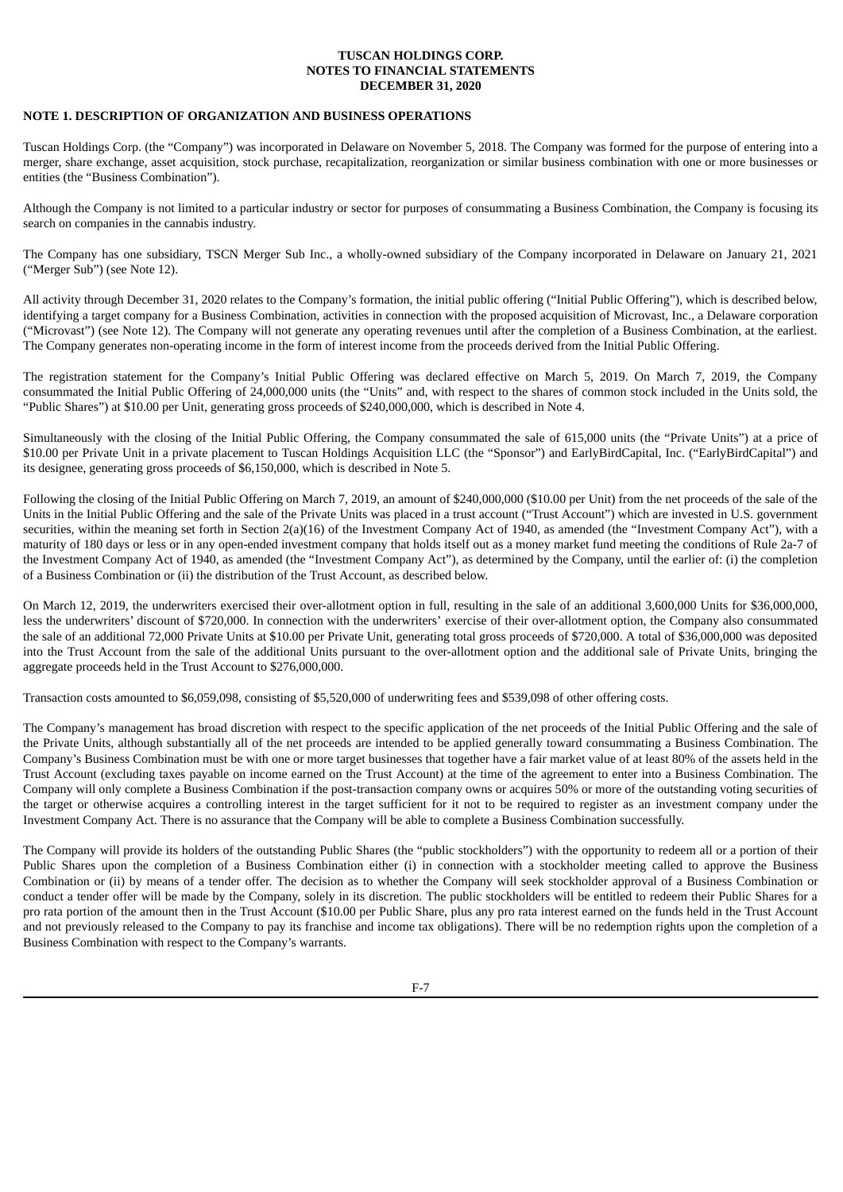**TUSCAN HOLDINGS CORP.**
**NOTES TO FINANCIAL STATEMENTS**
**DECEMBER 31, 2020**

**NOTE 1. DESCRIPTION OF ORGANIZATION AND BUSINESS OPERATIONS**

Tuscan Holdings Corp. (the "Company") was incorporated in Delaware on November 5, 2018. The Company was formed for the purpose of entering into a merger, share exchange, asset acquisition, stock purchase, recapitalization, reorganization or similar business combination with one or more businesses or entities (the "Business Combination").

Although the Company is not limited to a particular industry or sector for purposes of consummating a Business Combination, the Company is focusing its search on companies in the cannabis industry.

The Company has one subsidiary, TSCN Merger Sub Inc., a wholly-owned subsidiary of the Company incorporated in Delaware on January 21, 2021 ("Merger Sub") (see Note 12).

All activity through December 31, 2020 relates to the Company's formation, the initial public offering ("Initial Public Offering"), which is described below, identifying a target company for a Business Combination, activities in connection with the proposed acquisition of Microvast, Inc., a Delaware corporation ("Microvast") (see Note 12). The Company will not generate any operating revenues until after the completion of a Business Combination, at the earliest. The Company generates non-operating income in the form of interest income from the proceeds derived from the Initial Public Offering.

The registration statement for the Company's Initial Public Offering was declared effective on March 5, 2019. On March 7, 2019, the Company consummated the Initial Public Offering of 24,000,000 units (the "Units" and, with respect to the shares of common stock included in the Units sold, the "Public Shares") at $10.00 per Unit, generating gross proceeds of $240,000,000, which is described in Note 4.

Simultaneously with the closing of the Initial Public Offering, the Company consummated the sale of 615,000 units (the "Private Units") at a price of $10.00 per Private Unit in a private placement to Tuscan Holdings Acquisition LLC (the "Sponsor") and EarlyBirdCapital, Inc. ("EarlyBirdCapital") and its designee, generating gross proceeds of $6,150,000, which is described in Note 5.

Following the closing of the Initial Public Offering on March 7, 2019, an amount of $240,000,000 ($10.00 per Unit) from the net proceeds of the sale of the Units in the Initial Public Offering and the sale of the Private Units was placed in a trust account ("Trust Account") which are invested in U.S. government securities, within the meaning set forth in Section 2(a)(16) of the Investment Company Act of 1940, as amended (the "Investment Company Act"), with a maturity of 180 days or less or in any open-ended investment company that holds itself out as a money market fund meeting the conditions of Rule 2a-7 of the Investment Company Act of 1940, as amended (the "Investment Company Act"), as determined by the Company, until the earlier of: (i) the completion of a Business Combination or (ii) the distribution of the Trust Account, as described below.

On March 12, 2019, the underwriters exercised their over-allotment option in full, resulting in the sale of an additional 3,600,000 Units for $36,000,000, less the underwriters' discount of $720,000. In connection with the underwriters' exercise of their over-allotment option, the Company also consummated the sale of an additional 72,000 Private Units at $10.00 per Private Unit, generating total gross proceeds of $720,000. A total of $36,000,000 was deposited into the Trust Account from the sale of the additional Units pursuant to the over-allotment option and the additional sale of Private Units, bringing the aggregate proceeds held in the Trust Account to $276,000,000.

Transaction costs amounted to $6,059,098, consisting of $5,520,000 of underwriting fees and $539,098 of other offering costs.

The Company's management has broad discretion with respect to the specific application of the net proceeds of the Initial Public Offering and the sale of the Private Units, although substantially all of the net proceeds are intended to be applied generally toward consummating a Business Combination. The Company's Business Combination must be with one or more target businesses that together have a fair market value of at least 80% of the assets held in the Trust Account (excluding taxes payable on income earned on the Trust Account) at the time of the agreement to enter into a Business Combination. The Company will only complete a Business Combination if the post-transaction company owns or acquires 50% or more of the outstanding voting securities of the target or otherwise acquires a controlling interest in the target sufficient for it not to be required to register as an investment company under the Investment Company Act. There is no assurance that the Company will be able to complete a Business Combination successfully.

The Company will provide its holders of the outstanding Public Shares (the "public stockholders") with the opportunity to redeem all or a portion of their Public Shares upon the completion of a Business Combination either (i) in connection with a stockholder meeting called to approve the Business Combination or (ii) by means of a tender offer. The decision as to whether the Company will seek stockholder approval of a Business Combination or conduct a tender offer will be made by the Company, solely in its discretion. The public stockholders will be entitled to redeem their Public Shares for a pro rata portion of the amount then in the Trust Account ($10.00 per Public Share, plus any pro rata interest earned on the funds held in the Trust Account and not previously released to the Company to pay its franchise and income tax obligations). There will be no redemption rights upon the completion of a Business Combination with respect to the Company's warrants.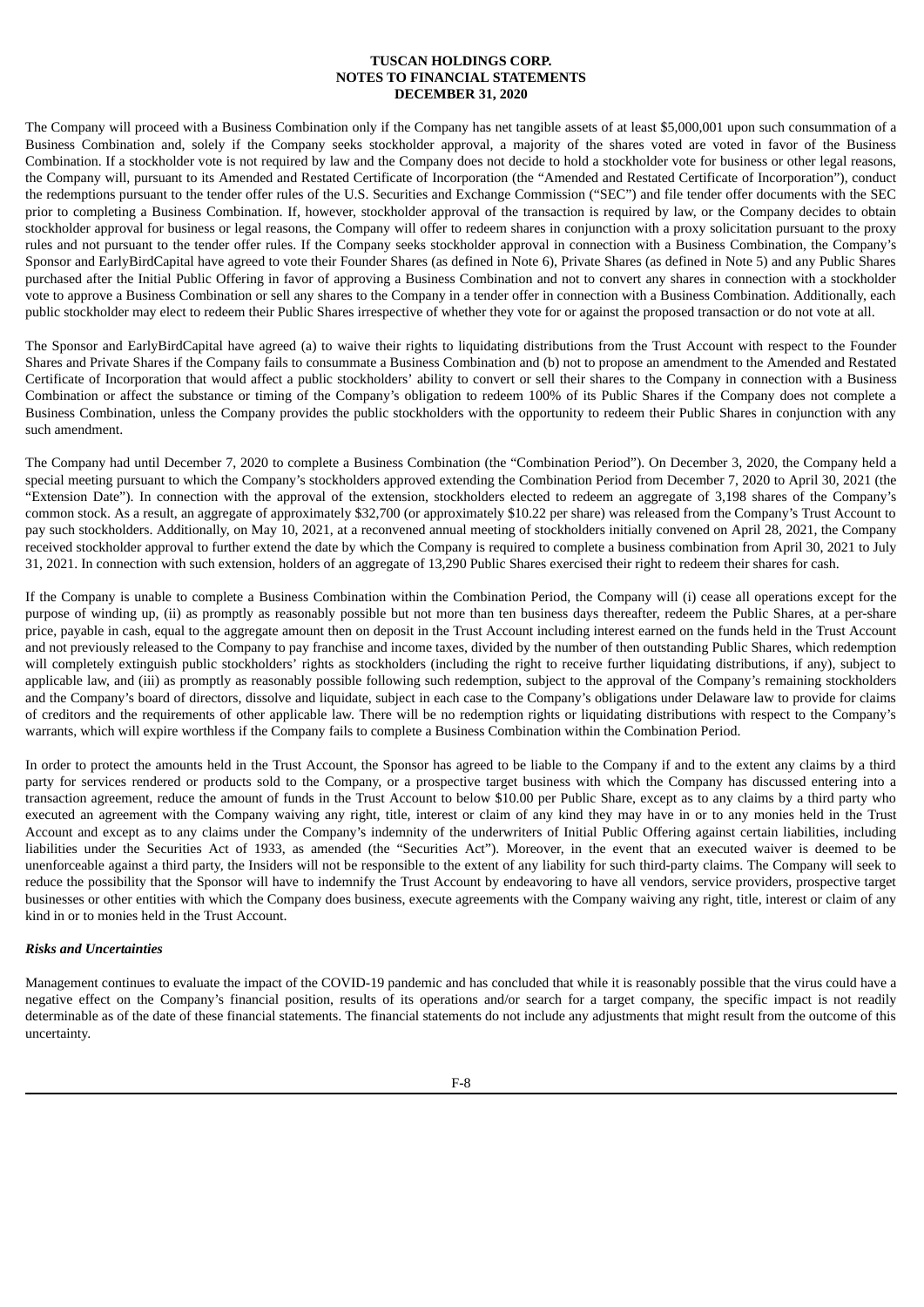The Company will proceed with a Business Combination only if the Company has net tangible assets of at least $5,000,001 upon such consummation of a Business Combination and, solely if the Company seeks stockholder approval, a majority of the shares voted are voted in favor of the Business Combination. If a stockholder vote is not required by law and the Company does not decide to hold a stockholder vote for business or other legal reasons, the Company will, pursuant to its Amended and Restated Certificate of Incorporation (the "Amended and Restated Certificate of Incorporation"), conduct the redemptions pursuant to the tender offer rules of the U.S. Securities and Exchange Commission ("SEC") and file tender offer documents with the SEC prior to completing a Business Combination. If, however, stockholder approval of the transaction is required by law, or the Company decides to obtain stockholder approval for business or legal reasons, the Company will offer to redeem shares in conjunction with a proxy solicitation pursuant to the proxy rules and not pursuant to the tender offer rules. If the Company seeks stockholder approval in connection with a Business Combination, the Company's Sponsor and EarlyBirdCapital have agreed to vote their Founder Shares (as defined in Note 6), Private Shares (as defined in Note 5) and any Public Shares purchased after the Initial Public Offering in favor of approving a Business Combination and not to convert any shares in connection with a stockholder vote to approve a Business Combination or sell any shares to the Company in a tender offer in connection with a Business Combination. Additionally, each public stockholder may elect to redeem their Public Shares irrespective of whether they vote for or against the proposed transaction or do not vote at all.

The Sponsor and EarlyBirdCapital have agreed (a) to waive their rights to liquidating distributions from the Trust Account with respect to the Founder Shares and Private Shares if the Company fails to consummate a Business Combination and (b) not to propose an amendment to the Amended and Restated Certificate of Incorporation that would affect a public stockholders' ability to convert or sell their shares to the Company in connection with a Business Combination or affect the substance or timing of the Company's obligation to redeem 100% of its Public Shares if the Company does not complete a Business Combination, unless the Company provides the public stockholders with the opportunity to redeem their Public Shares in conjunction with any such amendment.

The Company had until December 7, 2020 to complete a Business Combination (the "Combination Period"). On December 3, 2020, the Company held a special meeting pursuant to which the Company's stockholders approved extending the Combination Period from December 7, 2020 to April 30, 2021 (the "Extension Date"). In connection with the approval of the extension, stockholders elected to redeem an aggregate of 3,198 shares of the Company's common stock. As a result, an aggregate of approximately $32,700 (or approximately $10.22 per share) was released from the Company's Trust Account to pay such stockholders. Additionally, on May 10, 2021, at a reconvened annual meeting of stockholders initially convened on April 28, 2021, the Company received stockholder approval to further extend the date by which the Company is required to complete a business combination from April 30, 2021 to July 31, 2021. In connection with such extension, holders of an aggregate of 13,290 Public Shares exercised their right to redeem their shares for cash.

If the Company is unable to complete a Business Combination within the Combination Period, the Company will (i) cease all operations except for the purpose of winding up, (ii) as promptly as reasonably possible but not more than ten business days thereafter, redeem the Public Shares, at a per-share price, payable in cash, equal to the aggregate amount then on deposit in the Trust Account including interest earned on the funds held in the Trust Account and not previously released to the Company to pay franchise and income taxes, divided by the number of then outstanding Public Shares, which redemption will completely extinguish public stockholders' rights as stockholders (including the right to receive further liquidating distributions, if any), subject to applicable law, and (iii) as promptly as reasonably possible following such redemption, subject to the approval of the Company's remaining stockholders and the Company's board of directors, dissolve and liquidate, subject in each case to the Company's obligations under Delaware law to provide for claims of creditors and the requirements of other applicable law. There will be no redemption rights or liquidating distributions with respect to the Company's warrants, which will expire worthless if the Company fails to complete a Business Combination within the Combination Period.

In order to protect the amounts held in the Trust Account, the Sponsor has agreed to be liable to the Company if and to the extent any claims by a third party for services rendered or products sold to the Company, or a prospective target business with which the Company has discussed entering into a transaction agreement, reduce the amount of funds in the Trust Account to below $10.00 per Public Share, except as to any claims by a third party who executed an agreement with the Company waiving any right, title, interest or claim of any kind they may have in or to any monies held in the Trust Account and except as to any claims under the Company's indemnity of the underwriters of Initial Public Offering against certain liabilities, including liabilities under the Securities Act of 1933, as amended (the "Securities Act"). Moreover, in the event that an executed waiver is deemed to be unenforceable against a third party, the Insiders will not be responsible to the extent of any liability for such third-party claims. The Company will seek to reduce the possibility that the Sponsor will have to indemnify the Trust Account by endeavoring to have all vendors, service providers, prospective target businesses or other entities with which the Company does business, execute agreements with the Company waiving any right, title, interest or claim of any kind in or to monies held in the Trust Account.

***Risks and Uncertainties***

Management continues to evaluate the impact of the COVID-19 pandemic and has concluded that while it is reasonably possible that the virus could have a negative effect on the Company's financial position, results of its operations and/or search for a target company, the specific impact is not readily determinable as of the date of these financial statements. The financial statements do not include any adjustments that might result from the outcome of this uncertainty.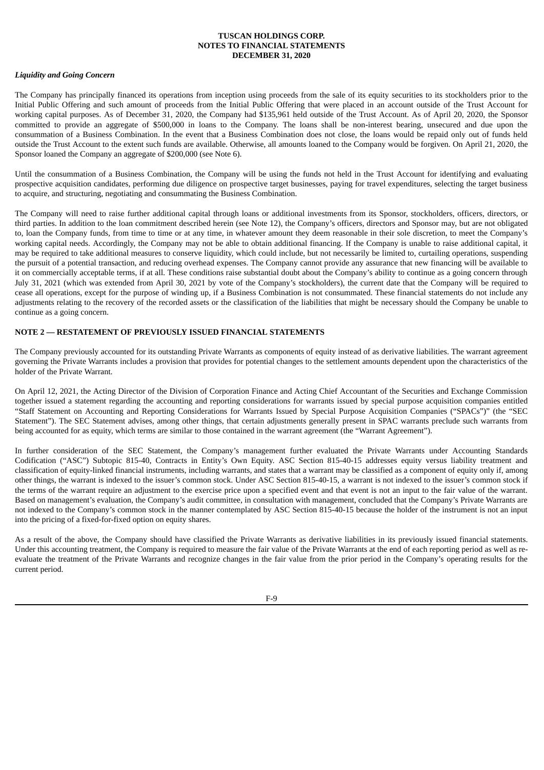### *Liquidity and Going Concern*

The Company has principally financed its operations from inception using proceeds from the sale of its equity securities to its stockholders prior to the Initial Public Offering and such amount of proceeds from the Initial Public Offering that were placed in an account outside of the Trust Account for working capital purposes. As of December 31, 2020, the Company had $135,961 held outside of the Trust Account. As of April 20, 2020, the Sponsor committed to provide an aggregate of $500,000 in loans to the Company. The loans shall be non-interest bearing, unsecured and due upon the consummation of a Business Combination. In the event that a Business Combination does not close, the loans would be repaid only out of funds held outside the Trust Account to the extent such funds are available. Otherwise, all amounts loaned to the Company would be forgiven. On April 21, 2020, the Sponsor loaned the Company an aggregate of $200,000 (see Note 6).

Until the consummation of a Business Combination, the Company will be using the funds not held in the Trust Account for identifying and evaluating prospective acquisition candidates, performing due diligence on prospective target businesses, paying for travel expenditures, selecting the target business to acquire, and structuring, negotiating and consummating the Business Combination.

The Company will need to raise further additional capital through loans or additional investments from its Sponsor, stockholders, officers, directors, or third parties. In addition to the loan commitment described herein (see Note 12), the Company's officers, directors and Sponsor may, but are not obligated to, loan the Company funds, from time to time or at any time, in whatever amount they deem reasonable in their sole discretion, to meet the Company's working capital needs. Accordingly, the Company may not be able to obtain additional financing. If the Company is unable to raise additional capital, it may be required to take additional measures to conserve liquidity, which could include, but not necessarily be limited to, curtailing operations, suspending the pursuit of a potential transaction, and reducing overhead expenses. The Company cannot provide any assurance that new financing will be available to it on commercially acceptable terms, if at all. These conditions raise substantial doubt about the Company's ability to continue as a going concern through July 31, 2021 (which was extended from April 30, 2021 by vote of the Company's stockholders), the current date that the Company will be required to cease all operations, except for the purpose of winding up, if a Business Combination is not consummated. These financial statements do not include any adjustments relating to the recovery of the recorded assets or the classification of the liabilities that might be necessary should the Company be unable to continue as a going concern.

## NOTE 2 — RESTATEMENT OF PREVIOUSLY ISSUED FINANCIAL STATEMENTS

The Company previously accounted for its outstanding Private Warrants as components of equity instead of as derivative liabilities. The warrant agreement governing the Private Warrants includes a provision that provides for potential changes to the settlement amounts dependent upon the characteristics of the holder of the Private Warrant.

On April 12, 2021, the Acting Director of the Division of Corporation Finance and Acting Chief Accountant of the Securities and Exchange Commission together issued a statement regarding the accounting and reporting considerations for warrants issued by special purpose acquisition companies entitled "Staff Statement on Accounting and Reporting Considerations for Warrants Issued by Special Purpose Acquisition Companies ("SPACs")" (the "SEC Statement"). The SEC Statement advises, among other things, that certain adjustments generally present in SPAC warrants preclude such warrants from being accounted for as equity, which terms are similar to those contained in the warrant agreement (the "Warrant Agreement").

In further consideration of the SEC Statement, the Company's management further evaluated the Private Warrants under Accounting Standards Codification ("ASC") Subtopic 815-40, Contracts in Entity's Own Equity. ASC Section 815-40-15 addresses equity versus liability treatment and classification of equity-linked financial instruments, including warrants, and states that a warrant may be classified as a component of equity only if, among other things, the warrant is indexed to the issuer's common stock. Under ASC Section 815-40-15, a warrant is not indexed to the issuer's common stock if the terms of the warrant require an adjustment to the exercise price upon a specified event and that event is not an input to the fair value of the warrant. Based on management's evaluation, the Company's audit committee, in consultation with management, concluded that the Company's Private Warrants are not indexed to the Company's common stock in the manner contemplated by ASC Section 815-40-15 because the holder of the instrument is not an input into the pricing of a fixed-for-fixed option on equity shares.

As a result of the above, the Company should have classified the Private Warrants as derivative liabilities in its previously issued financial statements. Under this accounting treatment, the Company is required to measure the fair value of the Private Warrants at the end of each reporting period as well as re-evaluate the treatment of the Private Warrants and recognize changes in the fair value from the prior period in the Company's operating results for the current period.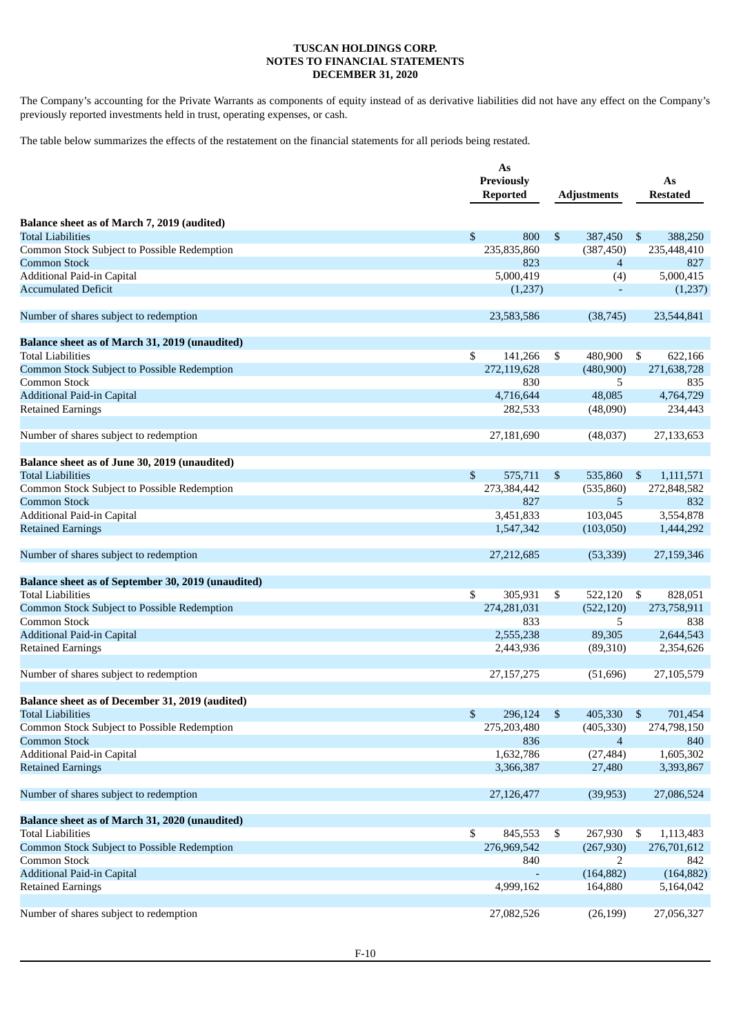**TUSCAN HOLDINGS CORP.**
**NOTES TO FINANCIAL STATEMENTS**
**DECEMBER 31, 2020**

The Company's accounting for the Private Warrants as components of equity instead of as derivative liabilities did not have any effect on the Company's previously reported investments held in trust, operating expenses, or cash.

The table below summarizes the effects of the restatement on the financial statements for all periods being restated.

| | As Previously Reported | Adjustments | As Restated |
|---|---|---|---|
| **Balance sheet as of March 7, 2019 (audited)** | | | |
| Total Liabilities | $ 800 | $ 387,450 | $ 388,250 |
| Common Stock Subject to Possible Redemption | 235,835,860 | (387,450) | 235,448,410 |
| Common Stock | 823 | 4 | 827 |
| Additional Paid-in Capital | 5,000,419 | (4) | 5,000,415 |
| Accumulated Deficit | (1,237) | - | (1,237) |
| Number of shares subject to redemption | 23,583,586 | (38,745) | 23,544,841 |
| **Balance sheet as of March 31, 2019 (unaudited)** | | | |
| Total Liabilities | $ 141,266 | $ 480,900 | $ 622,166 |
| Common Stock Subject to Possible Redemption | 272,119,628 | (480,900) | 271,638,728 |
| Common Stock | 830 | 5 | 835 |
| Additional Paid-in Capital | 4,716,644 | 48,085 | 4,764,729 |
| Retained Earnings | 282,533 | (48,090) | 234,443 |
| Number of shares subject to redemption | 27,181,690 | (48,037) | 27,133,653 |
| **Balance sheet as of June 30, 2019 (unaudited)** | | | |
| Total Liabilities | $ 575,711 | $ 535,860 | $ 1,111,571 |
| Common Stock Subject to Possible Redemption | 273,384,442 | (535,860) | 272,848,582 |
| Common Stock | 827 | 5 | 832 |
| Additional Paid-in Capital | 3,451,833 | 103,045 | 3,554,878 |
| Retained Earnings | 1,547,342 | (103,050) | 1,444,292 |
| Number of shares subject to redemption | 27,212,685 | (53,339) | 27,159,346 |
| **Balance sheet as of September 30, 2019 (unaudited)** | | | |
| Total Liabilities | $ 305,931 | $ 522,120 | $ 828,051 |
| Common Stock Subject to Possible Redemption | 274,281,031 | (522,120) | 273,758,911 |
| Common Stock | 833 | 5 | 838 |
| Additional Paid-in Capital | 2,555,238 | 89,305 | 2,644,543 |
| Retained Earnings | 2,443,936 | (89,310) | 2,354,626 |
| Number of shares subject to redemption | 27,157,275 | (51,696) | 27,105,579 |
| **Balance sheet as of December 31, 2019 (audited)** | | | |
| Total Liabilities | $ 296,124 | $ 405,330 | $ 701,454 |
| Common Stock Subject to Possible Redemption | 275,203,480 | (405,330) | 274,798,150 |
| Common Stock | 836 | 4 | 840 |
| Additional Paid-in Capital | 1,632,786 | (27,484) | 1,605,302 |
| Retained Earnings | 3,366,387 | 27,480 | 3,393,867 |
| Number of shares subject to redemption | 27,126,477 | (39,953) | 27,086,524 |
| **Balance sheet as of March 31, 2020 (unaudited)** | | | |
| Total Liabilities | $ 845,553 | $ 267,930 | $ 1,113,483 |
| Common Stock Subject to Possible Redemption | 276,969,542 | (267,930) | 276,701,612 |
| Common Stock | 840 | 2 | 842 |
| Additional Paid-in Capital | - | (164,882) | (164,882) |
| Retained Earnings | 4,999,162 | 164,880 | 5,164,042 |
| Number of shares subject to redemption | 27,082,526 | (26,199) | 27,056,327 |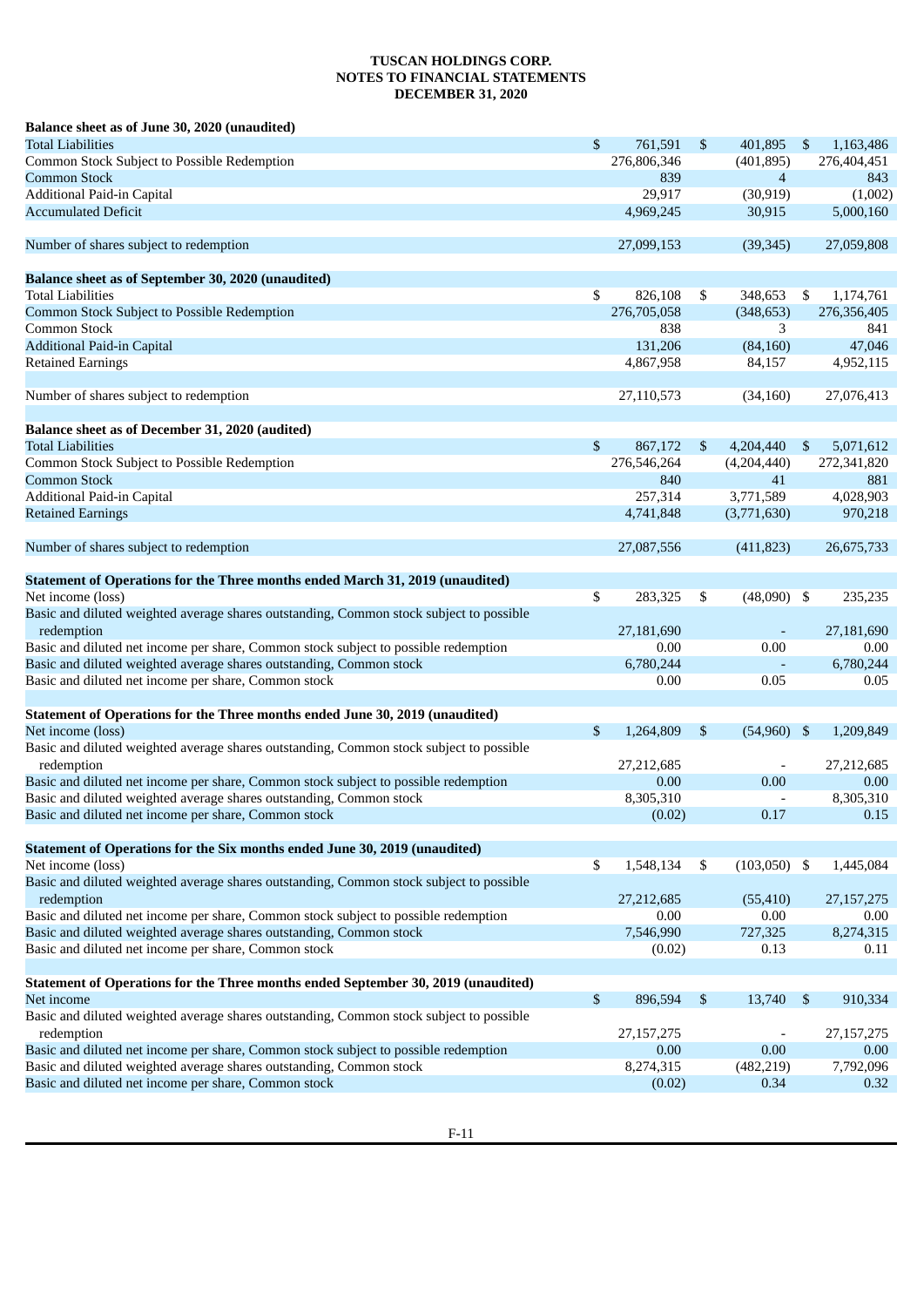**TUSCAN HOLDINGS CORP.**
**NOTES TO FINANCIAL STATEMENTS**
**DECEMBER 31, 2020**

| | | | |
|---|---|---|---|
| **Balance sheet as of June 30, 2020 (unaudited)** | | | |
| Total Liabilities | $ 761,591 | $ 401,895 | $ 1,163,486 |
| Common Stock Subject to Possible Redemption | 276,806,346 | (401,895) | 276,404,451 |
| Common Stock | 839 | 4 | 843 |
| Additional Paid-in Capital | 29,917 | (30,919) | (1,002) |
| Accumulated Deficit | 4,969,245 | 30,915 | 5,000,160 |
| | | | |
| Number of shares subject to redemption | 27,099,153 | (39,345) | 27,059,808 |
| | | | |
| **Balance sheet as of September 30, 2020 (unaudited)** | | | |
| Total Liabilities | $ 826,108 | $ 348,653 | $ 1,174,761 |
| Common Stock Subject to Possible Redemption | 276,705,058 | (348,653) | 276,356,405 |
| Common Stock | 838 | 3 | 841 |
| Additional Paid-in Capital | 131,206 | (84,160) | 47,046 |
| Retained Earnings | 4,867,958 | 84,157 | 4,952,115 |
| | | | |
| Number of shares subject to redemption | 27,110,573 | (34,160) | 27,076,413 |
| | | | |
| **Balance sheet as of December 31, 2020 (audited)** | | | |
| Total Liabilities | $ 867,172 | $ 4,204,440 | $ 5,071,612 |
| Common Stock Subject to Possible Redemption | 276,546,264 | (4,204,440) | 272,341,820 |
| Common Stock | 840 | 41 | 881 |
| Additional Paid-in Capital | 257,314 | 3,771,589 | 4,028,903 |
| Retained Earnings | 4,741,848 | (3,771,630) | 970,218 |
| | | | |
| Number of shares subject to redemption | 27,087,556 | (411,823) | 26,675,733 |
| | | | |
| **Statement of Operations for the Three months ended March 31, 2019 (unaudited)** | | | |
| Net income (loss) | $ 283,325 | $ (48,090) | $ 235,235 |
| Basic and diluted weighted average shares outstanding, Common stock subject to possible redemption | 27,181,690 | - | 27,181,690 |
| Basic and diluted net income per share, Common stock subject to possible redemption | 0.00 | 0.00 | 0.00 |
| Basic and diluted weighted average shares outstanding, Common stock | 6,780,244 | - | 6,780,244 |
| Basic and diluted net income per share, Common stock | 0.00 | 0.05 | 0.05 |
| | | | |
| **Statement of Operations for the Three months ended June 30, 2019 (unaudited)** | | | |
| Net income (loss) | $ 1,264,809 | $ (54,960) | $ 1,209,849 |
| Basic and diluted weighted average shares outstanding, Common stock subject to possible redemption | 27,212,685 | - | 27,212,685 |
| Basic and diluted net income per share, Common stock subject to possible redemption | 0.00 | 0.00 | 0.00 |
| Basic and diluted weighted average shares outstanding, Common stock | 8,305,310 | - | 8,305,310 |
| Basic and diluted net income per share, Common stock | (0.02) | 0.17 | 0.15 |
| | | | |
| **Statement of Operations for the Six months ended June 30, 2019 (unaudited)** | | | |
| Net income (loss) | $ 1,548,134 | $ (103,050) | $ 1,445,084 |
| Basic and diluted weighted average shares outstanding, Common stock subject to possible redemption | 27,212,685 | (55,410) | 27,157,275 |
| Basic and diluted net income per share, Common stock subject to possible redemption | 0.00 | 0.00 | 0.00 |
| Basic and diluted weighted average shares outstanding, Common stock | 7,546,990 | 727,325 | 8,274,315 |
| Basic and diluted net income per share, Common stock | (0.02) | 0.13 | 0.11 |
| | | | |
| **Statement of Operations for the Three months ended September 30, 2019 (unaudited)** | | | |
| Net income | $ 896,594 | $ 13,740 | $ 910,334 |
| Basic and diluted weighted average shares outstanding, Common stock subject to possible redemption | 27,157,275 | - | 27,157,275 |
| Basic and diluted net income per share, Common stock subject to possible redemption | 0.00 | 0.00 | 0.00 |
| Basic and diluted weighted average shares outstanding, Common stock | 8,274,315 | (482,219) | 7,792,096 |
| Basic and diluted net income per share, Common stock | (0.02) | 0.34 | 0.32 |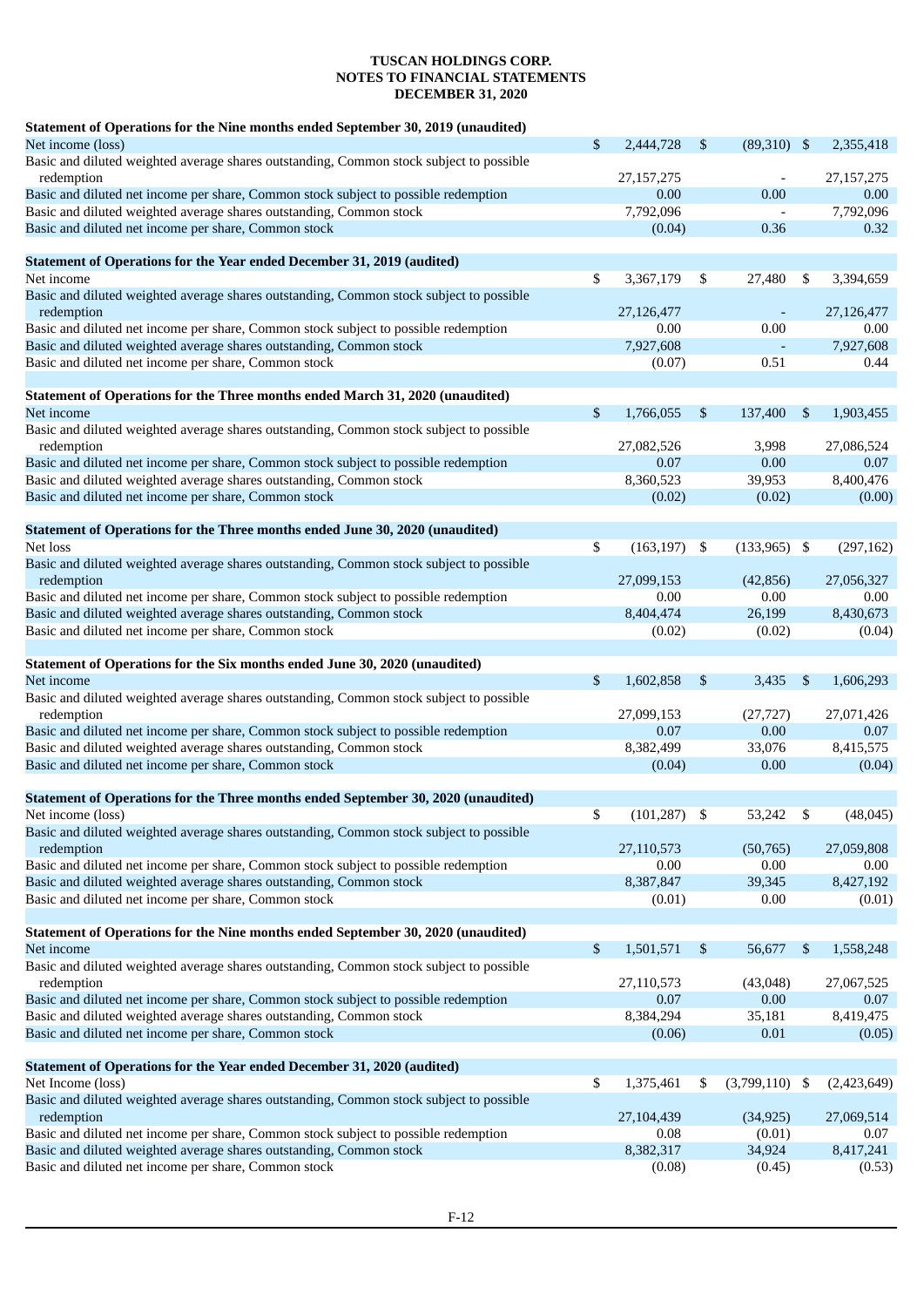**TUSCAN HOLDINGS CORP.**
**NOTES TO FINANCIAL STATEMENTS**
**DECEMBER 31, 2020**

| | | | |
|---|---|---|---|
| **Statement of Operations for the Nine months ended September 30, 2019 (unaudited)** | | | |
| Net income (loss) | $ 2,444,728 | $ (89,310) | $ 2,355,418 |
| Basic and diluted weighted average shares outstanding, Common stock subject to possible redemption | 27,157,275 | - | 27,157,275 |
| Basic and diluted net income per share, Common stock subject to possible redemption | 0.00 | 0.00 | 0.00 |
| Basic and diluted weighted average shares outstanding, Common stock | 7,792,096 | - | 7,792,096 |
| Basic and diluted net income per share, Common stock | (0.04) | 0.36 | 0.32 |
| | | | |
| **Statement of Operations for the Year ended December 31, 2019 (audited)** | | | |
| Net income | $ 3,367,179 | $ 27,480 | $ 3,394,659 |
| Basic and diluted weighted average shares outstanding, Common stock subject to possible redemption | 27,126,477 | - | 27,126,477 |
| Basic and diluted net income per share, Common stock subject to possible redemption | 0.00 | 0.00 | 0.00 |
| Basic and diluted weighted average shares outstanding, Common stock | 7,927,608 | - | 7,927,608 |
| Basic and diluted net income per share, Common stock | (0.07) | 0.51 | 0.44 |
| | | | |
| **Statement of Operations for the Three months ended March 31, 2020 (unaudited)** | | | |
| Net income | $ 1,766,055 | $ 137,400 | $ 1,903,455 |
| Basic and diluted weighted average shares outstanding, Common stock subject to possible redemption | 27,082,526 | 3,998 | 27,086,524 |
| Basic and diluted net income per share, Common stock subject to possible redemption | 0.07 | 0.00 | 0.07 |
| Basic and diluted weighted average shares outstanding, Common stock | 8,360,523 | 39,953 | 8,400,476 |
| Basic and diluted net income per share, Common stock | (0.02) | (0.02) | (0.00) |
| | | | |
| **Statement of Operations for the Three months ended June 30, 2020 (unaudited)** | | | |
| Net loss | $ (163,197) | $ (133,965) | $ (297,162) |
| Basic and diluted weighted average shares outstanding, Common stock subject to possible redemption | 27,099,153 | (42,856) | 27,056,327 |
| Basic and diluted net income per share, Common stock subject to possible redemption | 0.00 | 0.00 | 0.00 |
| Basic and diluted weighted average shares outstanding, Common stock | 8,404,474 | 26,199 | 8,430,673 |
| Basic and diluted net income per share, Common stock | (0.02) | (0.02) | (0.04) |
| | | | |
| **Statement of Operations for the Six months ended June 30, 2020 (unaudited)** | | | |
| Net income | $ 1,602,858 | $ 3,435 | $ 1,606,293 |
| Basic and diluted weighted average shares outstanding, Common stock subject to possible redemption | 27,099,153 | (27,727) | 27,071,426 |
| Basic and diluted net income per share, Common stock subject to possible redemption | 0.07 | 0.00 | 0.07 |
| Basic and diluted weighted average shares outstanding, Common stock | 8,382,499 | 33,076 | 8,415,575 |
| Basic and diluted net income per share, Common stock | (0.04) | 0.00 | (0.04) |
| | | | |
| **Statement of Operations for the Three months ended September 30, 2020 (unaudited)** | | | |
| Net income (loss) | $ (101,287) | $ 53,242 | $ (48,045) |
| Basic and diluted weighted average shares outstanding, Common stock subject to possible redemption | 27,110,573 | (50,765) | 27,059,808 |
| Basic and diluted net income per share, Common stock subject to possible redemption | 0.00 | 0.00 | 0.00 |
| Basic and diluted weighted average shares outstanding, Common stock | 8,387,847 | 39,345 | 8,427,192 |
| Basic and diluted net income per share, Common stock | (0.01) | 0.00 | (0.01) |
| | | | |
| **Statement of Operations for the Nine months ended September 30, 2020 (unaudited)** | | | |
| Net income | $ 1,501,571 | $ 56,677 | $ 1,558,248 |
| Basic and diluted weighted average shares outstanding, Common stock subject to possible redemption | 27,110,573 | (43,048) | 27,067,525 |
| Basic and diluted net income per share, Common stock subject to possible redemption | 0.07 | 0.00 | 0.07 |
| Basic and diluted weighted average shares outstanding, Common stock | 8,384,294 | 35,181 | 8,419,475 |
| Basic and diluted net income per share, Common stock | (0.06) | 0.01 | (0.05) |
| | | | |
| **Statement of Operations for the Year ended December 31, 2020 (audited)** | | | |
| Net Income (loss) | $ 1,375,461 | $ (3,799,110) | $ (2,423,649) |
| Basic and diluted weighted average shares outstanding, Common stock subject to possible redemption | 27,104,439 | (34,925) | 27,069,514 |
| Basic and diluted net income per share, Common stock subject to possible redemption | 0.08 | (0.01) | 0.07 |
| Basic and diluted weighted average shares outstanding, Common stock | 8,382,317 | 34,924 | 8,417,241 |
| Basic and diluted net income per share, Common stock | (0.08) | (0.45) | (0.53) |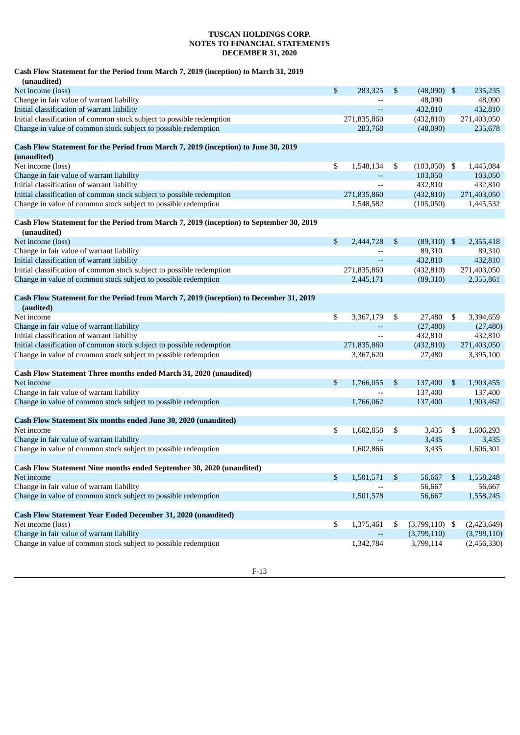**TUSCAN HOLDINGS CORP.**
**NOTES TO FINANCIAL STATEMENTS**
**DECEMBER 31, 2020**

| | | | | | | |
|---|---|---|---|---|---|---|
| **Cash Flow Statement for the Period from March 7, 2019 (inception) to March 31, 2019 (unaudited)** | | | | | | |
| Net income (loss) | $ | 283,325 | $ | (48,090) | $ | 235,235 |
| Change in fair value of warrant liability | | -- | | 48,090 | | 48,090 |
| Initial classification of warrant liability | | -- | | 432,810 | | 432,810 |
| Initial classification of common stock subject to possible redemption | | 271,835,860 | | (432,810) | | 271,403,050 |
| Change in value of common stock subject to possible redemption | | 283,768 | | (48,090) | | 235,678 |
| | | | | | | |
| **Cash Flow Statement for the Period from March 7, 2019 (inception) to June 30, 2019 (unaudited)** | | | | | | |
| Net income (loss) | $ | 1,548,134 | $ | (103,050) | $ | 1,445,084 |
| Change in fair value of warrant liability | | -- | | 103,050 | | 103,050 |
| Initial classification of warrant liability | | -- | | 432,810 | | 432,810 |
| Initial classification of common stock subject to possible redemption | | 271,835,860 | | (432,810) | | 271,403,050 |
| Change in value of common stock subject to possible redemption | | 1,548,582 | | (105,050) | | 1,445,532 |
| | | | | | | |
| **Cash Flow Statement for the Period from March 7, 2019 (inception) to September 30, 2019 (unaudited)** | | | | | | |
| Net income (loss) | $ | 2,444,728 | $ | (89,310) | $ | 2,355,418 |
| Change in fair value of warrant liability | | -- | | 89,310 | | 89,310 |
| Initial classification of warrant liability | | -- | | 432,810 | | 432,810 |
| Initial classification of common stock subject to possible redemption | | 271,835,860 | | (432,810) | | 271,403,050 |
| Change in value of common stock subject to possible redemption | | 2,445,171 | | (89,310) | | 2,355,861 |
| | | | | | | |
| **Cash Flow Statement for the Period from March 7, 2019 (inception) to December 31, 2019 (audited)** | | | | | | |
| Net income | $ | 3,367,179 | $ | 27,480 | $ | 3,394,659 |
| Change in fair value of warrant liability | | -- | | (27,480) | | (27,480) |
| Initial classification of warrant liability | | -- | | 432,810 | | 432,810 |
| Initial classification of common stock subject to possible redemption | | 271,835,860 | | (432,810) | | 271,403,050 |
| Change in value of common stock subject to possible redemption | | 3,367,620 | | 27,480 | | 3,395,100 |
| | | | | | | |
| **Cash Flow Statement Three months ended March 31, 2020 (unaudited)** | | | | | | |
| Net income | $ | 1,766,055 | $ | 137,400 | $ | 1,903,455 |
| Change in fair value of warrant liability | | -- | | 137,400 | | 137,400 |
| Change in value of common stock subject to possible redemption | | 1,766,062 | | 137,400 | | 1,903,462 |
| | | | | | | |
| **Cash Flow Statement Six months ended June 30, 2020 (unaudited)** | | | | | | |
| Net income | $ | 1,602,858 | $ | 3,435 | $ | 1,606,293 |
| Change in fair value of warrant liability | | -- | | 3,435 | | 3,435 |
| Change in value of common stock subject to possible redemption | | 1,602,866 | | 3,435 | | 1,606,301 |
| | | | | | | |
| **Cash Flow Statement Nine months ended September 30, 2020 (unaudited)** | | | | | | |
| Net income | $ | 1,501,571 | $ | 56,667 | $ | 1,558,248 |
| Change in fair value of warrant liability | | -- | | 56,667 | | 56,667 |
| Change in value of common stock subject to possible redemption | | 1,501,578 | | 56,667 | | 1,558,245 |
| | | | | | | |
| **Cash Flow Statement Year Ended December 31, 2020 (unaudited)** | | | | | | |
| Net income (loss) | $ | 1,375,461 | $ | (3,799,110) | $ | (2,423,649) |
| Change in fair value of warrant liability | | -- | | (3,799,110) | | (3,799,110) |
| Change in value of common stock subject to possible redemption | | 1,342,784 | | 3,799,114 | | (2,456,330) |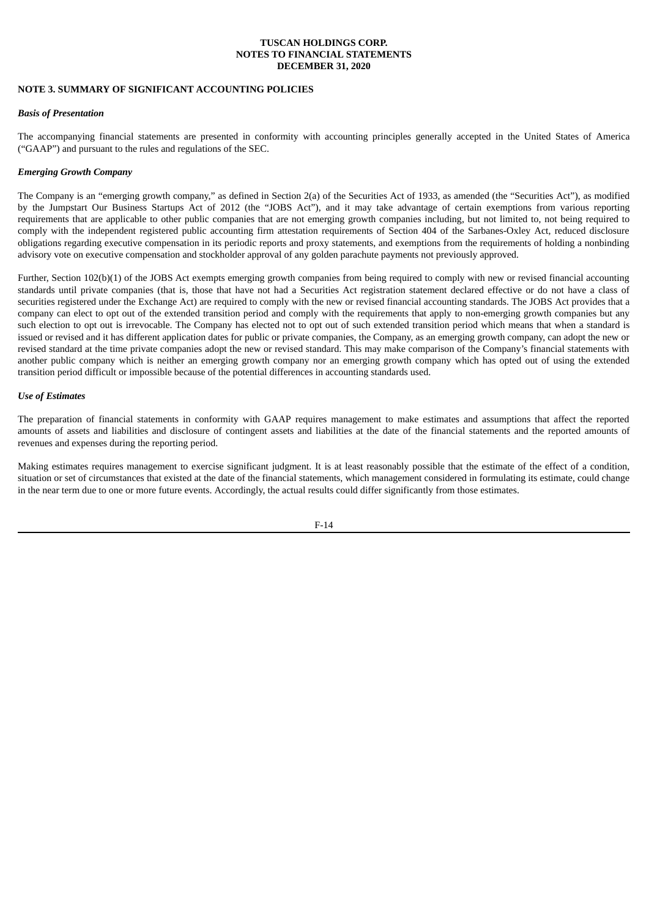**TUSCAN HOLDINGS CORP.**
**NOTES TO FINANCIAL STATEMENTS**
**DECEMBER 31, 2020**

**NOTE 3. SUMMARY OF SIGNIFICANT ACCOUNTING POLICIES**

***Basis of Presentation***

The accompanying financial statements are presented in conformity with accounting principles generally accepted in the United States of America ("GAAP") and pursuant to the rules and regulations of the SEC.

***Emerging Growth Company***

The Company is an "emerging growth company," as defined in Section 2(a) of the Securities Act of 1933, as amended (the "Securities Act"), as modified by the Jumpstart Our Business Startups Act of 2012 (the "JOBS Act"), and it may take advantage of certain exemptions from various reporting requirements that are applicable to other public companies that are not emerging growth companies including, but not limited to, not being required to comply with the independent registered public accounting firm attestation requirements of Section 404 of the Sarbanes-Oxley Act, reduced disclosure obligations regarding executive compensation in its periodic reports and proxy statements, and exemptions from the requirements of holding a nonbinding advisory vote on executive compensation and stockholder approval of any golden parachute payments not previously approved.

Further, Section 102(b)(1) of the JOBS Act exempts emerging growth companies from being required to comply with new or revised financial accounting standards until private companies (that is, those that have not had a Securities Act registration statement declared effective or do not have a class of securities registered under the Exchange Act) are required to comply with the new or revised financial accounting standards. The JOBS Act provides that a company can elect to opt out of the extended transition period and comply with the requirements that apply to non-emerging growth companies but any such election to opt out is irrevocable. The Company has elected not to opt out of such extended transition period which means that when a standard is issued or revised and it has different application dates for public or private companies, the Company, as an emerging growth company, can adopt the new or revised standard at the time private companies adopt the new or revised standard. This may make comparison of the Company's financial statements with another public company which is neither an emerging growth company nor an emerging growth company which has opted out of using the extended transition period difficult or impossible because of the potential differences in accounting standards used.

***Use of Estimates***

The preparation of financial statements in conformity with GAAP requires management to make estimates and assumptions that affect the reported amounts of assets and liabilities and disclosure of contingent assets and liabilities at the date of the financial statements and the reported amounts of revenues and expenses during the reporting period.

Making estimates requires management to exercise significant judgment. It is at least reasonably possible that the estimate of the effect of a condition, situation or set of circumstances that existed at the date of the financial statements, which management considered in formulating its estimate, could change in the near term due to one or more future events. Accordingly, the actual results could differ significantly from those estimates.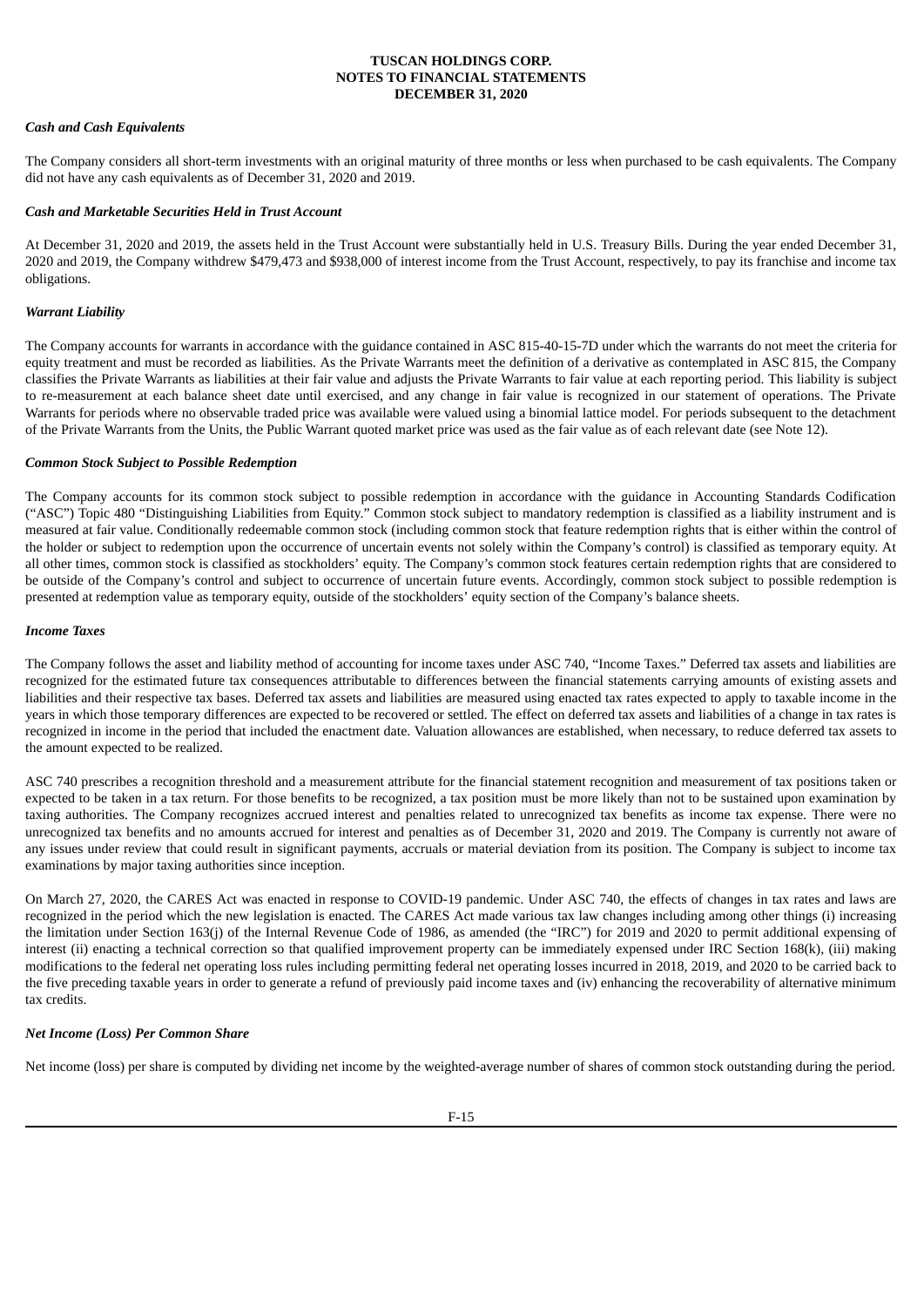### *Cash and Cash Equivalents*

The Company considers all short-term investments with an original maturity of three months or less when purchased to be cash equivalents. The Company did not have any cash equivalents as of December 31, 2020 and 2019.

### *Cash and Marketable Securities Held in Trust Account*

At December 31, 2020 and 2019, the assets held in the Trust Account were substantially held in U.S. Treasury Bills. During the year ended December 31, 2020 and 2019, the Company withdrew $479,473 and $938,000 of interest income from the Trust Account, respectively, to pay its franchise and income tax obligations.

### *Warrant Liability*

The Company accounts for warrants in accordance with the guidance contained in ASC 815-40-15-7D under which the warrants do not meet the criteria for equity treatment and must be recorded as liabilities. As the Private Warrants meet the definition of a derivative as contemplated in ASC 815, the Company classifies the Private Warrants as liabilities at their fair value and adjusts the Private Warrants to fair value at each reporting period. This liability is subject to re-measurement at each balance sheet date until exercised, and any change in fair value is recognized in our statement of operations. The Private Warrants for periods where no observable traded price was available were valued using a binomial lattice model. For periods subsequent to the detachment of the Private Warrants from the Units, the Public Warrant quoted market price was used as the fair value as of each relevant date (see Note 12).

### *Common Stock Subject to Possible Redemption*

The Company accounts for its common stock subject to possible redemption in accordance with the guidance in Accounting Standards Codification ("ASC") Topic 480 "Distinguishing Liabilities from Equity." Common stock subject to mandatory redemption is classified as a liability instrument and is measured at fair value. Conditionally redeemable common stock (including common stock that feature redemption rights that is either within the control of the holder or subject to redemption upon the occurrence of uncertain events not solely within the Company's control) is classified as temporary equity. At all other times, common stock is classified as stockholders' equity. The Company's common stock features certain redemption rights that are considered to be outside of the Company's control and subject to occurrence of uncertain future events. Accordingly, common stock subject to possible redemption is presented at redemption value as temporary equity, outside of the stockholders' equity section of the Company's balance sheets.

### *Income Taxes*

The Company follows the asset and liability method of accounting for income taxes under ASC 740, "Income Taxes." Deferred tax assets and liabilities are recognized for the estimated future tax consequences attributable to differences between the financial statements carrying amounts of existing assets and liabilities and their respective tax bases. Deferred tax assets and liabilities are measured using enacted tax rates expected to apply to taxable income in the years in which those temporary differences are expected to be recovered or settled. The effect on deferred tax assets and liabilities of a change in tax rates is recognized in income in the period that included the enactment date. Valuation allowances are established, when necessary, to reduce deferred tax assets to the amount expected to be realized.

ASC 740 prescribes a recognition threshold and a measurement attribute for the financial statement recognition and measurement of tax positions taken or expected to be taken in a tax return. For those benefits to be recognized, a tax position must be more likely than not to be sustained upon examination by taxing authorities. The Company recognizes accrued interest and penalties related to unrecognized tax benefits as income tax expense. There were no unrecognized tax benefits and no amounts accrued for interest and penalties as of December 31, 2020 and 2019. The Company is currently not aware of any issues under review that could result in significant payments, accruals or material deviation from its position. The Company is subject to income tax examinations by major taxing authorities since inception.

On March 27, 2020, the CARES Act was enacted in response to COVID-19 pandemic. Under ASC 740, the effects of changes in tax rates and laws are recognized in the period which the new legislation is enacted. The CARES Act made various tax law changes including among other things (i) increasing the limitation under Section 163(j) of the Internal Revenue Code of 1986, as amended (the "IRC") for 2019 and 2020 to permit additional expensing of interest (ii) enacting a technical correction so that qualified improvement property can be immediately expensed under IRC Section 168(k), (iii) making modifications to the federal net operating loss rules including permitting federal net operating losses incurred in 2018, 2019, and 2020 to be carried back to the five preceding taxable years in order to generate a refund of previously paid income taxes and (iv) enhancing the recoverability of alternative minimum tax credits.

### *Net Income (Loss) Per Common Share*

Net income (loss) per share is computed by dividing net income by the weighted-average number of shares of common stock outstanding during the period.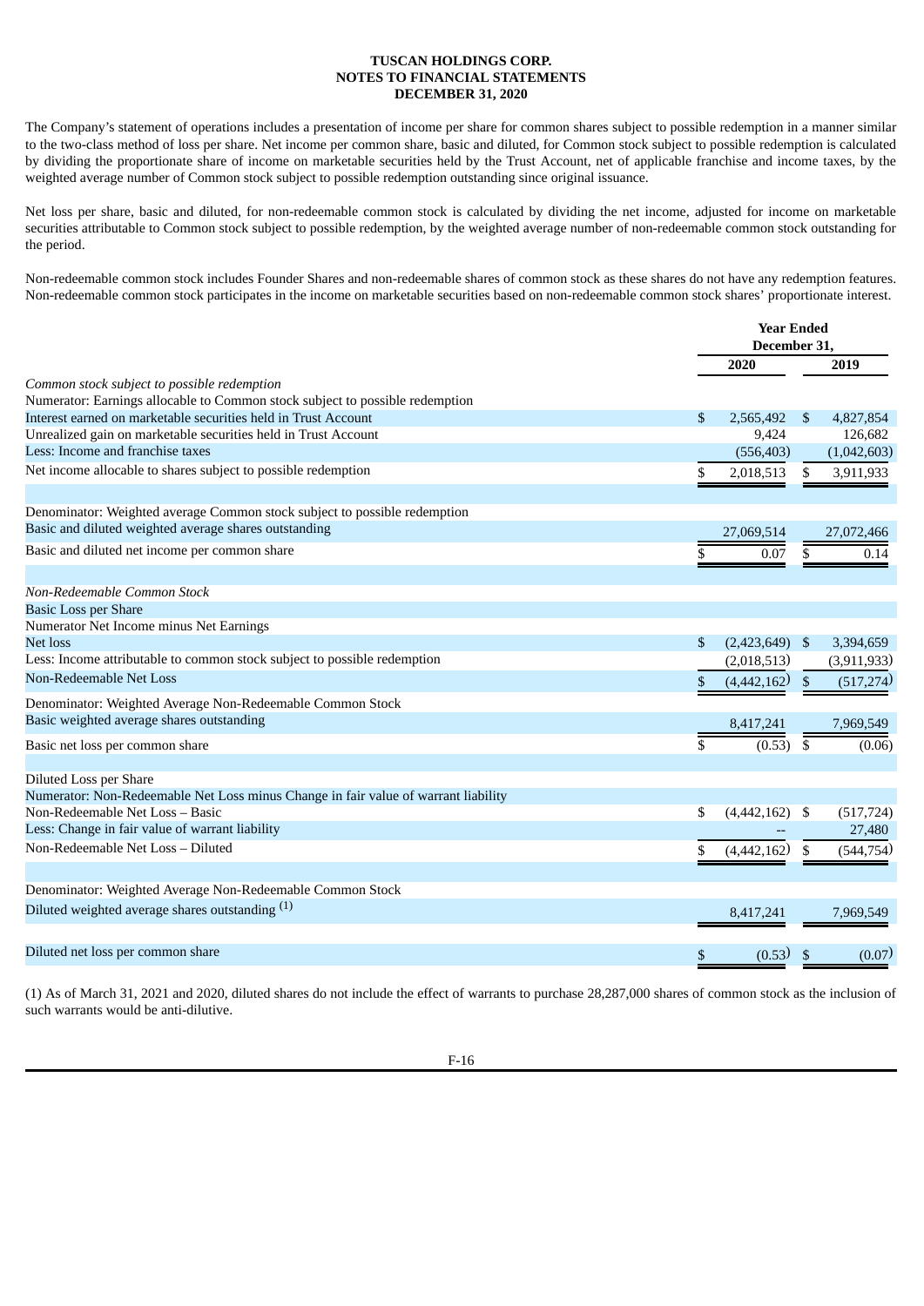# TUSCAN HOLDINGS CORP.
## NOTES TO FINANCIAL STATEMENTS
## DECEMBER 31, 2020

The Company's statement of operations includes a presentation of income per share for common shares subject to possible redemption in a manner similar to the two-class method of loss per share. Net income per common share, basic and diluted, for Common stock subject to possible redemption is calculated by dividing the proportionate share of income on marketable securities held by the Trust Account, net of applicable franchise and income taxes, by the weighted average number of Common stock subject to possible redemption outstanding since original issuance.

Net loss per share, basic and diluted, for non-redeemable common stock is calculated by dividing the net income, adjusted for income on marketable securities attributable to Common stock subject to possible redemption, by the weighted average number of non-redeemable common stock outstanding for the period.

Non-redeemable common stock includes Founder Shares and non-redeemable shares of common stock as these shares do not have any redemption features. Non-redeemable common stock participates in the income on marketable securities based on non-redeemable common stock shares' proportionate interest.

| | Year Ended December 31, | |
|---|---|---|
| | 2020 | 2019 |
| *Common stock subject to possible redemption* | | |
| Numerator: Earnings allocable to Common stock subject to possible redemption | | |
| Interest earned on marketable securities held in Trust Account | $ 2,565,492 | $ 4,827,854 |
| Unrealized gain on marketable securities held in Trust Account | 9,424 | 126,682 |
| Less: Income and franchise taxes | (556,403) | (1,042,603) |
| Net income allocable to shares subject to possible redemption | $ 2,018,513 | $ 3,911,933 |
| | | |
| Denominator: Weighted average Common stock subject to possible redemption | | |
| Basic and diluted weighted average shares outstanding | 27,069,514 | 27,072,466 |
| Basic and diluted net income per common share | $ 0.07 | $ 0.14 |
| | | |
| *Non-Redeemable Common Stock* | | |
| Basic Loss per Share | | |
| Numerator Net Income minus Net Earnings | | |
| Net loss | $ (2,423,649) | $ 3,394,659 |
| Less: Income attributable to common stock subject to possible redemption | (2,018,513) | (3,911,933) |
| Non-Redeemable Net Loss | $ (4,442,162) | $ (517,274) |
| Denominator: Weighted Average Non-Redeemable Common Stock | | |
| Basic weighted average shares outstanding | 8,417,241 | 7,969,549 |
| Basic net loss per common share | $ (0.53) | $ (0.06) |
| | | |
| Diluted Loss per Share | | |
| Numerator: Non-Redeemable Net Loss minus Change in fair value of warrant liability | | |
| Non-Redeemable Net Loss – Basic | $ (4,442,162) | $ (517,724) |
| Less: Change in fair value of warrant liability | -- | 27,480 |
| Non-Redeemable Net Loss – Diluted | $ (4,442,162) | $ (544,754) |
| | | |
| Denominator: Weighted Average Non-Redeemable Common Stock | | |
| Diluted weighted average shares outstanding (1) | 8,417,241 | 7,969,549 |
| | | |
| Diluted net loss per common share | $ (0.53) | $ (0.07) |

(1) As of March 31, 2021 and 2020, diluted shares do not include the effect of warrants to purchase 28,287,000 shares of common stock as the inclusion of such warrants would be anti-dilutive.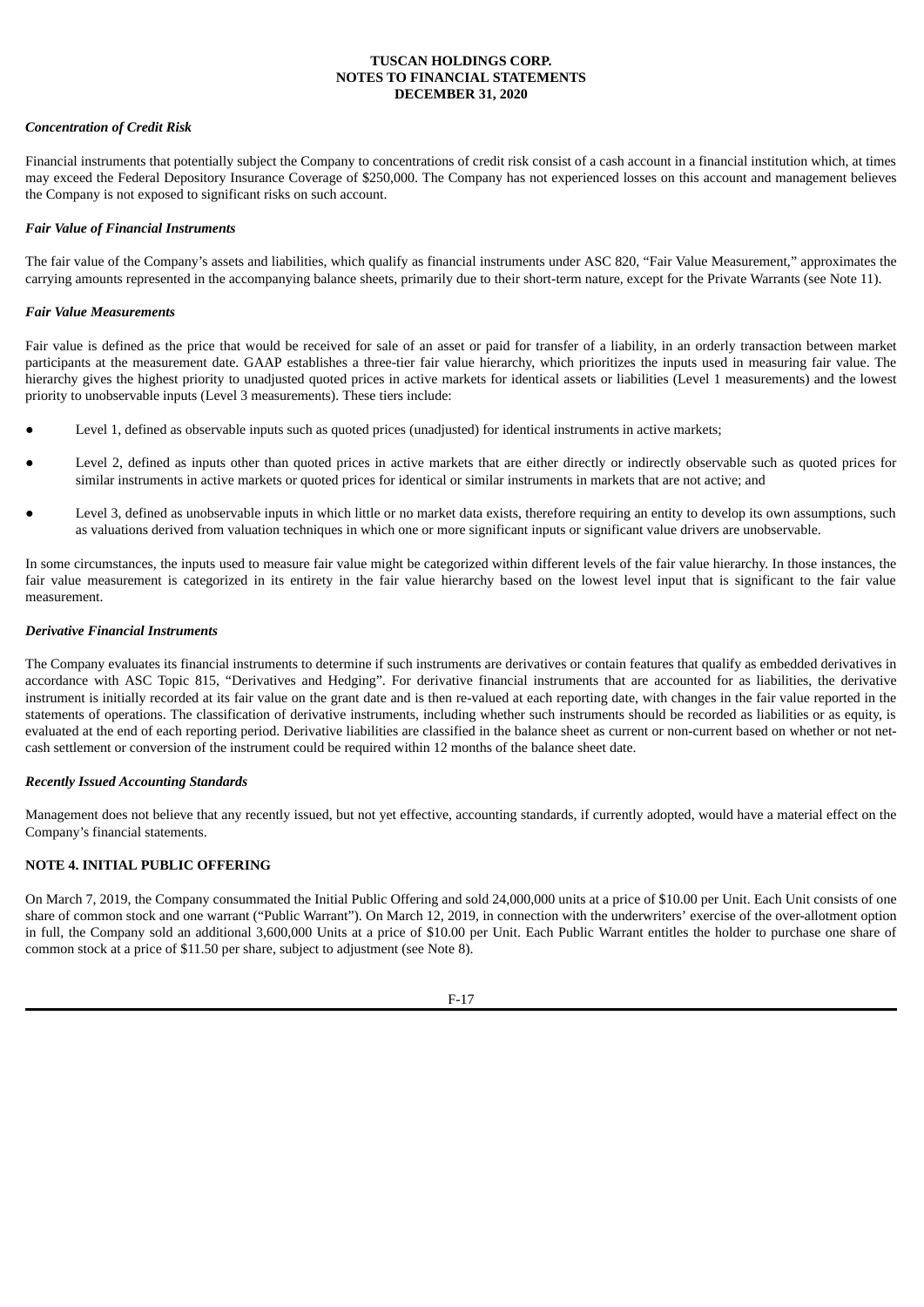### *Concentration of Credit Risk*

Financial instruments that potentially subject the Company to concentrations of credit risk consist of a cash account in a financial institution which, at times may exceed the Federal Depository Insurance Coverage of $250,000. The Company has not experienced losses on this account and management believes the Company is not exposed to significant risks on such account.

### *Fair Value of Financial Instruments*

The fair value of the Company's assets and liabilities, which qualify as financial instruments under ASC 820, "Fair Value Measurement," approximates the carrying amounts represented in the accompanying balance sheets, primarily due to their short-term nature, except for the Private Warrants (see Note 11).

### *Fair Value Measurements*

Fair value is defined as the price that would be received for sale of an asset or paid for transfer of a liability, in an orderly transaction between market participants at the measurement date. GAAP establishes a three-tier fair value hierarchy, which prioritizes the inputs used in measuring fair value. The hierarchy gives the highest priority to unadjusted quoted prices in active markets for identical assets or liabilities (Level 1 measurements) and the lowest priority to unobservable inputs (Level 3 measurements). These tiers include:

- Level 1, defined as observable inputs such as quoted prices (unadjusted) for identical instruments in active markets;
- Level 2, defined as inputs other than quoted prices in active markets that are either directly or indirectly observable such as quoted prices for similar instruments in active markets or quoted prices for identical or similar instruments in markets that are not active; and
- Level 3, defined as unobservable inputs in which little or no market data exists, therefore requiring an entity to develop its own assumptions, such as valuations derived from valuation techniques in which one or more significant inputs or significant value drivers are unobservable.

In some circumstances, the inputs used to measure fair value might be categorized within different levels of the fair value hierarchy. In those instances, the fair value measurement is categorized in its entirety in the fair value hierarchy based on the lowest level input that is significant to the fair value measurement.

### *Derivative Financial Instruments*

The Company evaluates its financial instruments to determine if such instruments are derivatives or contain features that qualify as embedded derivatives in accordance with ASC Topic 815, "Derivatives and Hedging". For derivative financial instruments that are accounted for as liabilities, the derivative instrument is initially recorded at its fair value on the grant date and is then re-valued at each reporting date, with changes in the fair value reported in the statements of operations. The classification of derivative instruments, including whether such instruments should be recorded as liabilities or as equity, is evaluated at the end of each reporting period. Derivative liabilities are classified in the balance sheet as current or non-current based on whether or not net-cash settlement or conversion of the instrument could be required within 12 months of the balance sheet date.

### *Recently Issued Accounting Standards*

Management does not believe that any recently issued, but not yet effective, accounting standards, if currently adopted, would have a material effect on the Company's financial statements.

## NOTE 4. INITIAL PUBLIC OFFERING

On March 7, 2019, the Company consummated the Initial Public Offering and sold 24,000,000 units at a price of $10.00 per Unit. Each Unit consists of one share of common stock and one warrant ("Public Warrant"). On March 12, 2019, in connection with the underwriters' exercise of the over-allotment option in full, the Company sold an additional 3,600,000 Units at a price of $10.00 per Unit. Each Public Warrant entitles the holder to purchase one share of common stock at a price of $11.50 per share, subject to adjustment (see Note 8).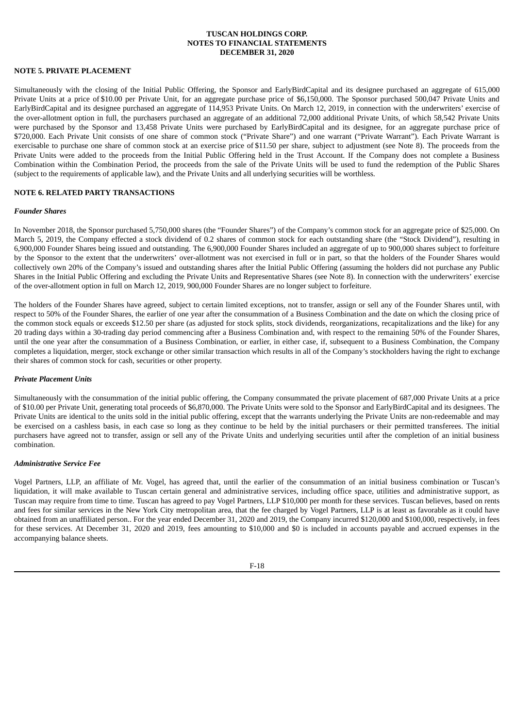## NOTE 5. PRIVATE PLACEMENT

Simultaneously with the closing of the Initial Public Offering, the Sponsor and EarlyBirdCapital and its designee purchased an aggregate of 615,000 Private Units at a price of $10.00 per Private Unit, for an aggregate purchase price of $6,150,000. The Sponsor purchased 500,047 Private Units and EarlyBirdCapital and its designee purchased an aggregate of 114,953 Private Units. On March 12, 2019, in connection with the underwriters' exercise of the over-allotment option in full, the purchasers purchased an aggregate of an additional 72,000 additional Private Units, of which 58,542 Private Units were purchased by the Sponsor and 13,458 Private Units were purchased by EarlyBirdCapital and its designee, for an aggregate purchase price of $720,000. Each Private Unit consists of one share of common stock ("Private Share") and one warrant ("Private Warrant"). Each Private Warrant is exercisable to purchase one share of common stock at an exercise price of $11.50 per share, subject to adjustment (see Note 8). The proceeds from the Private Units were added to the proceeds from the Initial Public Offering held in the Trust Account. If the Company does not complete a Business Combination within the Combination Period, the proceeds from the sale of the Private Units will be used to fund the redemption of the Public Shares (subject to the requirements of applicable law), and the Private Units and all underlying securities will be worthless.

## NOTE 6. RELATED PARTY TRANSACTIONS

### *Founder Shares*

In November 2018, the Sponsor purchased 5,750,000 shares (the "Founder Shares") of the Company's common stock for an aggregate price of $25,000. On March 5, 2019, the Company effected a stock dividend of 0.2 shares of common stock for each outstanding share (the "Stock Dividend"), resulting in 6,900,000 Founder Shares being issued and outstanding. The 6,900,000 Founder Shares included an aggregate of up to 900,000 shares subject to forfeiture by the Sponsor to the extent that the underwriters' over-allotment was not exercised in full or in part, so that the holders of the Founder Shares would collectively own 20% of the Company's issued and outstanding shares after the Initial Public Offering (assuming the holders did not purchase any Public Shares in the Initial Public Offering and excluding the Private Units and Representative Shares (see Note 8). In connection with the underwriters' exercise of the over-allotment option in full on March 12, 2019, 900,000 Founder Shares are no longer subject to forfeiture.

The holders of the Founder Shares have agreed, subject to certain limited exceptions, not to transfer, assign or sell any of the Founder Shares until, with respect to 50% of the Founder Shares, the earlier of one year after the consummation of a Business Combination and the date on which the closing price of the common stock equals or exceeds $12.50 per share (as adjusted for stock splits, stock dividends, reorganizations, recapitalizations and the like) for any 20 trading days within a 30-trading day period commencing after a Business Combination and, with respect to the remaining 50% of the Founder Shares, until the one year after the consummation of a Business Combination, or earlier, in either case, if, subsequent to a Business Combination, the Company completes a liquidation, merger, stock exchange or other similar transaction which results in all of the Company's stockholders having the right to exchange their shares of common stock for cash, securities or other property.

### *Private Placement Units*

Simultaneously with the consummation of the initial public offering, the Company consummated the private placement of 687,000 Private Units at a price of $10.00 per Private Unit, generating total proceeds of $6,870,000. The Private Units were sold to the Sponsor and EarlyBirdCapital and its designees. The Private Units are identical to the units sold in the initial public offering, except that the warrants underlying the Private Units are non-redeemable and may be exercised on a cashless basis, in each case so long as they continue to be held by the initial purchasers or their permitted transferees. The initial purchasers have agreed not to transfer, assign or sell any of the Private Units and underlying securities until after the completion of an initial business combination.

### *Administrative Service Fee*

Vogel Partners, LLP, an affiliate of Mr. Vogel, has agreed that, until the earlier of the consummation of an initial business combination or Tuscan's liquidation, it will make available to Tuscan certain general and administrative services, including office space, utilities and administrative support, as Tuscan may require from time to time. Tuscan has agreed to pay Vogel Partners, LLP $10,000 per month for these services. Tuscan believes, based on rents and fees for similar services in the New York City metropolitan area, that the fee charged by Vogel Partners, LLP is at least as favorable as it could have obtained from an unaffiliated person.. For the year ended December 31, 2020 and 2019, the Company incurred $120,000 and $100,000, respectively, in fees for these services. At December 31, 2020 and 2019, fees amounting to $10,000 and $0 is included in accounts payable and accrued expenses in the accompanying balance sheets.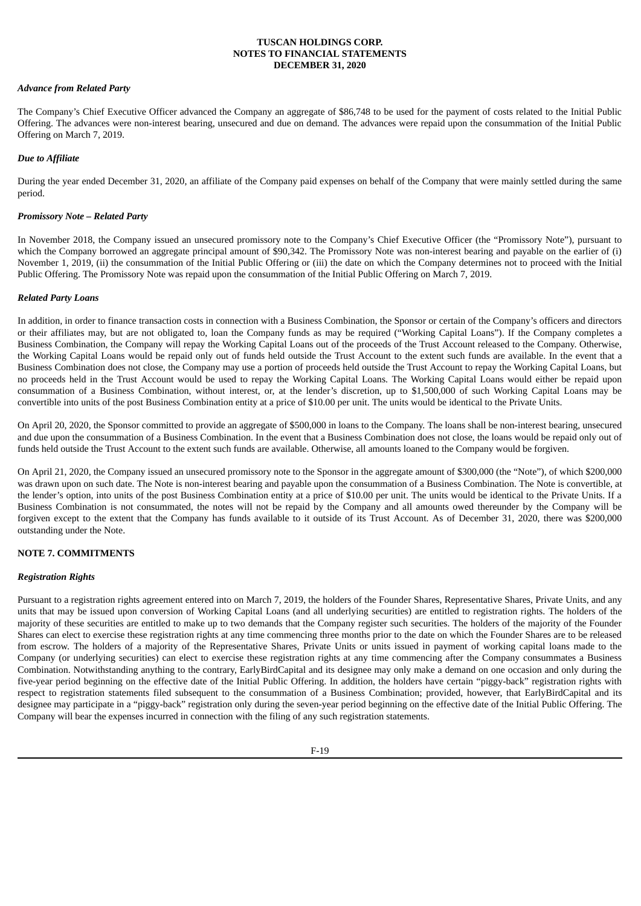***Advance from Related Party***

The Company's Chief Executive Officer advanced the Company an aggregate of $86,748 to be used for the payment of costs related to the Initial Public Offering. The advances were non-interest bearing, unsecured and due on demand. The advances were repaid upon the consummation of the Initial Public Offering on March 7, 2019.

***Due to Affiliate***

During the year ended December 31, 2020, an affiliate of the Company paid expenses on behalf of the Company that were mainly settled during the same period.

***Promissory Note – Related Party***

In November 2018, the Company issued an unsecured promissory note to the Company's Chief Executive Officer (the "Promissory Note"), pursuant to which the Company borrowed an aggregate principal amount of $90,342. The Promissory Note was non-interest bearing and payable on the earlier of (i) November 1, 2019, (ii) the consummation of the Initial Public Offering or (iii) the date on which the Company determines not to proceed with the Initial Public Offering. The Promissory Note was repaid upon the consummation of the Initial Public Offering on March 7, 2019.

***Related Party Loans***

In addition, in order to finance transaction costs in connection with a Business Combination, the Sponsor or certain of the Company's officers and directors or their affiliates may, but are not obligated to, loan the Company funds as may be required ("Working Capital Loans"). If the Company completes a Business Combination, the Company will repay the Working Capital Loans out of the proceeds of the Trust Account released to the Company. Otherwise, the Working Capital Loans would be repaid only out of funds held outside the Trust Account to the extent such funds are available. In the event that a Business Combination does not close, the Company may use a portion of proceeds held outside the Trust Account to repay the Working Capital Loans, but no proceeds held in the Trust Account would be used to repay the Working Capital Loans. The Working Capital Loans would either be repaid upon consummation of a Business Combination, without interest, or, at the lender's discretion, up to $1,500,000 of such Working Capital Loans may be convertible into units of the post Business Combination entity at a price of $10.00 per unit. The units would be identical to the Private Units.

On April 20, 2020, the Sponsor committed to provide an aggregate of $500,000 in loans to the Company. The loans shall be non-interest bearing, unsecured and due upon the consummation of a Business Combination. In the event that a Business Combination does not close, the loans would be repaid only out of funds held outside the Trust Account to the extent such funds are available. Otherwise, all amounts loaned to the Company would be forgiven.

On April 21, 2020, the Company issued an unsecured promissory note to the Sponsor in the aggregate amount of $300,000 (the "Note"), of which $200,000 was drawn upon on such date. The Note is non-interest bearing and payable upon the consummation of a Business Combination. The Note is convertible, at the lender's option, into units of the post Business Combination entity at a price of $10.00 per unit. The units would be identical to the Private Units. If a Business Combination is not consummated, the notes will not be repaid by the Company and all amounts owed thereunder by the Company will be forgiven except to the extent that the Company has funds available to it outside of its Trust Account. As of December 31, 2020, there was $200,000 outstanding under the Note.

**NOTE 7. COMMITMENTS**

***Registration Rights***

Pursuant to a registration rights agreement entered into on March 7, 2019, the holders of the Founder Shares, Representative Shares, Private Units, and any units that may be issued upon conversion of Working Capital Loans (and all underlying securities) are entitled to registration rights. The holders of the majority of these securities are entitled to make up to two demands that the Company register such securities. The holders of the majority of the Founder Shares can elect to exercise these registration rights at any time commencing three months prior to the date on which the Founder Shares are to be released from escrow. The holders of a majority of the Representative Shares, Private Units or units issued in payment of working capital loans made to the Company (or underlying securities) can elect to exercise these registration rights at any time commencing after the Company consummates a Business Combination. Notwithstanding anything to the contrary, EarlyBirdCapital and its designee may only make a demand on one occasion and only during the five-year period beginning on the effective date of the Initial Public Offering. In addition, the holders have certain "piggy-back" registration rights with respect to registration statements filed subsequent to the consummation of a Business Combination; provided, however, that EarlyBirdCapital and its designee may participate in a "piggy-back" registration only during the seven-year period beginning on the effective date of the Initial Public Offering. The Company will bear the expenses incurred in connection with the filing of any such registration statements.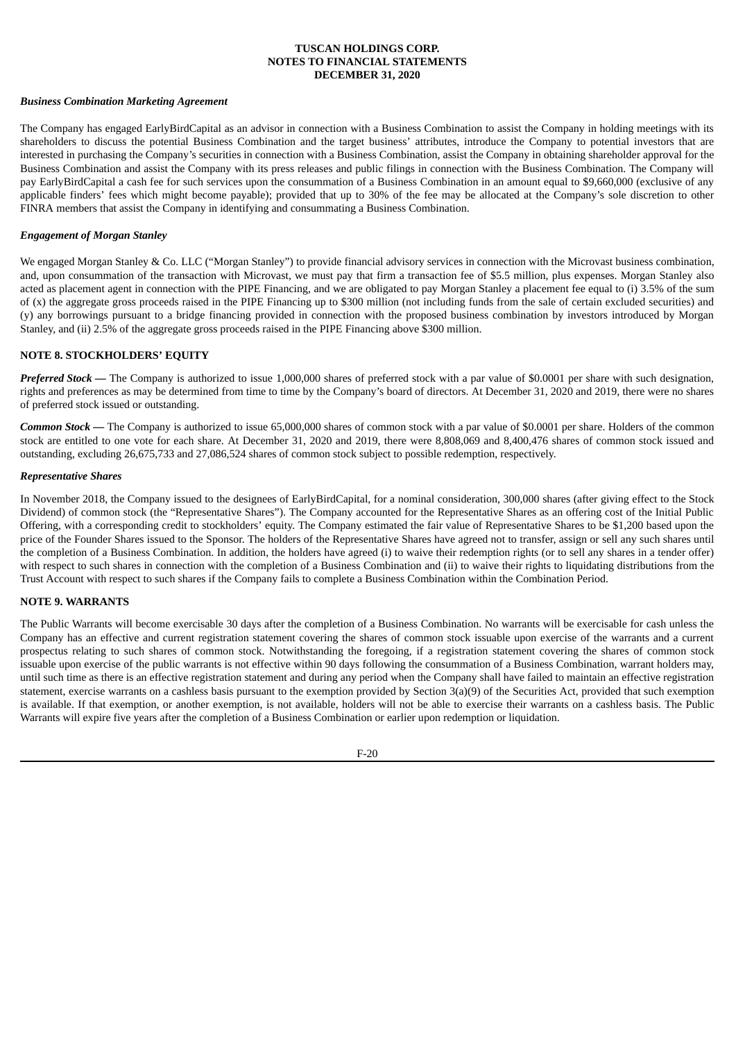*Business Combination Marketing Agreement*

The Company has engaged EarlyBirdCapital as an advisor in connection with a Business Combination to assist the Company in holding meetings with its shareholders to discuss the potential Business Combination and the target business' attributes, introduce the Company to potential investors that are interested in purchasing the Company's securities in connection with a Business Combination, assist the Company in obtaining shareholder approval for the Business Combination and assist the Company with its press releases and public filings in connection with the Business Combination. The Company will pay EarlyBirdCapital a cash fee for such services upon the consummation of a Business Combination in an amount equal to $9,660,000 (exclusive of any applicable finders' fees which might become payable); provided that up to 30% of the fee may be allocated at the Company's sole discretion to other FINRA members that assist the Company in identifying and consummating a Business Combination.

*Engagement of Morgan Stanley*

We engaged Morgan Stanley & Co. LLC ("Morgan Stanley") to provide financial advisory services in connection with the Microvast business combination, and, upon consummation of the transaction with Microvast, we must pay that firm a transaction fee of $5.5 million, plus expenses. Morgan Stanley also acted as placement agent in connection with the PIPE Financing, and we are obligated to pay Morgan Stanley a placement fee equal to (i) 3.5% of the sum of (x) the aggregate gross proceeds raised in the PIPE Financing up to $300 million (not including funds from the sale of certain excluded securities) and (y) any borrowings pursuant to a bridge financing provided in connection with the proposed business combination by investors introduced by Morgan Stanley, and (ii) 2.5% of the aggregate gross proceeds raised in the PIPE Financing above $300 million.

## NOTE 8. STOCKHOLDERS' EQUITY

***Preferred Stock*** **—** The Company is authorized to issue 1,000,000 shares of preferred stock with a par value of $0.0001 per share with such designation, rights and preferences as may be determined from time to time by the Company's board of directors. At December 31, 2020 and 2019, there were no shares of preferred stock issued or outstanding.

***Common Stock*** **—** The Company is authorized to issue 65,000,000 shares of common stock with a par value of $0.0001 per share. Holders of the common stock are entitled to one vote for each share. At December 31, 2020 and 2019, there were 8,808,069 and 8,400,476 shares of common stock issued and outstanding, excluding 26,675,733 and 27,086,524 shares of common stock subject to possible redemption, respectively.

*Representative Shares*

In November 2018, the Company issued to the designees of EarlyBirdCapital, for a nominal consideration, 300,000 shares (after giving effect to the Stock Dividend) of common stock (the "Representative Shares"). The Company accounted for the Representative Shares as an offering cost of the Initial Public Offering, with a corresponding credit to stockholders' equity. The Company estimated the fair value of Representative Shares to be $1,200 based upon the price of the Founder Shares issued to the Sponsor. The holders of the Representative Shares have agreed not to transfer, assign or sell any such shares until the completion of a Business Combination. In addition, the holders have agreed (i) to waive their redemption rights (or to sell any shares in a tender offer) with respect to such shares in connection with the completion of a Business Combination and (ii) to waive their rights to liquidating distributions from the Trust Account with respect to such shares if the Company fails to complete a Business Combination within the Combination Period.

## NOTE 9. WARRANTS

The Public Warrants will become exercisable 30 days after the completion of a Business Combination. No warrants will be exercisable for cash unless the Company has an effective and current registration statement covering the shares of common stock issuable upon exercise of the warrants and a current prospectus relating to such shares of common stock. Notwithstanding the foregoing, if a registration statement covering the shares of common stock issuable upon exercise of the public warrants is not effective within 90 days following the consummation of a Business Combination, warrant holders may, until such time as there is an effective registration statement and during any period when the Company shall have failed to maintain an effective registration statement, exercise warrants on a cashless basis pursuant to the exemption provided by Section 3(a)(9) of the Securities Act, provided that such exemption is available. If that exemption, or another exemption, is not available, holders will not be able to exercise their warrants on a cashless basis. The Public Warrants will expire five years after the completion of a Business Combination or earlier upon redemption or liquidation.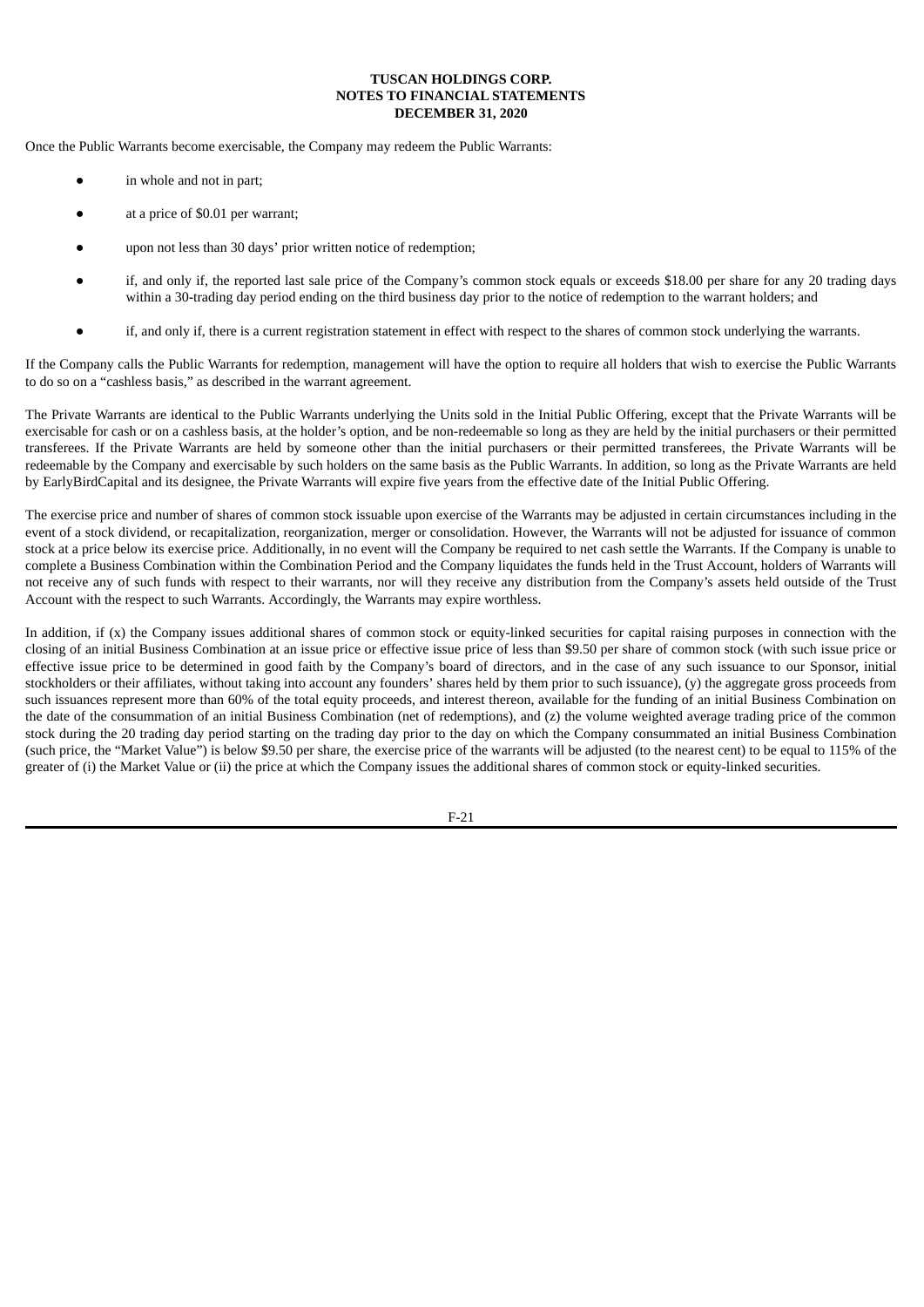Once the Public Warrants become exercisable, the Company may redeem the Public Warrants:

- in whole and not in part;
- at a price of $0.01 per warrant;
- upon not less than 30 days' prior written notice of redemption;
- if, and only if, the reported last sale price of the Company's common stock equals or exceeds $18.00 per share for any 20 trading days within a 30-trading day period ending on the third business day prior to the notice of redemption to the warrant holders; and
- if, and only if, there is a current registration statement in effect with respect to the shares of common stock underlying the warrants.

If the Company calls the Public Warrants for redemption, management will have the option to require all holders that wish to exercise the Public Warrants to do so on a "cashless basis," as described in the warrant agreement.

The Private Warrants are identical to the Public Warrants underlying the Units sold in the Initial Public Offering, except that the Private Warrants will be exercisable for cash or on a cashless basis, at the holder's option, and be non-redeemable so long as they are held by the initial purchasers or their permitted transferees. If the Private Warrants are held by someone other than the initial purchasers or their permitted transferees, the Private Warrants will be redeemable by the Company and exercisable by such holders on the same basis as the Public Warrants. In addition, so long as the Private Warrants are held by EarlyBirdCapital and its designee, the Private Warrants will expire five years from the effective date of the Initial Public Offering.

The exercise price and number of shares of common stock issuable upon exercise of the Warrants may be adjusted in certain circumstances including in the event of a stock dividend, or recapitalization, reorganization, merger or consolidation. However, the Warrants will not be adjusted for issuance of common stock at a price below its exercise price. Additionally, in no event will the Company be required to net cash settle the Warrants. If the Company is unable to complete a Business Combination within the Combination Period and the Company liquidates the funds held in the Trust Account, holders of Warrants will not receive any of such funds with respect to their warrants, nor will they receive any distribution from the Company's assets held outside of the Trust Account with the respect to such Warrants. Accordingly, the Warrants may expire worthless.

In addition, if (x) the Company issues additional shares of common stock or equity-linked securities for capital raising purposes in connection with the closing of an initial Business Combination at an issue price or effective issue price of less than $9.50 per share of common stock (with such issue price or effective issue price to be determined in good faith by the Company's board of directors, and in the case of any such issuance to our Sponsor, initial stockholders or their affiliates, without taking into account any founders' shares held by them prior to such issuance), (y) the aggregate gross proceeds from such issuances represent more than 60% of the total equity proceeds, and interest thereon, available for the funding of an initial Business Combination on the date of the consummation of an initial Business Combination (net of redemptions), and (z) the volume weighted average trading price of the common stock during the 20 trading day period starting on the trading day prior to the day on which the Company consummated an initial Business Combination (such price, the "Market Value") is below $9.50 per share, the exercise price of the warrants will be adjusted (to the nearest cent) to be equal to 115% of the greater of (i) the Market Value or (ii) the price at which the Company issues the additional shares of common stock or equity-linked securities.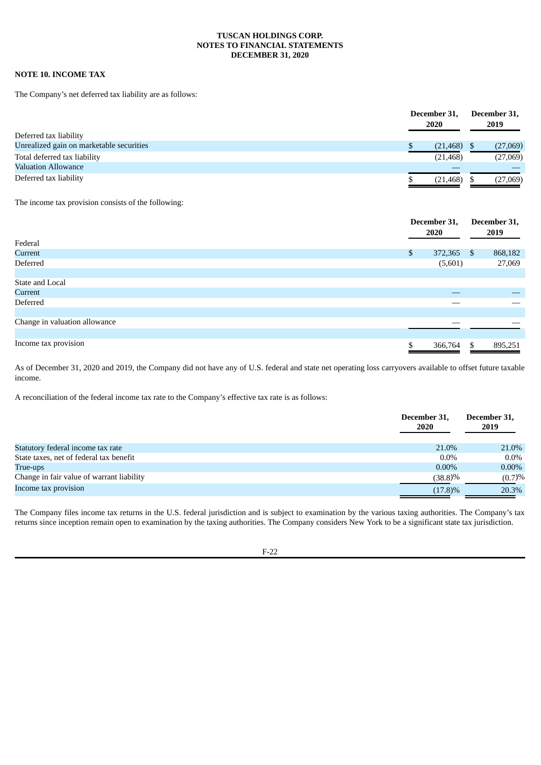**TUSCAN HOLDINGS CORP.**
**NOTES TO FINANCIAL STATEMENTS**
**DECEMBER 31, 2020**

**NOTE 10. INCOME TAX**

The Company's net deferred tax liability are as follows:

| | December 31, 2020 | December 31, 2019 |
|---|---|---|
| Deferred tax liability | | |
| Unrealized gain on marketable securities | $ (21,468) | $ (27,069) |
| Total deferred tax liability | (21,468) | (27,069) |
| Valuation Allowance | — | — |
| Deferred tax liability | $ (21,468) | $ (27,069) |

The income tax provision consists of the following:

| | December 31, 2020 | December 31, 2019 |
|---|---|---|
| Federal | | |
| Current | $ 372,365 | $ 868,182 |
| Deferred | (5,601) | 27,069 |
| | | |
| State and Local | | |
| Current | — | — |
| Deferred | — | — |
| | | |
| Change in valuation allowance | — | — |
| | | |
| Income tax provision | $ 366,764 | $ 895,251 |

As of December 31, 2020 and 2019, the Company did not have any of U.S. federal and state net operating loss carryovers available to offset future taxable income.

A reconciliation of the federal income tax rate to the Company's effective tax rate is as follows:

| | December 31, 2020 | December 31, 2019 |
|---|---|---|
| Statutory federal income tax rate | 21.0% | 21.0% |
| State taxes, net of federal tax benefit | 0.0% | 0.0% |
| True-ups | 0.00% | 0.00% |
| Change in fair value of warrant liability | (38.8)% | (0.7)% |
| Income tax provision | (17.8)% | 20.3% |

The Company files income tax returns in the U.S. federal jurisdiction and is subject to examination by the various taxing authorities. The Company's tax returns since inception remain open to examination by the taxing authorities. The Company considers New York to be a significant state tax jurisdiction.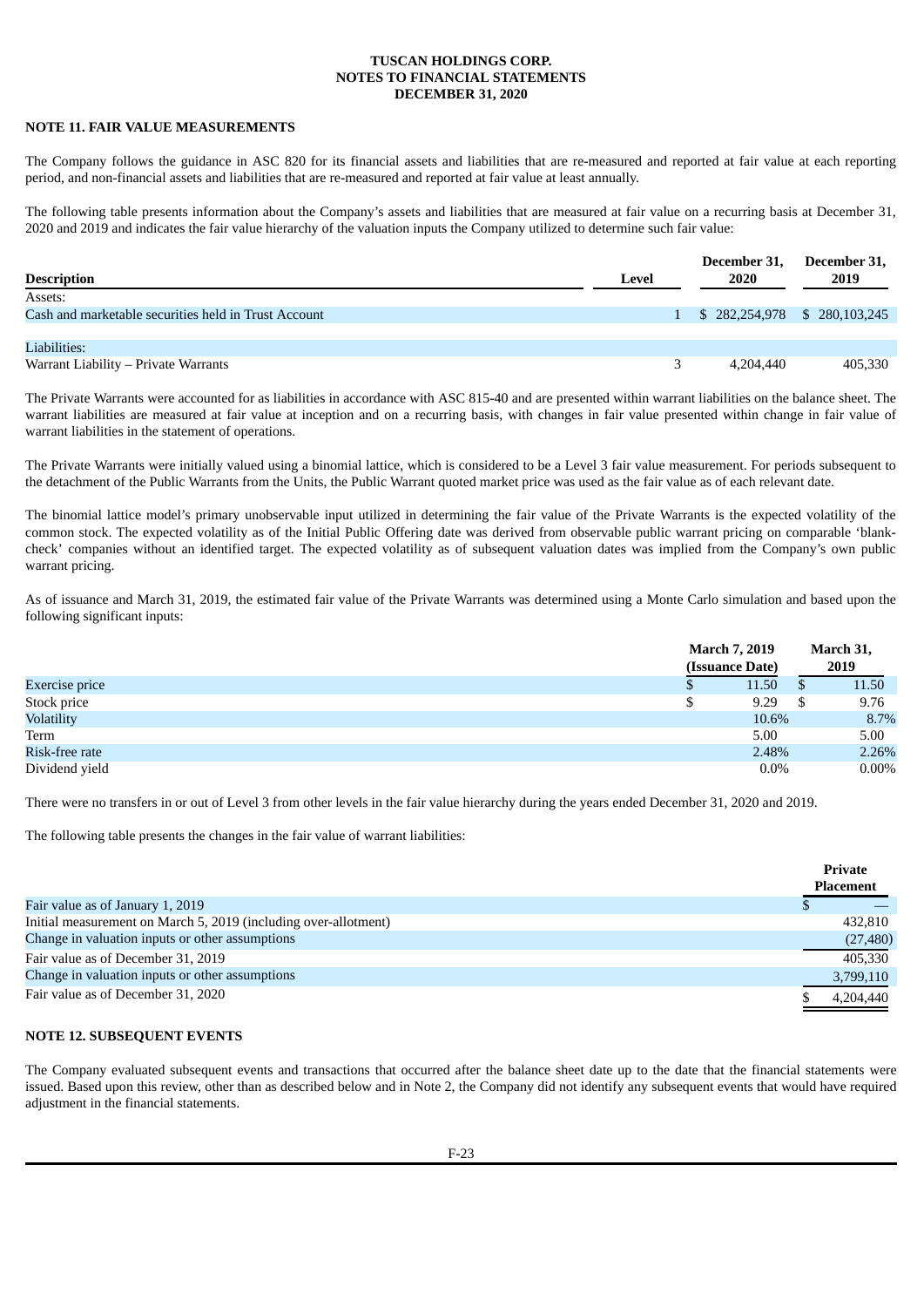**TUSCAN HOLDINGS CORP.**
**NOTES TO FINANCIAL STATEMENTS**
**DECEMBER 31, 2020**

**NOTE 11. FAIR VALUE MEASUREMENTS**

The Company follows the guidance in ASC 820 for its financial assets and liabilities that are re-measured and reported at fair value at each reporting period, and non-financial assets and liabilities that are re-measured and reported at fair value at least annually.

The following table presents information about the Company's assets and liabilities that are measured at fair value on a recurring basis at December 31, 2020 and 2019 and indicates the fair value hierarchy of the valuation inputs the Company utilized to determine such fair value:

| Description | Level | December 31, 2020 | December 31, 2019 |
|---|---|---|---|
| Assets: | | | |
| Cash and marketable securities held in Trust Account | 1 | $ 282,254,978 | $ 280,103,245 |
| | | | |
| Liabilities: | | | |
| Warrant Liability – Private Warrants | 3 | 4,204,440 | 405,330 |

The Private Warrants were accounted for as liabilities in accordance with ASC 815-40 and are presented within warrant liabilities on the balance sheet. The warrant liabilities are measured at fair value at inception and on a recurring basis, with changes in fair value presented within change in fair value of warrant liabilities in the statement of operations.

The Private Warrants were initially valued using a binomial lattice, which is considered to be a Level 3 fair value measurement. For periods subsequent to the detachment of the Public Warrants from the Units, the Public Warrant quoted market price was used as the fair value as of each relevant date.

The binomial lattice model's primary unobservable input utilized in determining the fair value of the Private Warrants is the expected volatility of the common stock. The expected volatility as of the Initial Public Offering date was derived from observable public warrant pricing on comparable 'blank-check' companies without an identified target. The expected volatility as of subsequent valuation dates was implied from the Company's own public warrant pricing.

As of issuance and March 31, 2019, the estimated fair value of the Private Warrants was determined using a Monte Carlo simulation and based upon the following significant inputs:

| | March 7, 2019 (Issuance Date) | March 31, 2019 |
|---|---|---|
| Exercise price | $ 11.50 | $ 11.50 |
| Stock price | $ 9.29 | $ 9.76 |
| Volatility | 10.6% | 8.7% |
| Term | 5.00 | 5.00 |
| Risk-free rate | 2.48% | 2.26% |
| Dividend yield | 0.0% | 0.00% |

There were no transfers in or out of Level 3 from other levels in the fair value hierarchy during the years ended December 31, 2020 and 2019.

The following table presents the changes in the fair value of warrant liabilities:

| | Private Placement |
|---|---|
| Fair value as of January 1, 2019 | $ — |
| Initial measurement on March 5, 2019 (including over-allotment) | 432,810 |
| Change in valuation inputs or other assumptions | (27,480) |
| Fair value as of December 31, 2019 | 405,330 |
| Change in valuation inputs or other assumptions | 3,799,110 |
| Fair value as of December 31, 2020 | $ 4,204,440 |

**NOTE 12. SUBSEQUENT EVENTS**

The Company evaluated subsequent events and transactions that occurred after the balance sheet date up to the date that the financial statements were issued. Based upon this review, other than as described below and in Note 2, the Company did not identify any subsequent events that would have required adjustment in the financial statements.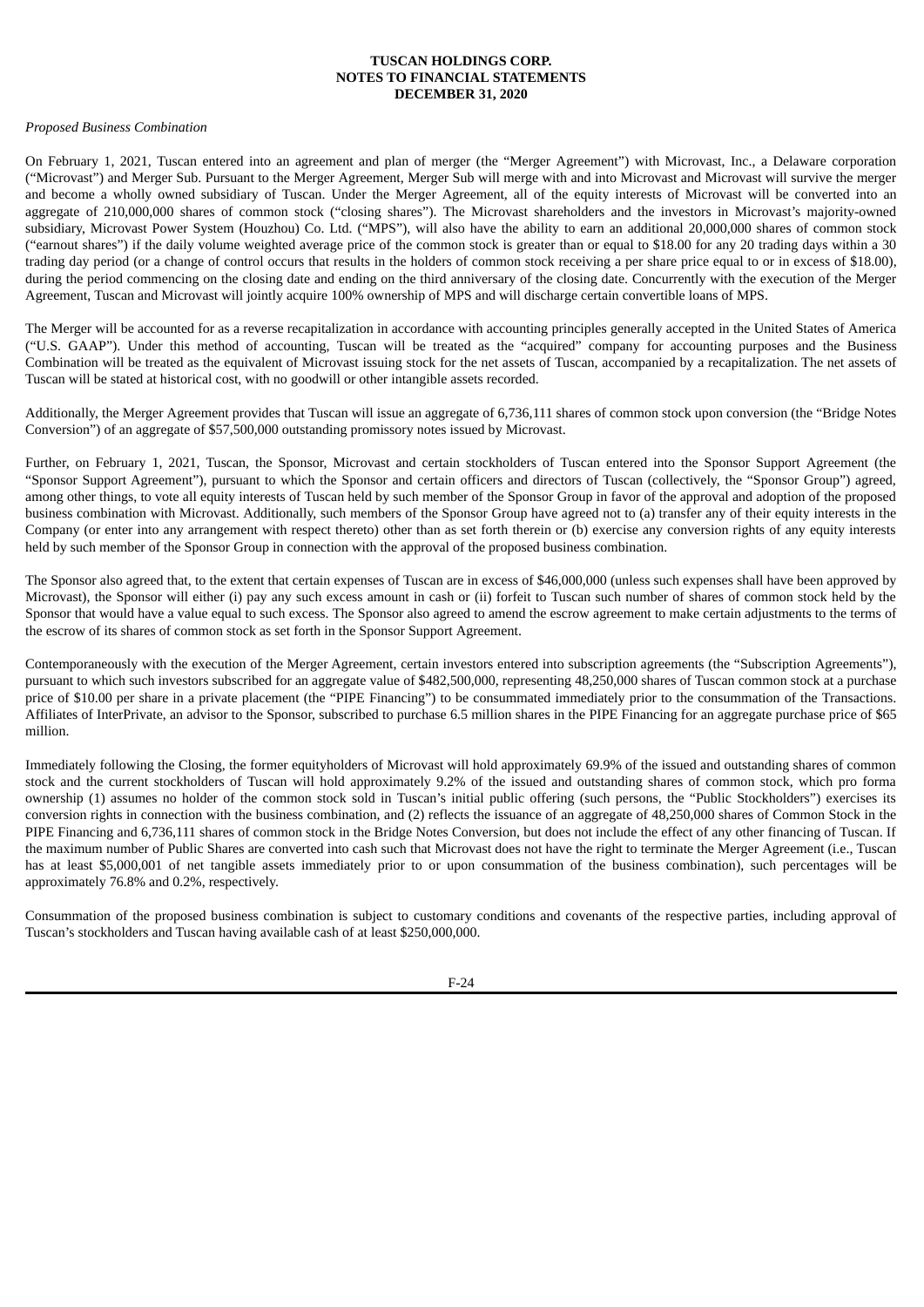*Proposed Business Combination*

On February 1, 2021, Tuscan entered into an agreement and plan of merger (the "Merger Agreement") with Microvast, Inc., a Delaware corporation ("Microvast") and Merger Sub. Pursuant to the Merger Agreement, Merger Sub will merge with and into Microvast and Microvast will survive the merger and become a wholly owned subsidiary of Tuscan. Under the Merger Agreement, all of the equity interests of Microvast will be converted into an aggregate of 210,000,000 shares of common stock ("closing shares"). The Microvast shareholders and the investors in Microvast's majority-owned subsidiary, Microvast Power System (Houzhou) Co. Ltd. ("MPS"), will also have the ability to earn an additional 20,000,000 shares of common stock ("earnout shares") if the daily volume weighted average price of the common stock is greater than or equal to $18.00 for any 20 trading days within a 30 trading day period (or a change of control occurs that results in the holders of common stock receiving a per share price equal to or in excess of $18.00), during the period commencing on the closing date and ending on the third anniversary of the closing date. Concurrently with the execution of the Merger Agreement, Tuscan and Microvast will jointly acquire 100% ownership of MPS and will discharge certain convertible loans of MPS.

The Merger will be accounted for as a reverse recapitalization in accordance with accounting principles generally accepted in the United States of America ("U.S. GAAP"). Under this method of accounting, Tuscan will be treated as the "acquired" company for accounting purposes and the Business Combination will be treated as the equivalent of Microvast issuing stock for the net assets of Tuscan, accompanied by a recapitalization. The net assets of Tuscan will be stated at historical cost, with no goodwill or other intangible assets recorded.

Additionally, the Merger Agreement provides that Tuscan will issue an aggregate of 6,736,111 shares of common stock upon conversion (the "Bridge Notes Conversion") of an aggregate of $57,500,000 outstanding promissory notes issued by Microvast.

Further, on February 1, 2021, Tuscan, the Sponsor, Microvast and certain stockholders of Tuscan entered into the Sponsor Support Agreement (the "Sponsor Support Agreement"), pursuant to which the Sponsor and certain officers and directors of Tuscan (collectively, the "Sponsor Group") agreed, among other things, to vote all equity interests of Tuscan held by such member of the Sponsor Group in favor of the approval and adoption of the proposed business combination with Microvast. Additionally, such members of the Sponsor Group have agreed not to (a) transfer any of their equity interests in the Company (or enter into any arrangement with respect thereto) other than as set forth therein or (b) exercise any conversion rights of any equity interests held by such member of the Sponsor Group in connection with the approval of the proposed business combination.

The Sponsor also agreed that, to the extent that certain expenses of Tuscan are in excess of $46,000,000 (unless such expenses shall have been approved by Microvast), the Sponsor will either (i) pay any such excess amount in cash or (ii) forfeit to Tuscan such number of shares of common stock held by the Sponsor that would have a value equal to such excess. The Sponsor also agreed to amend the escrow agreement to make certain adjustments to the terms of the escrow of its shares of common stock as set forth in the Sponsor Support Agreement.

Contemporaneously with the execution of the Merger Agreement, certain investors entered into subscription agreements (the "Subscription Agreements"), pursuant to which such investors subscribed for an aggregate value of $482,500,000, representing 48,250,000 shares of Tuscan common stock at a purchase price of $10.00 per share in a private placement (the "PIPE Financing") to be consummated immediately prior to the consummation of the Transactions. Affiliates of InterPrivate, an advisor to the Sponsor, subscribed to purchase 6.5 million shares in the PIPE Financing for an aggregate purchase price of $65 million.

Immediately following the Closing, the former equityholders of Microvast will hold approximately 69.9% of the issued and outstanding shares of common stock and the current stockholders of Tuscan will hold approximately 9.2% of the issued and outstanding shares of common stock, which pro forma ownership (1) assumes no holder of the common stock sold in Tuscan's initial public offering (such persons, the "Public Stockholders") exercises its conversion rights in connection with the business combination, and (2) reflects the issuance of an aggregate of 48,250,000 shares of Common Stock in the PIPE Financing and 6,736,111 shares of common stock in the Bridge Notes Conversion, but does not include the effect of any other financing of Tuscan. If the maximum number of Public Shares are converted into cash such that Microvast does not have the right to terminate the Merger Agreement (i.e., Tuscan has at least $5,000,001 of net tangible assets immediately prior to or upon consummation of the business combination), such percentages will be approximately 76.8% and 0.2%, respectively.

Consummation of the proposed business combination is subject to customary conditions and covenants of the respective parties, including approval of Tuscan's stockholders and Tuscan having available cash of at least $250,000,000.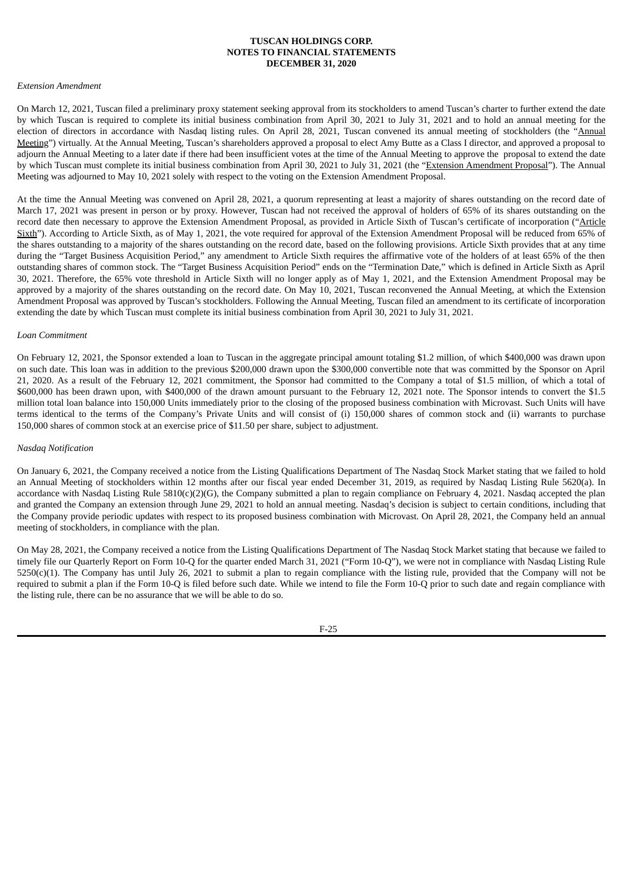*Extension Amendment*

On March 12, 2021, Tuscan filed a preliminary proxy statement seeking approval from its stockholders to amend Tuscan's charter to further extend the date by which Tuscan is required to complete its initial business combination from April 30, 2021 to July 31, 2021 and to hold an annual meeting for the election of directors in accordance with Nasdaq listing rules. On April 28, 2021, Tuscan convened its annual meeting of stockholders (the "Annual Meeting") virtually. At the Annual Meeting, Tuscan's shareholders approved a proposal to elect Amy Butte as a Class I director, and approved a proposal to adjourn the Annual Meeting to a later date if there had been insufficient votes at the time of the Annual Meeting to approve the proposal to extend the date by which Tuscan must complete its initial business combination from April 30, 2021 to July 31, 2021 (the "Extension Amendment Proposal"). The Annual Meeting was adjourned to May 10, 2021 solely with respect to the voting on the Extension Amendment Proposal.

At the time the Annual Meeting was convened on April 28, 2021, a quorum representing at least a majority of shares outstanding on the record date of March 17, 2021 was present in person or by proxy. However, Tuscan had not received the approval of holders of 65% of its shares outstanding on the record date then necessary to approve the Extension Amendment Proposal, as provided in Article Sixth of Tuscan's certificate of incorporation ("Article Sixth"). According to Article Sixth, as of May 1, 2021, the vote required for approval of the Extension Amendment Proposal will be reduced from 65% of the shares outstanding to a majority of the shares outstanding on the record date, based on the following provisions. Article Sixth provides that at any time during the "Target Business Acquisition Period," any amendment to Article Sixth requires the affirmative vote of the holders of at least 65% of the then outstanding shares of common stock. The "Target Business Acquisition Period" ends on the "Termination Date," which is defined in Article Sixth as April 30, 2021. Therefore, the 65% vote threshold in Article Sixth will no longer apply as of May 1, 2021, and the Extension Amendment Proposal may be approved by a majority of the shares outstanding on the record date. On May 10, 2021, Tuscan reconvened the Annual Meeting, at which the Extension Amendment Proposal was approved by Tuscan's stockholders. Following the Annual Meeting, Tuscan filed an amendment to its certificate of incorporation extending the date by which Tuscan must complete its initial business combination from April 30, 2021 to July 31, 2021.

*Loan Commitment*

On February 12, 2021, the Sponsor extended a loan to Tuscan in the aggregate principal amount totaling $1.2 million, of which $400,000 was drawn upon on such date. This loan was in addition to the previous $200,000 drawn upon the $300,000 convertible note that was committed by the Sponsor on April 21, 2020. As a result of the February 12, 2021 commitment, the Sponsor had committed to the Company a total of $1.5 million, of which a total of $600,000 has been drawn upon, with $400,000 of the drawn amount pursuant to the February 12, 2021 note. The Sponsor intends to convert the $1.5 million total loan balance into 150,000 Units immediately prior to the closing of the proposed business combination with Microvast. Such Units will have terms identical to the terms of the Company's Private Units and will consist of (i) 150,000 shares of common stock and (ii) warrants to purchase 150,000 shares of common stock at an exercise price of $11.50 per share, subject to adjustment.

*Nasdaq Notification*

On January 6, 2021, the Company received a notice from the Listing Qualifications Department of The Nasdaq Stock Market stating that we failed to hold an Annual Meeting of stockholders within 12 months after our fiscal year ended December 31, 2019, as required by Nasdaq Listing Rule 5620(a). In accordance with Nasdaq Listing Rule 5810(c)(2)(G), the Company submitted a plan to regain compliance on February 4, 2021. Nasdaq accepted the plan and granted the Company an extension through June 29, 2021 to hold an annual meeting. Nasdaq's decision is subject to certain conditions, including that the Company provide periodic updates with respect to its proposed business combination with Microvast. On April 28, 2021, the Company held an annual meeting of stockholders, in compliance with the plan.

On May 28, 2021, the Company received a notice from the Listing Qualifications Department of The Nasdaq Stock Market stating that because we failed to timely file our Quarterly Report on Form 10-Q for the quarter ended March 31, 2021 ("Form 10-Q"), we were not in compliance with Nasdaq Listing Rule 5250(c)(1). The Company has until July 26, 2021 to submit a plan to regain compliance with the listing rule, provided that the Company will not be required to submit a plan if the Form 10-Q is filed before such date. While we intend to file the Form 10-Q prior to such date and regain compliance with the listing rule, there can be no assurance that we will be able to do so.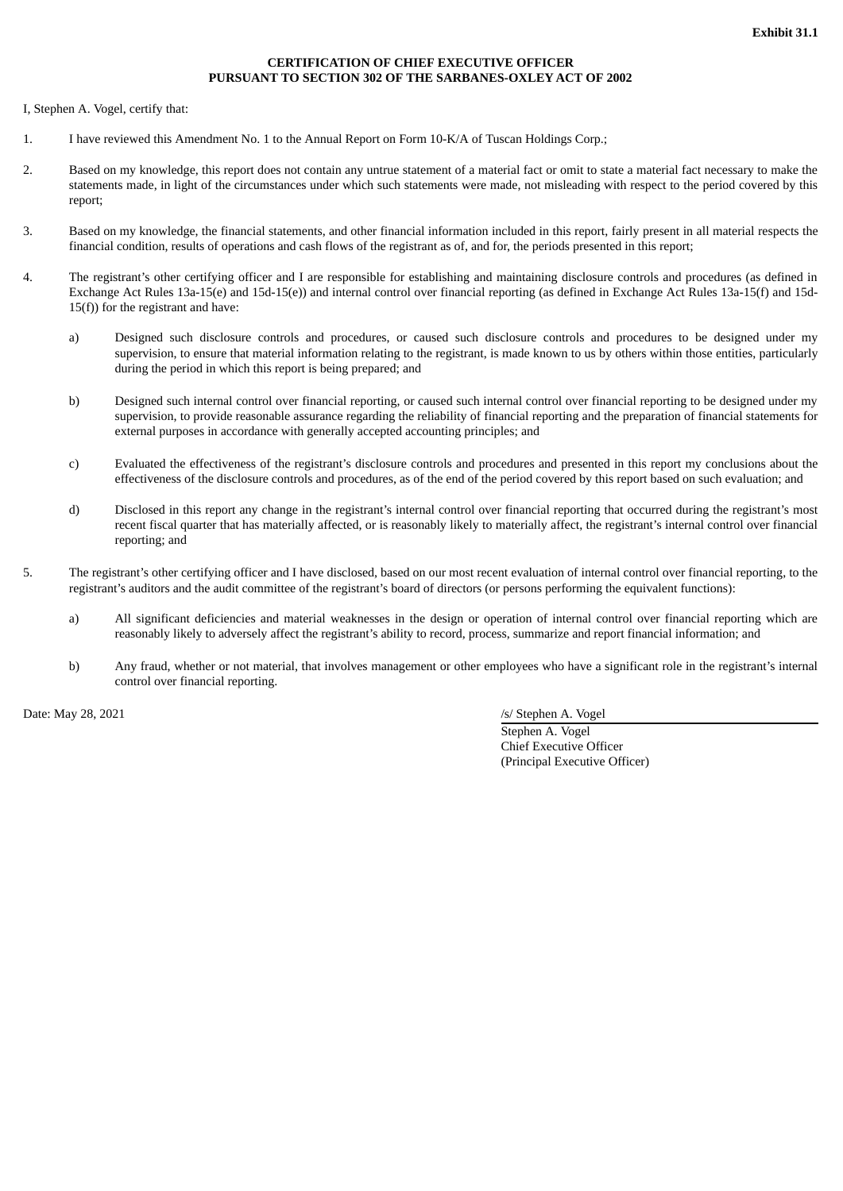**Exhibit 31.1**

**CERTIFICATION OF CHIEF EXECUTIVE OFFICER**
**PURSUANT TO SECTION 302 OF THE SARBANES-OXLEY ACT OF 2002**

I, Stephen A. Vogel, certify that:

1. I have reviewed this Amendment No. 1 to the Annual Report on Form 10-K/A of Tuscan Holdings Corp.;

2. Based on my knowledge, this report does not contain any untrue statement of a material fact or omit to state a material fact necessary to make the statements made, in light of the circumstances under which such statements were made, not misleading with respect to the period covered by this report;

3. Based on my knowledge, the financial statements, and other financial information included in this report, fairly present in all material respects the financial condition, results of operations and cash flows of the registrant as of, and for, the periods presented in this report;

4. The registrant's other certifying officer and I are responsible for establishing and maintaining disclosure controls and procedures (as defined in Exchange Act Rules 13a-15(e) and 15d-15(e)) and internal control over financial reporting (as defined in Exchange Act Rules 13a-15(f) and 15d-15(f)) for the registrant and have:

   a) Designed such disclosure controls and procedures, or caused such disclosure controls and procedures to be designed under my supervision, to ensure that material information relating to the registrant, is made known to us by others within those entities, particularly during the period in which this report is being prepared; and

   b) Designed such internal control over financial reporting, or caused such internal control over financial reporting to be designed under my supervision, to provide reasonable assurance regarding the reliability of financial reporting and the preparation of financial statements for external purposes in accordance with generally accepted accounting principles; and

   c) Evaluated the effectiveness of the registrant's disclosure controls and procedures and presented in this report my conclusions about the effectiveness of the disclosure controls and procedures, as of the end of the period covered by this report based on such evaluation; and

   d) Disclosed in this report any change in the registrant's internal control over financial reporting that occurred during the registrant's most recent fiscal quarter that has materially affected, or is reasonably likely to materially affect, the registrant's internal control over financial reporting; and

5. The registrant's other certifying officer and I have disclosed, based on our most recent evaluation of internal control over financial reporting, to the registrant's auditors and the audit committee of the registrant's board of directors (or persons performing the equivalent functions):

   a) All significant deficiencies and material weaknesses in the design or operation of internal control over financial reporting which are reasonably likely to adversely affect the registrant's ability to record, process, summarize and report financial information; and

   b) Any fraud, whether or not material, that involves management or other employees who have a significant role in the registrant's internal control over financial reporting.

Date: May 28, 2021

/s/ Stephen A. Vogel
Stephen A. Vogel
Chief Executive Officer
(Principal Executive Officer)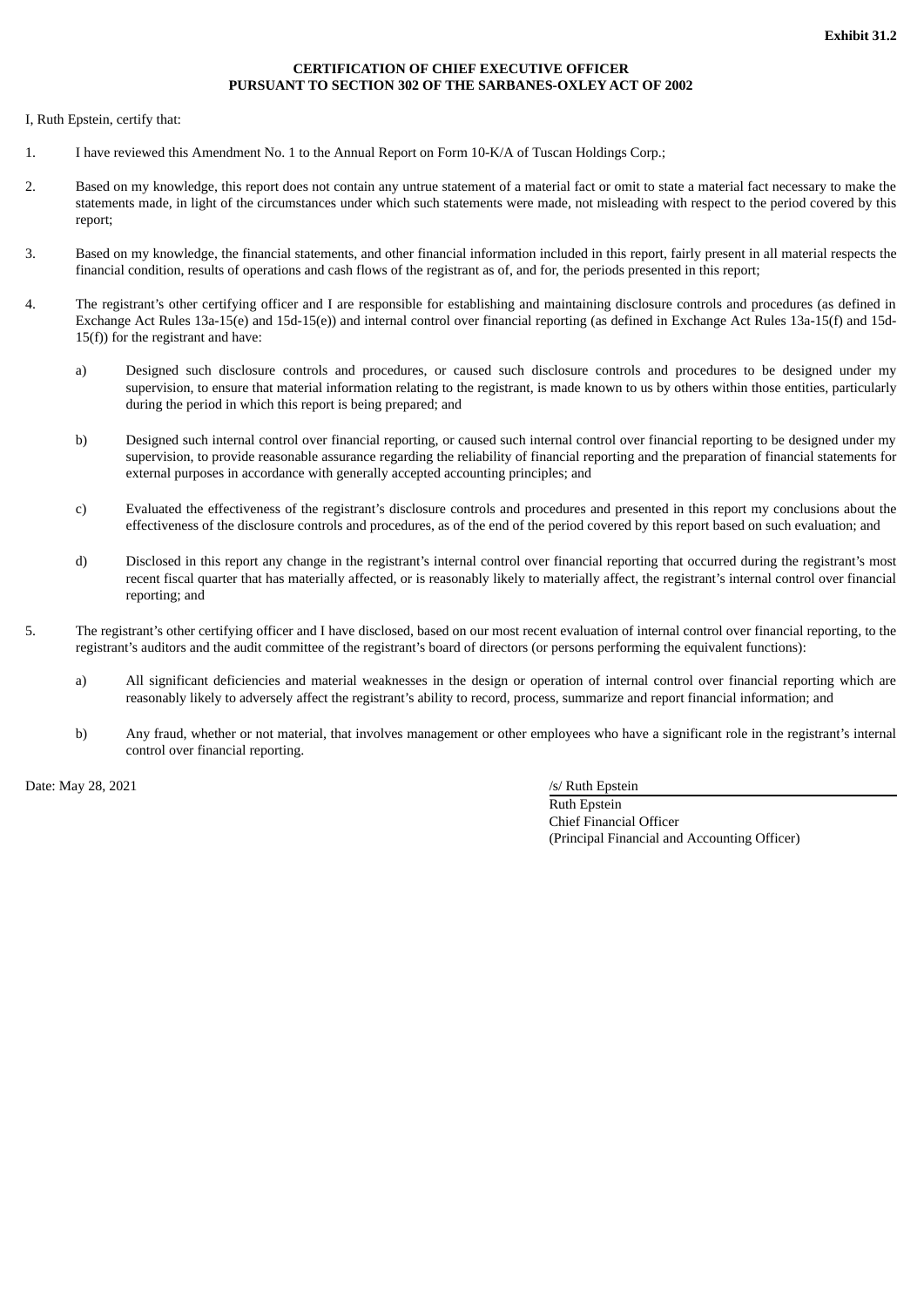**Exhibit 31.2**

**CERTIFICATION OF CHIEF EXECUTIVE OFFICER**
**PURSUANT TO SECTION 302 OF THE SARBANES-OXLEY ACT OF 2002**

I, Ruth Epstein, certify that:

1. I have reviewed this Amendment No. 1 to the Annual Report on Form 10-K/A of Tuscan Holdings Corp.;

2. Based on my knowledge, this report does not contain any untrue statement of a material fact or omit to state a material fact necessary to make the statements made, in light of the circumstances under which such statements were made, not misleading with respect to the period covered by this report;

3. Based on my knowledge, the financial statements, and other financial information included in this report, fairly present in all material respects the financial condition, results of operations and cash flows of the registrant as of, and for, the periods presented in this report;

4. The registrant's other certifying officer and I are responsible for establishing and maintaining disclosure controls and procedures (as defined in Exchange Act Rules 13a-15(e) and 15d-15(e)) and internal control over financial reporting (as defined in Exchange Act Rules 13a-15(f) and 15d-15(f)) for the registrant and have:

   a) Designed such disclosure controls and procedures, or caused such disclosure controls and procedures to be designed under my supervision, to ensure that material information relating to the registrant, is made known to us by others within those entities, particularly during the period in which this report is being prepared; and

   b) Designed such internal control over financial reporting, or caused such internal control over financial reporting to be designed under my supervision, to provide reasonable assurance regarding the reliability of financial reporting and the preparation of financial statements for external purposes in accordance with generally accepted accounting principles; and

   c) Evaluated the effectiveness of the registrant's disclosure controls and procedures and presented in this report my conclusions about the effectiveness of the disclosure controls and procedures, as of the end of the period covered by this report based on such evaluation; and

   d) Disclosed in this report any change in the registrant's internal control over financial reporting that occurred during the registrant's most recent fiscal quarter that has materially affected, or is reasonably likely to materially affect, the registrant's internal control over financial reporting; and

5. The registrant's other certifying officer and I have disclosed, based on our most recent evaluation of internal control over financial reporting, to the registrant's auditors and the audit committee of the registrant's board of directors (or persons performing the equivalent functions):

   a) All significant deficiencies and material weaknesses in the design or operation of internal control over financial reporting which are reasonably likely to adversely affect the registrant's ability to record, process, summarize and report financial information; and

   b) Any fraud, whether or not material, that involves management or other employees who have a significant role in the registrant's internal control over financial reporting.

Date: May 28, 2021

/s/ Ruth Epstein
Ruth Epstein
Chief Financial Officer
(Principal Financial and Accounting Officer)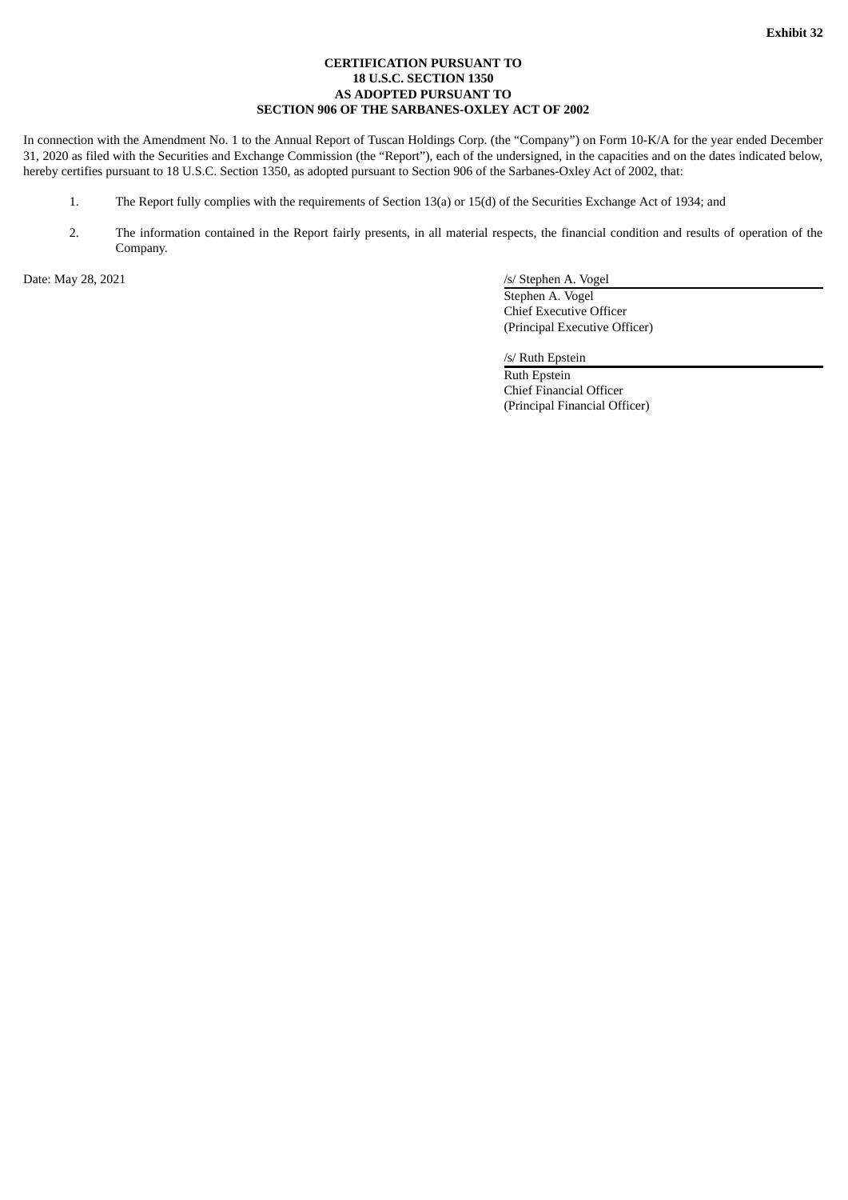**Exhibit 32**

**CERTIFICATION PURSUANT TO**
**18 U.S.C. SECTION 1350**
**AS ADOPTED PURSUANT TO**
**SECTION 906 OF THE SARBANES-OXLEY ACT OF 2002**

In connection with the Amendment No. 1 to the Annual Report of Tuscan Holdings Corp. (the "Company") on Form 10-K/A for the year ended December 31, 2020 as filed with the Securities and Exchange Commission (the "Report"), each of the undersigned, in the capacities and on the dates indicated below, hereby certifies pursuant to 18 U.S.C. Section 1350, as adopted pursuant to Section 906 of the Sarbanes-Oxley Act of 2002, that:

1. The Report fully complies with the requirements of Section 13(a) or 15(d) of the Securities Exchange Act of 1934; and

2. The information contained in the Report fairly presents, in all material respects, the financial condition and results of operation of the Company.

Date: May 28, 2021

/s/ Stephen A. Vogel
Stephen A. Vogel
Chief Executive Officer
(Principal Executive Officer)

/s/ Ruth Epstein
Ruth Epstein
Chief Financial Officer
(Principal Financial Officer)